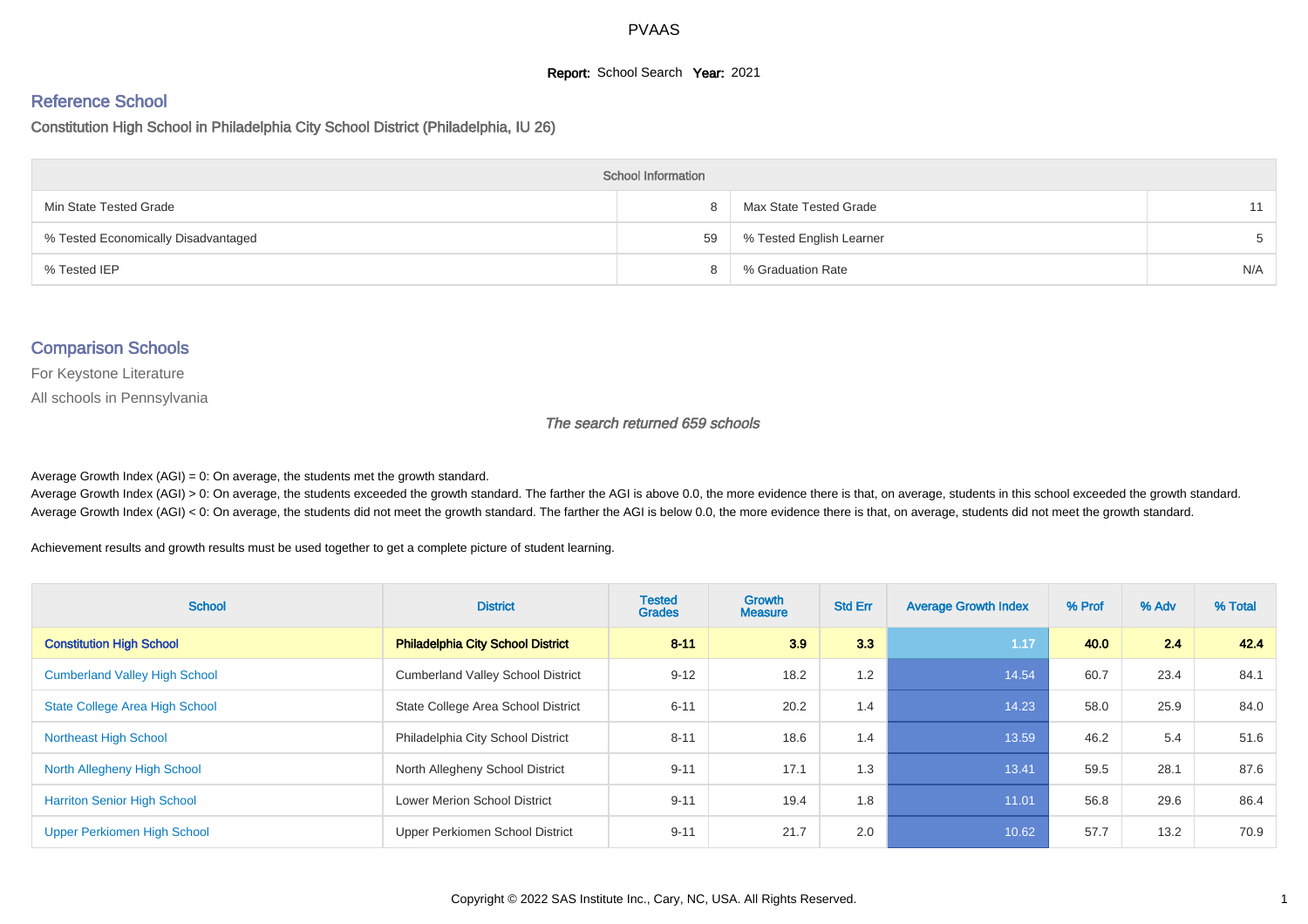# PVAAS

**Report:** School Search **Year:** 2021

## Reference School

Constitution High School in Philadelphia City School District (Philadelphia, IU 26)

| School Information | | | |
|---|---|---|---|
| Min State Tested Grade | 8 | Max State Tested Grade | 11 |
| % Tested Economically Disadvantaged | 59 | % Tested English Learner | 5 |
| % Tested IEP | 8 | % Graduation Rate | N/A |

## Comparison Schools

For Keystone Literature

All schools in Pennsylvania

*The search returned 659 schools*

Average Growth Index (AGI) = 0: On average, the students met the growth standard.

Average Growth Index (AGI) > 0: On average, the students exceeded the growth standard. The farther the AGI is above 0.0, the more evidence there is that, on average, students in this school exceeded the growth standard.

Average Growth Index (AGI) < 0: On average, the students did not meet the growth standard. The farther the AGI is below 0.0, the more evidence there is that, on average, students did not meet the growth standard.

Achievement results and growth results must be used together to get a complete picture of student learning.

| School | District | Tested Grades | Growth Measure | Std Err | Average Growth Index | % Prof | % Adv | % Total |
|---|---|---|---|---|---|---|---|---|
| **Constitution High School** | **Philadelphia City School District** | **8-11** | **3.9** | **3.3** | **1.17** | **40.0** | **2.4** | **42.4** |
| Cumberland Valley High School | Cumberland Valley School District | 9-12 | 18.2 | 1.2 | 14.54 | 60.7 | 23.4 | 84.1 |
| State College Area High School | State College Area School District | 6-11 | 20.2 | 1.4 | 14.23 | 58.0 | 25.9 | 84.0 |
| Northeast High School | Philadelphia City School District | 8-11 | 18.6 | 1.4 | 13.59 | 46.2 | 5.4 | 51.6 |
| North Allegheny High School | North Allegheny School District | 9-11 | 17.1 | 1.3 | 13.41 | 59.5 | 28.1 | 87.6 |
| Harriton Senior High School | Lower Merion School District | 9-11 | 19.4 | 1.8 | 11.01 | 56.8 | 29.6 | 86.4 |
| Upper Perkiomen High School | Upper Perkiomen School District | 9-11 | 21.7 | 2.0 | 10.62 | 57.7 | 13.2 | 70.9 |

Copyright © 2022 SAS Institute Inc., Cary, NC, USA. All Rights Reserved.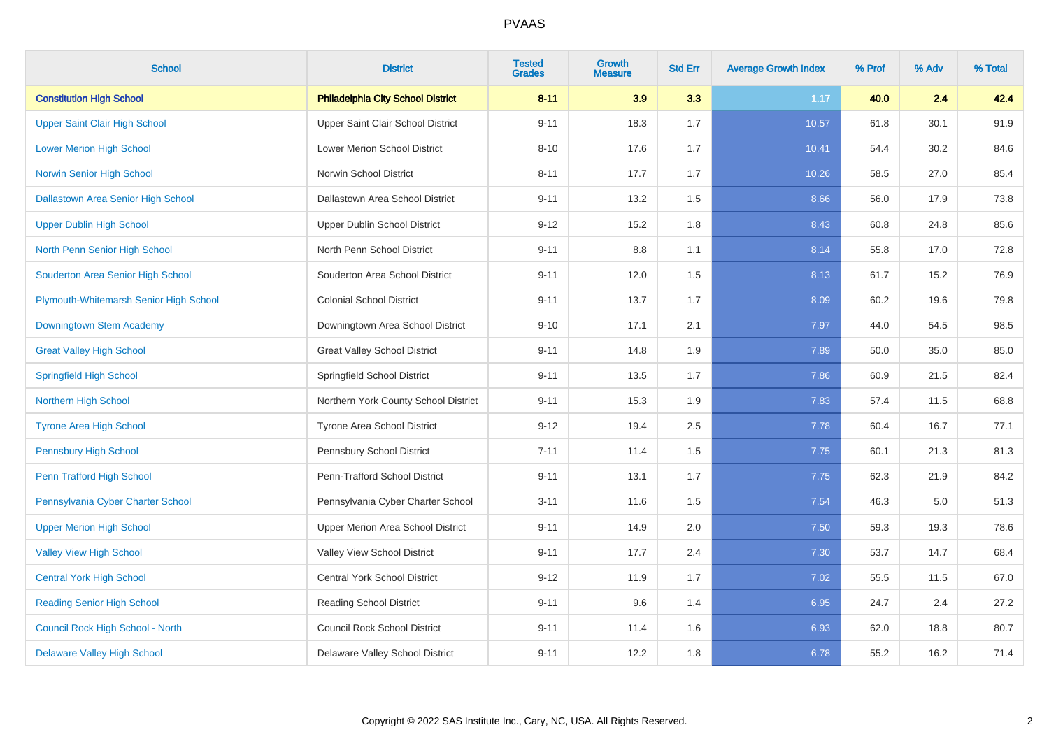# PVAAS

| School | District | Tested Grades | Growth Measure | Std Err | Average Growth Index | % Prof | % Adv | % Total |
|---|---|---|---|---|---|---|---|---|
| **Constitution High School** | **Philadelphia City School District** | **8-11** | **3.9** | **3.3** | **1.17** | **40.0** | **2.4** | **42.4** |
| Upper Saint Clair High School | Upper Saint Clair School District | 9-11 | 18.3 | 1.7 | 10.57 | 61.8 | 30.1 | 91.9 |
| Lower Merion High School | Lower Merion School District | 8-10 | 17.6 | 1.7 | 10.41 | 54.4 | 30.2 | 84.6 |
| Norwin Senior High School | Norwin School District | 8-11 | 17.7 | 1.7 | 10.26 | 58.5 | 27.0 | 85.4 |
| Dallastown Area Senior High School | Dallastown Area School District | 9-11 | 13.2 | 1.5 | 8.66 | 56.0 | 17.9 | 73.8 |
| Upper Dublin High School | Upper Dublin School District | 9-12 | 15.2 | 1.8 | 8.43 | 60.8 | 24.8 | 85.6 |
| North Penn Senior High School | North Penn School District | 9-11 | 8.8 | 1.1 | 8.14 | 55.8 | 17.0 | 72.8 |
| Souderton Area Senior High School | Souderton Area School District | 9-11 | 12.0 | 1.5 | 8.13 | 61.7 | 15.2 | 76.9 |
| Plymouth-Whitemarsh Senior High School | Colonial School District | 9-11 | 13.7 | 1.7 | 8.09 | 60.2 | 19.6 | 79.8 |
| Downingtown Stem Academy | Downingtown Area School District | 9-10 | 17.1 | 2.1 | 7.97 | 44.0 | 54.5 | 98.5 |
| Great Valley High School | Great Valley School District | 9-11 | 14.8 | 1.9 | 7.89 | 50.0 | 35.0 | 85.0 |
| Springfield High School | Springfield School District | 9-11 | 13.5 | 1.7 | 7.86 | 60.9 | 21.5 | 82.4 |
| Northern High School | Northern York County School District | 9-11 | 15.3 | 1.9 | 7.83 | 57.4 | 11.5 | 68.8 |
| Tyrone Area High School | Tyrone Area School District | 9-12 | 19.4 | 2.5 | 7.78 | 60.4 | 16.7 | 77.1 |
| Pennsbury High School | Pennsbury School District | 7-11 | 11.4 | 1.5 | 7.75 | 60.1 | 21.3 | 81.3 |
| Penn Trafford High School | Penn-Trafford School District | 9-11 | 13.1 | 1.7 | 7.75 | 62.3 | 21.9 | 84.2 |
| Pennsylvania Cyber Charter School | Pennsylvania Cyber Charter School | 3-11 | 11.6 | 1.5 | 7.54 | 46.3 | 5.0 | 51.3 |
| Upper Merion High School | Upper Merion Area School District | 9-11 | 14.9 | 2.0 | 7.50 | 59.3 | 19.3 | 78.6 |
| Valley View High School | Valley View School District | 9-11 | 17.7 | 2.4 | 7.30 | 53.7 | 14.7 | 68.4 |
| Central York High School | Central York School District | 9-12 | 11.9 | 1.7 | 7.02 | 55.5 | 11.5 | 67.0 |
| Reading Senior High School | Reading School District | 9-11 | 9.6 | 1.4 | 6.95 | 24.7 | 2.4 | 27.2 |
| Council Rock High School - North | Council Rock School District | 9-11 | 11.4 | 1.6 | 6.93 | 62.0 | 18.8 | 80.7 |
| Delaware Valley High School | Delaware Valley School District | 9-11 | 12.2 | 1.8 | 6.78 | 55.2 | 16.2 | 71.4 |

Copyright © 2022 SAS Institute Inc., Cary, NC, USA. All Rights Reserved.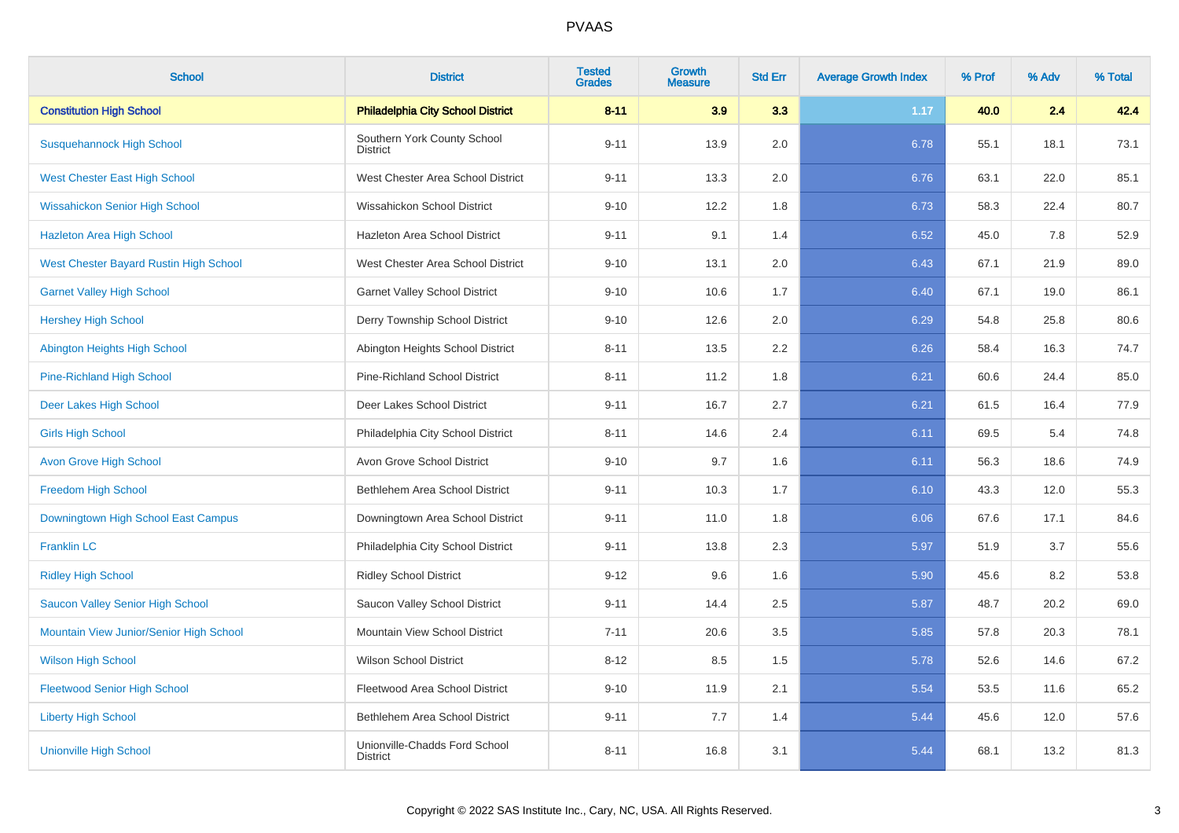| School | District | Tested Grades | Growth Measure | Std Err | Average Growth Index | % Prof | % Adv | % Total |
|---|---|---|---|---|---|---|---|---|
| **Constitution High School** | **Philadelphia City School District** | **8-11** | **3.9** | **3.3** | **1.17** | **40.0** | **2.4** | **42.4** |
| Susquehannock High School | Southern York County School District | 9-11 | 13.9 | 2.0 | 6.78 | 55.1 | 18.1 | 73.1 |
| West Chester East High School | West Chester Area School District | 9-11 | 13.3 | 2.0 | 6.76 | 63.1 | 22.0 | 85.1 |
| Wissahickon Senior High School | Wissahickon School District | 9-10 | 12.2 | 1.8 | 6.73 | 58.3 | 22.4 | 80.7 |
| Hazleton Area High School | Hazleton Area School District | 9-11 | 9.1 | 1.4 | 6.52 | 45.0 | 7.8 | 52.9 |
| West Chester Bayard Rustin High School | West Chester Area School District | 9-10 | 13.1 | 2.0 | 6.43 | 67.1 | 21.9 | 89.0 |
| Garnet Valley High School | Garnet Valley School District | 9-10 | 10.6 | 1.7 | 6.40 | 67.1 | 19.0 | 86.1 |
| Hershey High School | Derry Township School District | 9-10 | 12.6 | 2.0 | 6.29 | 54.8 | 25.8 | 80.6 |
| Abington Heights High School | Abington Heights School District | 8-11 | 13.5 | 2.2 | 6.26 | 58.4 | 16.3 | 74.7 |
| Pine-Richland High School | Pine-Richland School District | 8-11 | 11.2 | 1.8 | 6.21 | 60.6 | 24.4 | 85.0 |
| Deer Lakes High School | Deer Lakes School District | 9-11 | 16.7 | 2.7 | 6.21 | 61.5 | 16.4 | 77.9 |
| Girls High School | Philadelphia City School District | 8-11 | 14.6 | 2.4 | 6.11 | 69.5 | 5.4 | 74.8 |
| Avon Grove High School | Avon Grove School District | 9-10 | 9.7 | 1.6 | 6.11 | 56.3 | 18.6 | 74.9 |
| Freedom High School | Bethlehem Area School District | 9-11 | 10.3 | 1.7 | 6.10 | 43.3 | 12.0 | 55.3 |
| Downingtown High School East Campus | Downingtown Area School District | 9-11 | 11.0 | 1.8 | 6.06 | 67.6 | 17.1 | 84.6 |
| Franklin LC | Philadelphia City School District | 9-11 | 13.8 | 2.3 | 5.97 | 51.9 | 3.7 | 55.6 |
| Ridley High School | Ridley School District | 9-12 | 9.6 | 1.6 | 5.90 | 45.6 | 8.2 | 53.8 |
| Saucon Valley Senior High School | Saucon Valley School District | 9-11 | 14.4 | 2.5 | 5.87 | 48.7 | 20.2 | 69.0 |
| Mountain View Junior/Senior High School | Mountain View School District | 7-11 | 20.6 | 3.5 | 5.85 | 57.8 | 20.3 | 78.1 |
| Wilson High School | Wilson School District | 8-12 | 8.5 | 1.5 | 5.78 | 52.6 | 14.6 | 67.2 |
| Fleetwood Senior High School | Fleetwood Area School District | 9-10 | 11.9 | 2.1 | 5.54 | 53.5 | 11.6 | 65.2 |
| Liberty High School | Bethlehem Area School District | 9-11 | 7.7 | 1.4 | 5.44 | 45.6 | 12.0 | 57.6 |
| Unionville High School | Unionville-Chadds Ford School District | 8-11 | 16.8 | 3.1 | 5.44 | 68.1 | 13.2 | 81.3 |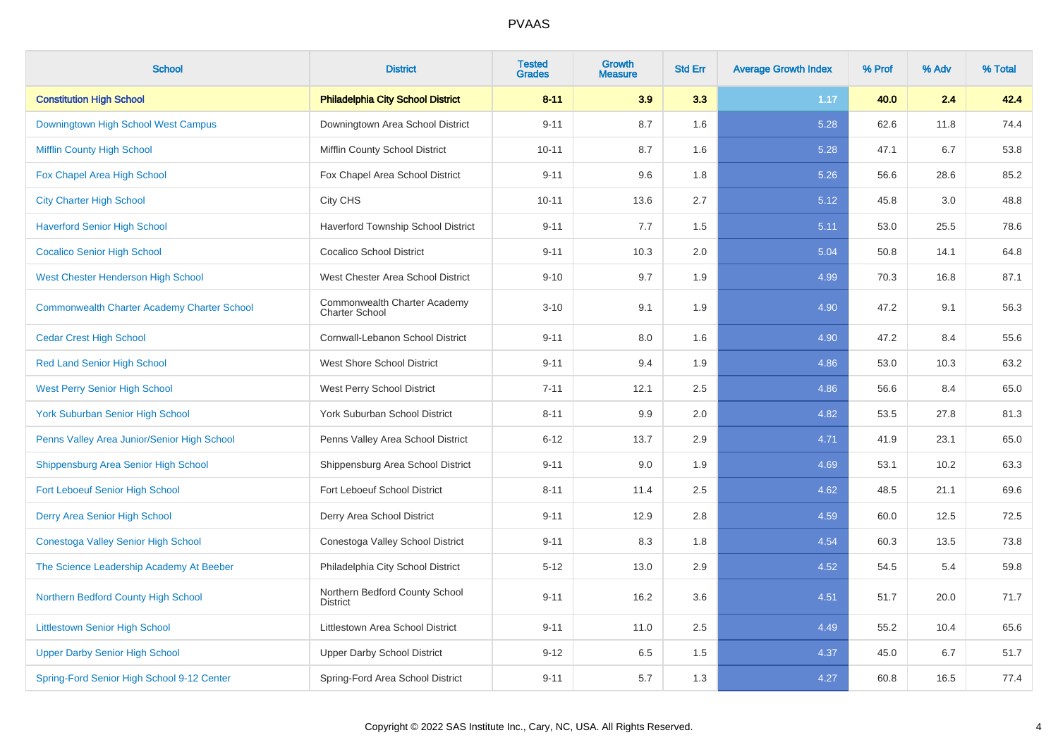# PVAAS

| School | District | Tested Grades | Growth Measure | Std Err | Average Growth Index | % Prof | % Adv | % Total |
|---|---|---|---|---|---|---|---|---|
| **Constitution High School** | **Philadelphia City School District** | **8-11** | **3.9** | **3.3** | **1.17** | **40.0** | **2.4** | **42.4** |
| Downingtown High School West Campus | Downingtown Area School District | 9-11 | 8.7 | 1.6 | 5.28 | 62.6 | 11.8 | 74.4 |
| Mifflin County High School | Mifflin County School District | 10-11 | 8.7 | 1.6 | 5.28 | 47.1 | 6.7 | 53.8 |
| Fox Chapel Area High School | Fox Chapel Area School District | 9-11 | 9.6 | 1.8 | 5.26 | 56.6 | 28.6 | 85.2 |
| City Charter High School | City CHS | 10-11 | 13.6 | 2.7 | 5.12 | 45.8 | 3.0 | 48.8 |
| Haverford Senior High School | Haverford Township School District | 9-11 | 7.7 | 1.5 | 5.11 | 53.0 | 25.5 | 78.6 |
| Cocalico Senior High School | Cocalico School District | 9-11 | 10.3 | 2.0 | 5.04 | 50.8 | 14.1 | 64.8 |
| West Chester Henderson High School | West Chester Area School District | 9-10 | 9.7 | 1.9 | 4.99 | 70.3 | 16.8 | 87.1 |
| Commonwealth Charter Academy Charter School | Commonwealth Charter Academy Charter School | 3-10 | 9.1 | 1.9 | 4.90 | 47.2 | 9.1 | 56.3 |
| Cedar Crest High School | Cornwall-Lebanon School District | 9-11 | 8.0 | 1.6 | 4.90 | 47.2 | 8.4 | 55.6 |
| Red Land Senior High School | West Shore School District | 9-11 | 9.4 | 1.9 | 4.86 | 53.0 | 10.3 | 63.2 |
| West Perry Senior High School | West Perry School District | 7-11 | 12.1 | 2.5 | 4.86 | 56.6 | 8.4 | 65.0 |
| York Suburban Senior High School | York Suburban School District | 8-11 | 9.9 | 2.0 | 4.82 | 53.5 | 27.8 | 81.3 |
| Penns Valley Area Junior/Senior High School | Penns Valley Area School District | 6-12 | 13.7 | 2.9 | 4.71 | 41.9 | 23.1 | 65.0 |
| Shippensburg Area Senior High School | Shippensburg Area School District | 9-11 | 9.0 | 1.9 | 4.69 | 53.1 | 10.2 | 63.3 |
| Fort Leboeuf Senior High School | Fort Leboeuf School District | 8-11 | 11.4 | 2.5 | 4.62 | 48.5 | 21.1 | 69.6 |
| Derry Area Senior High School | Derry Area School District | 9-11 | 12.9 | 2.8 | 4.59 | 60.0 | 12.5 | 72.5 |
| Conestoga Valley Senior High School | Conestoga Valley School District | 9-11 | 8.3 | 1.8 | 4.54 | 60.3 | 13.5 | 73.8 |
| The Science Leadership Academy At Beeber | Philadelphia City School District | 5-12 | 13.0 | 2.9 | 4.52 | 54.5 | 5.4 | 59.8 |
| Northern Bedford County High School | Northern Bedford County School District | 9-11 | 16.2 | 3.6 | 4.51 | 51.7 | 20.0 | 71.7 |
| Littlestown Senior High School | Littlestown Area School District | 9-11 | 11.0 | 2.5 | 4.49 | 55.2 | 10.4 | 65.6 |
| Upper Darby Senior High School | Upper Darby School District | 9-12 | 6.5 | 1.5 | 4.37 | 45.0 | 6.7 | 51.7 |
| Spring-Ford Senior High School 9-12 Center | Spring-Ford Area School District | 9-11 | 5.7 | 1.3 | 4.27 | 60.8 | 16.5 | 77.4 |

Copyright © 2022 SAS Institute Inc., Cary, NC, USA. All Rights Reserved.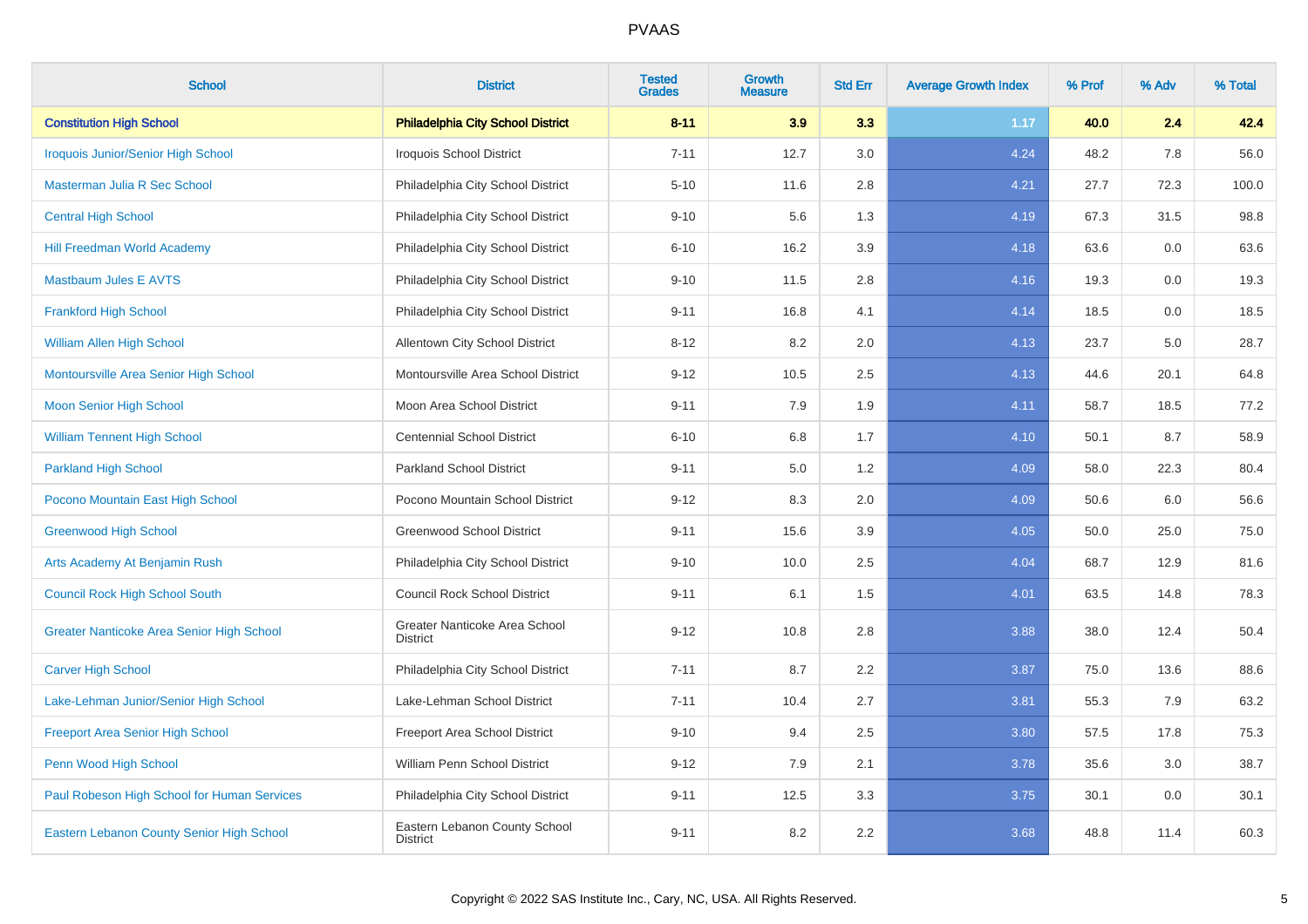# PVAAS

| School | District | Tested Grades | Growth Measure | Std Err | Average Growth Index | % Prof | % Adv | % Total |
|---|---|---|---|---|---|---|---|---|
| **Constitution High School** | **Philadelphia City School District** | **8-11** | **3.9** | **3.3** | **1.17** | **40.0** | **2.4** | **42.4** |
| Iroquois Junior/Senior High School | Iroquois School District | 7-11 | 12.7 | 3.0 | 4.24 | 48.2 | 7.8 | 56.0 |
| Masterman Julia R Sec School | Philadelphia City School District | 5-10 | 11.6 | 2.8 | 4.21 | 27.7 | 72.3 | 100.0 |
| Central High School | Philadelphia City School District | 9-10 | 5.6 | 1.3 | 4.19 | 67.3 | 31.5 | 98.8 |
| Hill Freedman World Academy | Philadelphia City School District | 6-10 | 16.2 | 3.9 | 4.18 | 63.6 | 0.0 | 63.6 |
| Mastbaum Jules E AVTS | Philadelphia City School District | 9-10 | 11.5 | 2.8 | 4.16 | 19.3 | 0.0 | 19.3 |
| Frankford High School | Philadelphia City School District | 9-11 | 16.8 | 4.1 | 4.14 | 18.5 | 0.0 | 18.5 |
| William Allen High School | Allentown City School District | 8-12 | 8.2 | 2.0 | 4.13 | 23.7 | 5.0 | 28.7 |
| Montoursville Area Senior High School | Montoursville Area School District | 9-12 | 10.5 | 2.5 | 4.13 | 44.6 | 20.1 | 64.8 |
| Moon Senior High School | Moon Area School District | 9-11 | 7.9 | 1.9 | 4.11 | 58.7 | 18.5 | 77.2 |
| William Tennent High School | Centennial School District | 6-10 | 6.8 | 1.7 | 4.10 | 50.1 | 8.7 | 58.9 |
| Parkland High School | Parkland School District | 9-11 | 5.0 | 1.2 | 4.09 | 58.0 | 22.3 | 80.4 |
| Pocono Mountain East High School | Pocono Mountain School District | 9-12 | 8.3 | 2.0 | 4.09 | 50.6 | 6.0 | 56.6 |
| Greenwood High School | Greenwood School District | 9-11 | 15.6 | 3.9 | 4.05 | 50.0 | 25.0 | 75.0 |
| Arts Academy At Benjamin Rush | Philadelphia City School District | 9-10 | 10.0 | 2.5 | 4.04 | 68.7 | 12.9 | 81.6 |
| Council Rock High School South | Council Rock School District | 9-11 | 6.1 | 1.5 | 4.01 | 63.5 | 14.8 | 78.3 |
| Greater Nanticoke Area Senior High School | Greater Nanticoke Area School District | 9-12 | 10.8 | 2.8 | 3.88 | 38.0 | 12.4 | 50.4 |
| Carver High School | Philadelphia City School District | 7-11 | 8.7 | 2.2 | 3.87 | 75.0 | 13.6 | 88.6 |
| Lake-Lehman Junior/Senior High School | Lake-Lehman School District | 7-11 | 10.4 | 2.7 | 3.81 | 55.3 | 7.9 | 63.2 |
| Freeport Area Senior High School | Freeport Area School District | 9-10 | 9.4 | 2.5 | 3.80 | 57.5 | 17.8 | 75.3 |
| Penn Wood High School | William Penn School District | 9-12 | 7.9 | 2.1 | 3.78 | 35.6 | 3.0 | 38.7 |
| Paul Robeson High School for Human Services | Philadelphia City School District | 9-11 | 12.5 | 3.3 | 3.75 | 30.1 | 0.0 | 30.1 |
| Eastern Lebanon County Senior High School | Eastern Lebanon County School District | 9-11 | 8.2 | 2.2 | 3.68 | 48.8 | 11.4 | 60.3 |

Copyright © 2022 SAS Institute Inc., Cary, NC, USA. All Rights Reserved.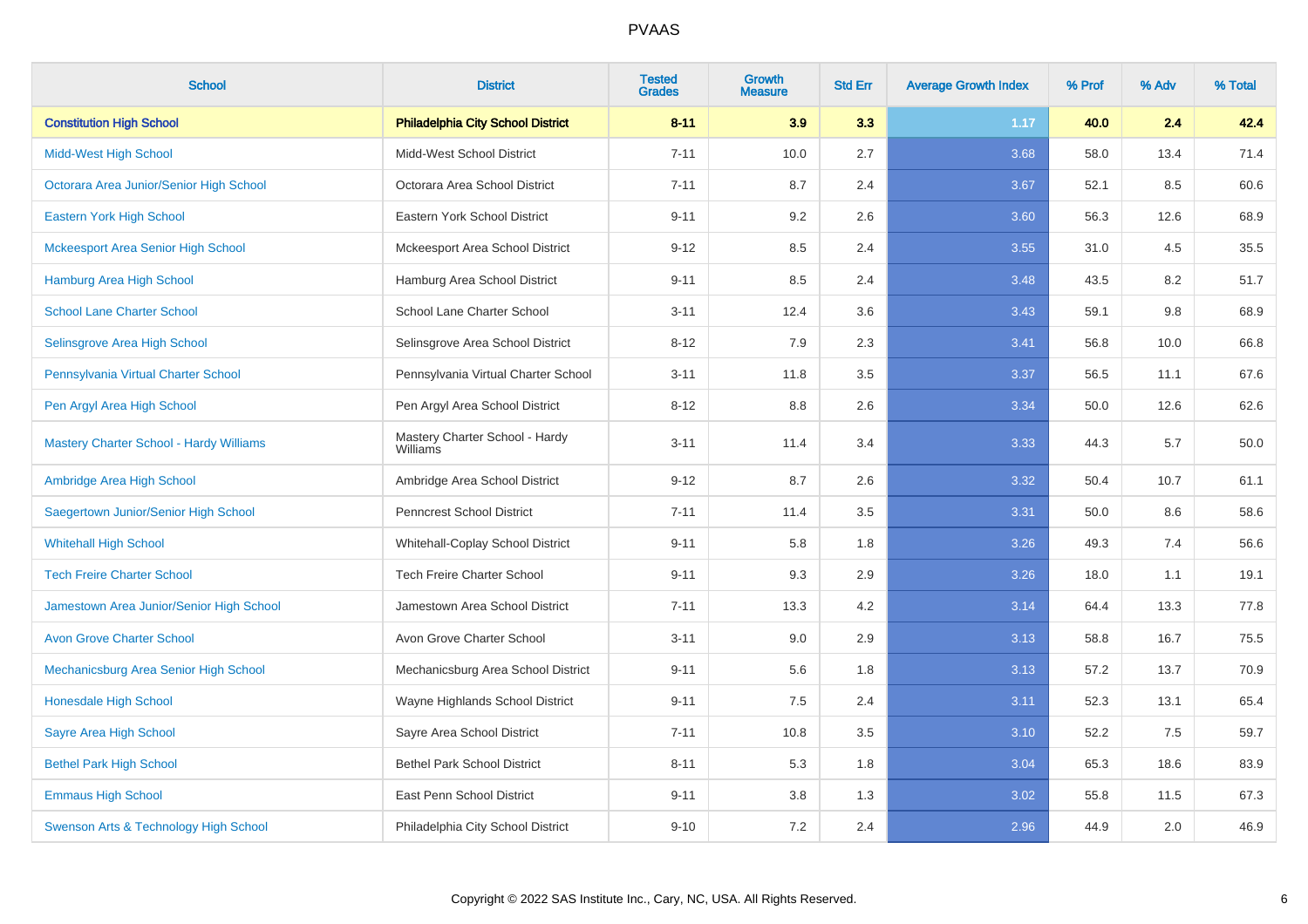# PVAAS

| School | District | Tested Grades | Growth Measure | Std Err | Average Growth Index | % Prof | % Adv | % Total |
|---|---|---|---|---|---|---|---|---|
| **Constitution High School** | **Philadelphia City School District** | **8-11** | **3.9** | **3.3** | **1.17** | **40.0** | **2.4** | **42.4** |
| Midd-West High School | Midd-West School District | 7-11 | 10.0 | 2.7 | 3.68 | 58.0 | 13.4 | 71.4 |
| Octorara Area Junior/Senior High School | Octorara Area School District | 7-11 | 8.7 | 2.4 | 3.67 | 52.1 | 8.5 | 60.6 |
| Eastern York High School | Eastern York School District | 9-11 | 9.2 | 2.6 | 3.60 | 56.3 | 12.6 | 68.9 |
| Mckeesport Area Senior High School | Mckeesport Area School District | 9-12 | 8.5 | 2.4 | 3.55 | 31.0 | 4.5 | 35.5 |
| Hamburg Area High School | Hamburg Area School District | 9-11 | 8.5 | 2.4 | 3.48 | 43.5 | 8.2 | 51.7 |
| School Lane Charter School | School Lane Charter School | 3-11 | 12.4 | 3.6 | 3.43 | 59.1 | 9.8 | 68.9 |
| Selinsgrove Area High School | Selinsgrove Area School District | 8-12 | 7.9 | 2.3 | 3.41 | 56.8 | 10.0 | 66.8 |
| Pennsylvania Virtual Charter School | Pennsylvania Virtual Charter School | 3-11 | 11.8 | 3.5 | 3.37 | 56.5 | 11.1 | 67.6 |
| Pen Argyl Area High School | Pen Argyl Area School District | 8-12 | 8.8 | 2.6 | 3.34 | 50.0 | 12.6 | 62.6 |
| Mastery Charter School - Hardy Williams | Mastery Charter School - Hardy Williams | 3-11 | 11.4 | 3.4 | 3.33 | 44.3 | 5.7 | 50.0 |
| Ambridge Area High School | Ambridge Area School District | 9-12 | 8.7 | 2.6 | 3.32 | 50.4 | 10.7 | 61.1 |
| Saegertown Junior/Senior High School | Penncrest School District | 7-11 | 11.4 | 3.5 | 3.31 | 50.0 | 8.6 | 58.6 |
| Whitehall High School | Whitehall-Coplay School District | 9-11 | 5.8 | 1.8 | 3.26 | 49.3 | 7.4 | 56.6 |
| Tech Freire Charter School | Tech Freire Charter School | 9-11 | 9.3 | 2.9 | 3.26 | 18.0 | 1.1 | 19.1 |
| Jamestown Area Junior/Senior High School | Jamestown Area School District | 7-11 | 13.3 | 4.2 | 3.14 | 64.4 | 13.3 | 77.8 |
| Avon Grove Charter School | Avon Grove Charter School | 3-11 | 9.0 | 2.9 | 3.13 | 58.8 | 16.7 | 75.5 |
| Mechanicsburg Area Senior High School | Mechanicsburg Area School District | 9-11 | 5.6 | 1.8 | 3.13 | 57.2 | 13.7 | 70.9 |
| Honesdale High School | Wayne Highlands School District | 9-11 | 7.5 | 2.4 | 3.11 | 52.3 | 13.1 | 65.4 |
| Sayre Area High School | Sayre Area School District | 7-11 | 10.8 | 3.5 | 3.10 | 52.2 | 7.5 | 59.7 |
| Bethel Park High School | Bethel Park School District | 8-11 | 5.3 | 1.8 | 3.04 | 65.3 | 18.6 | 83.9 |
| Emmaus High School | East Penn School District | 9-11 | 3.8 | 1.3 | 3.02 | 55.8 | 11.5 | 67.3 |
| Swenson Arts & Technology High School | Philadelphia City School District | 9-10 | 7.2 | 2.4 | 2.96 | 44.9 | 2.0 | 46.9 |

Copyright © 2022 SAS Institute Inc., Cary, NC, USA. All Rights Reserved.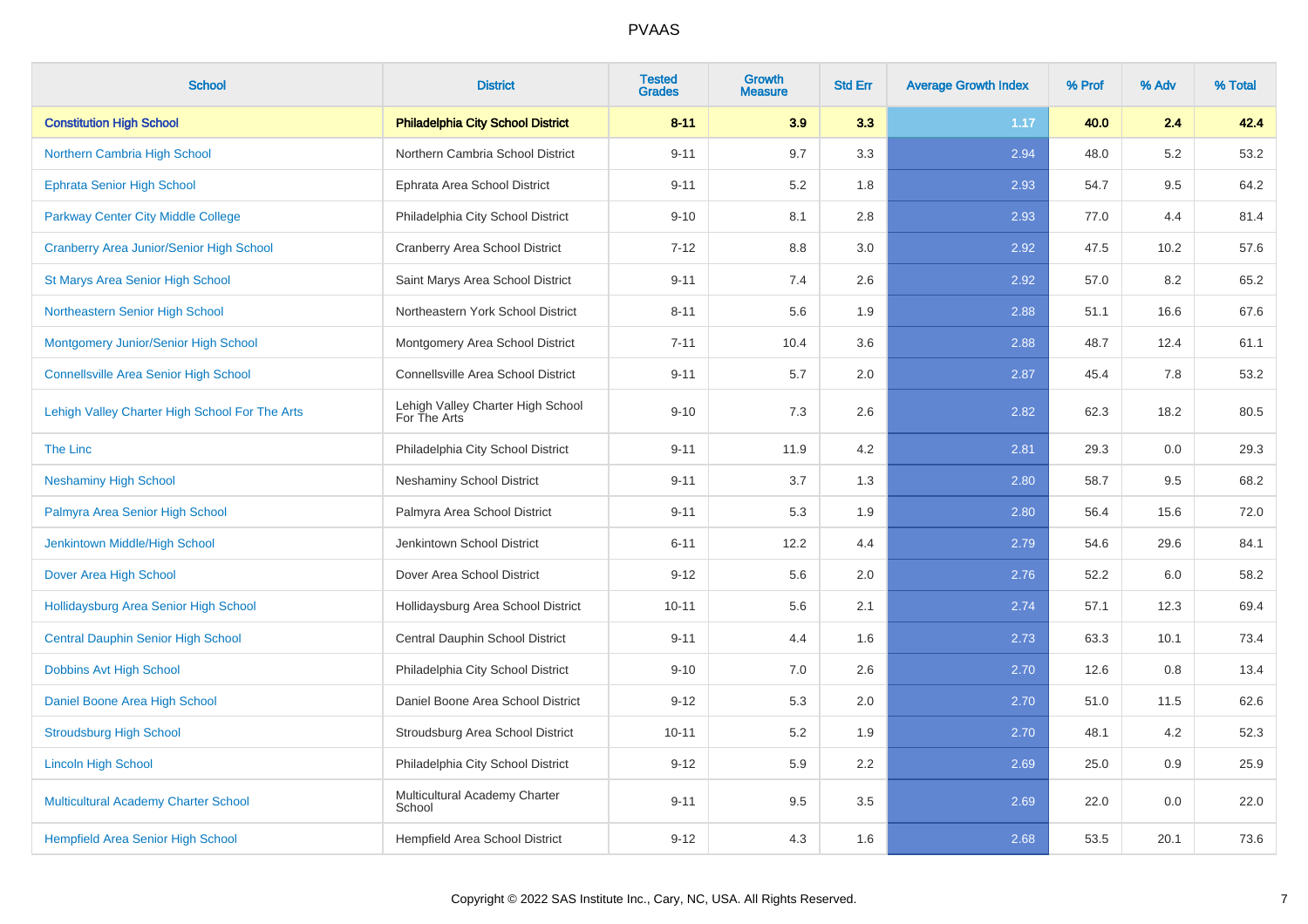| School | District | Tested Grades | Growth Measure | Std Err | Average Growth Index | % Prof | % Adv | % Total |
|---|---|---|---|---|---|---|---|---|
| **Constitution High School** | **Philadelphia City School District** | **8-11** | **3.9** | **3.3** | **1.17** | **40.0** | **2.4** | **42.4** |
| Northern Cambria High School | Northern Cambria School District | 9-11 | 9.7 | 3.3 | 2.94 | 48.0 | 5.2 | 53.2 |
| Ephrata Senior High School | Ephrata Area School District | 9-11 | 5.2 | 1.8 | 2.93 | 54.7 | 9.5 | 64.2 |
| Parkway Center City Middle College | Philadelphia City School District | 9-10 | 8.1 | 2.8 | 2.93 | 77.0 | 4.4 | 81.4 |
| Cranberry Area Junior/Senior High School | Cranberry Area School District | 7-12 | 8.8 | 3.0 | 2.92 | 47.5 | 10.2 | 57.6 |
| St Marys Area Senior High School | Saint Marys Area School District | 9-11 | 7.4 | 2.6 | 2.92 | 57.0 | 8.2 | 65.2 |
| Northeastern Senior High School | Northeastern York School District | 8-11 | 5.6 | 1.9 | 2.88 | 51.1 | 16.6 | 67.6 |
| Montgomery Junior/Senior High School | Montgomery Area School District | 7-11 | 10.4 | 3.6 | 2.88 | 48.7 | 12.4 | 61.1 |
| Connellsville Area Senior High School | Connellsville Area School District | 9-11 | 5.7 | 2.0 | 2.87 | 45.4 | 7.8 | 53.2 |
| Lehigh Valley Charter High School For The Arts | Lehigh Valley Charter High School For The Arts | 9-10 | 7.3 | 2.6 | 2.82 | 62.3 | 18.2 | 80.5 |
| The Linc | Philadelphia City School District | 9-11 | 11.9 | 4.2 | 2.81 | 29.3 | 0.0 | 29.3 |
| Neshaminy High School | Neshaminy School District | 9-11 | 3.7 | 1.3 | 2.80 | 58.7 | 9.5 | 68.2 |
| Palmyra Area Senior High School | Palmyra Area School District | 9-11 | 5.3 | 1.9 | 2.80 | 56.4 | 15.6 | 72.0 |
| Jenkintown Middle/High School | Jenkintown School District | 6-11 | 12.2 | 4.4 | 2.79 | 54.6 | 29.6 | 84.1 |
| Dover Area High School | Dover Area School District | 9-12 | 5.6 | 2.0 | 2.76 | 52.2 | 6.0 | 58.2 |
| Hollidaysburg Area Senior High School | Hollidaysburg Area School District | 10-11 | 5.6 | 2.1 | 2.74 | 57.1 | 12.3 | 69.4 |
| Central Dauphin Senior High School | Central Dauphin School District | 9-11 | 4.4 | 1.6 | 2.73 | 63.3 | 10.1 | 73.4 |
| Dobbins Avt High School | Philadelphia City School District | 9-10 | 7.0 | 2.6 | 2.70 | 12.6 | 0.8 | 13.4 |
| Daniel Boone Area High School | Daniel Boone Area School District | 9-12 | 5.3 | 2.0 | 2.70 | 51.0 | 11.5 | 62.6 |
| Stroudsburg High School | Stroudsburg Area School District | 10-11 | 5.2 | 1.9 | 2.70 | 48.1 | 4.2 | 52.3 |
| Lincoln High School | Philadelphia City School District | 9-12 | 5.9 | 2.2 | 2.69 | 25.0 | 0.9 | 25.9 |
| Multicultural Academy Charter School | Multicultural Academy Charter School | 9-11 | 9.5 | 3.5 | 2.69 | 22.0 | 0.0 | 22.0 |
| Hempfield Area Senior High School | Hempfield Area School District | 9-12 | 4.3 | 1.6 | 2.68 | 53.5 | 20.1 | 73.6 |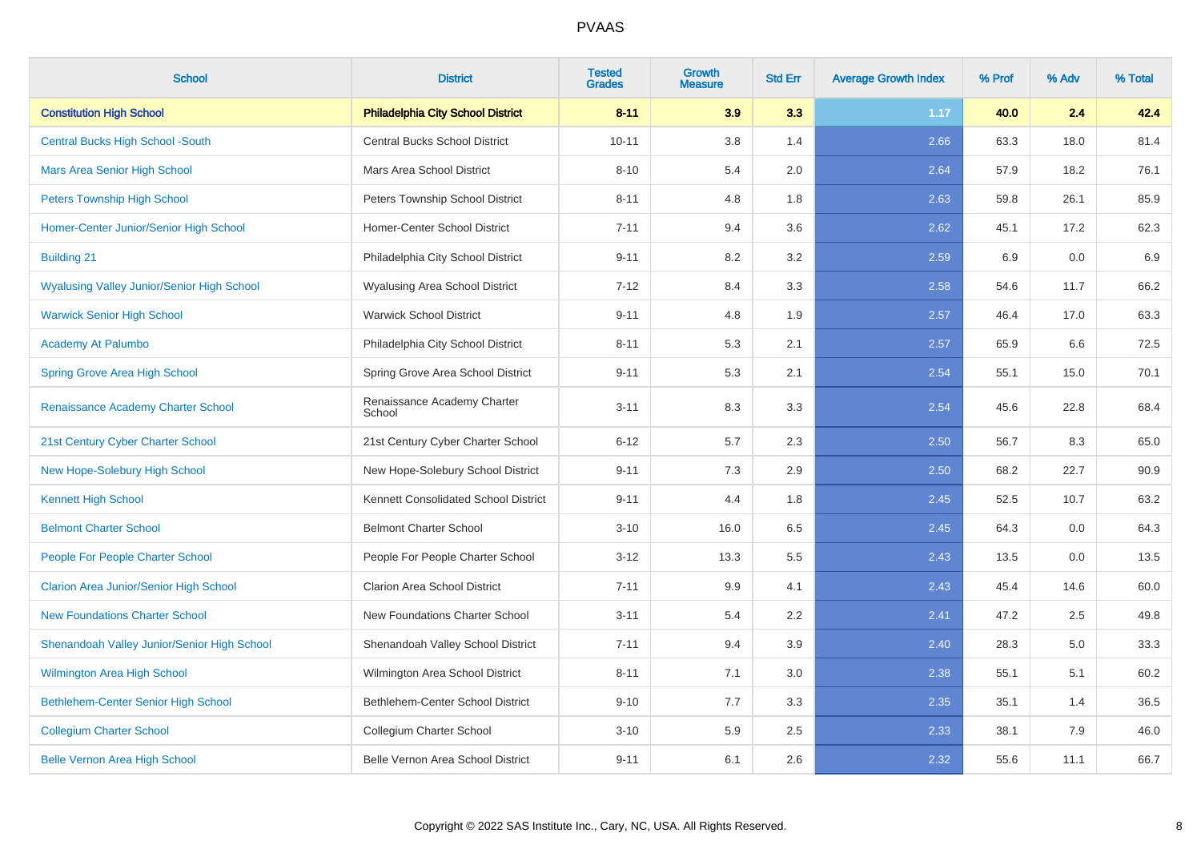| School | District | Tested Grades | Growth Measure | Std Err | Average Growth Index | % Prof | % Adv | % Total |
|---|---|---|---|---|---|---|---|---|
| **Constitution High School** | **Philadelphia City School District** | **8-11** | **3.9** | **3.3** | **1.17** | **40.0** | **2.4** | **42.4** |
| Central Bucks High School -South | Central Bucks School District | 10-11 | 3.8 | 1.4 | 2.66 | 63.3 | 18.0 | 81.4 |
| Mars Area Senior High School | Mars Area School District | 8-10 | 5.4 | 2.0 | 2.64 | 57.9 | 18.2 | 76.1 |
| Peters Township High School | Peters Township School District | 8-11 | 4.8 | 1.8 | 2.63 | 59.8 | 26.1 | 85.9 |
| Homer-Center Junior/Senior High School | Homer-Center School District | 7-11 | 9.4 | 3.6 | 2.62 | 45.1 | 17.2 | 62.3 |
| Building 21 | Philadelphia City School District | 9-11 | 8.2 | 3.2 | 2.59 | 6.9 | 0.0 | 6.9 |
| Wyalusing Valley Junior/Senior High School | Wyalusing Area School District | 7-12 | 8.4 | 3.3 | 2.58 | 54.6 | 11.7 | 66.2 |
| Warwick Senior High School | Warwick School District | 9-11 | 4.8 | 1.9 | 2.57 | 46.4 | 17.0 | 63.3 |
| Academy At Palumbo | Philadelphia City School District | 8-11 | 5.3 | 2.1 | 2.57 | 65.9 | 6.6 | 72.5 |
| Spring Grove Area High School | Spring Grove Area School District | 9-11 | 5.3 | 2.1 | 2.54 | 55.1 | 15.0 | 70.1 |
| Renaissance Academy Charter School | Renaissance Academy Charter School | 3-11 | 8.3 | 3.3 | 2.54 | 45.6 | 22.8 | 68.4 |
| 21st Century Cyber Charter School | 21st Century Cyber Charter School | 6-12 | 5.7 | 2.3 | 2.50 | 56.7 | 8.3 | 65.0 |
| New Hope-Solebury High School | New Hope-Solebury School District | 9-11 | 7.3 | 2.9 | 2.50 | 68.2 | 22.7 | 90.9 |
| Kennett High School | Kennett Consolidated School District | 9-11 | 4.4 | 1.8 | 2.45 | 52.5 | 10.7 | 63.2 |
| Belmont Charter School | Belmont Charter School | 3-10 | 16.0 | 6.5 | 2.45 | 64.3 | 0.0 | 64.3 |
| People For People Charter School | People For People Charter School | 3-12 | 13.3 | 5.5 | 2.43 | 13.5 | 0.0 | 13.5 |
| Clarion Area Junior/Senior High School | Clarion Area School District | 7-11 | 9.9 | 4.1 | 2.43 | 45.4 | 14.6 | 60.0 |
| New Foundations Charter School | New Foundations Charter School | 3-11 | 5.4 | 2.2 | 2.41 | 47.2 | 2.5 | 49.8 |
| Shenandoah Valley Junior/Senior High School | Shenandoah Valley School District | 7-11 | 9.4 | 3.9 | 2.40 | 28.3 | 5.0 | 33.3 |
| Wilmington Area High School | Wilmington Area School District | 8-11 | 7.1 | 3.0 | 2.38 | 55.1 | 5.1 | 60.2 |
| Bethlehem-Center Senior High School | Bethlehem-Center School District | 9-10 | 7.7 | 3.3 | 2.35 | 35.1 | 1.4 | 36.5 |
| Collegium Charter School | Collegium Charter School | 3-10 | 5.9 | 2.5 | 2.33 | 38.1 | 7.9 | 46.0 |
| Belle Vernon Area High School | Belle Vernon Area School District | 9-11 | 6.1 | 2.6 | 2.32 | 55.6 | 11.1 | 66.7 |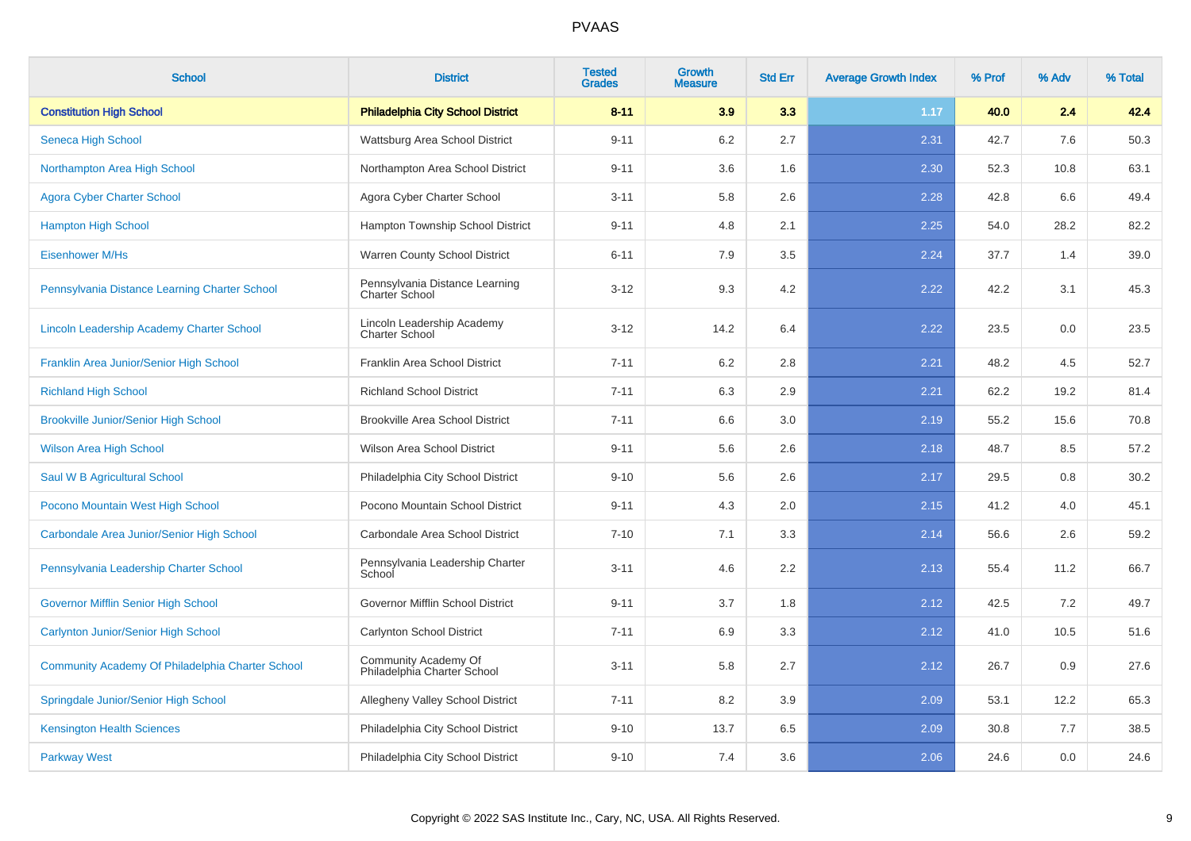# PVAAS

| School | District | Tested Grades | Growth Measure | Std Err | Average Growth Index | % Prof | % Adv | % Total |
|---|---|---|---|---|---|---|---|---|
| **Constitution High School** | **Philadelphia City School District** | **8-11** | **3.9** | **3.3** | **1.17** | **40.0** | **2.4** | **42.4** |
| Seneca High School | Wattsburg Area School District | 9-11 | 6.2 | 2.7 | 2.31 | 42.7 | 7.6 | 50.3 |
| Northampton Area High School | Northampton Area School District | 9-11 | 3.6 | 1.6 | 2.30 | 52.3 | 10.8 | 63.1 |
| Agora Cyber Charter School | Agora Cyber Charter School | 3-11 | 5.8 | 2.6 | 2.28 | 42.8 | 6.6 | 49.4 |
| Hampton High School | Hampton Township School District | 9-11 | 4.8 | 2.1 | 2.25 | 54.0 | 28.2 | 82.2 |
| Eisenhower M/Hs | Warren County School District | 6-11 | 7.9 | 3.5 | 2.24 | 37.7 | 1.4 | 39.0 |
| Pennsylvania Distance Learning Charter School | Pennsylvania Distance Learning Charter School | 3-12 | 9.3 | 4.2 | 2.22 | 42.2 | 3.1 | 45.3 |
| Lincoln Leadership Academy Charter School | Lincoln Leadership Academy Charter School | 3-12 | 14.2 | 6.4 | 2.22 | 23.5 | 0.0 | 23.5 |
| Franklin Area Junior/Senior High School | Franklin Area School District | 7-11 | 6.2 | 2.8 | 2.21 | 48.2 | 4.5 | 52.7 |
| Richland High School | Richland School District | 7-11 | 6.3 | 2.9 | 2.21 | 62.2 | 19.2 | 81.4 |
| Brookville Junior/Senior High School | Brookville Area School District | 7-11 | 6.6 | 3.0 | 2.19 | 55.2 | 15.6 | 70.8 |
| Wilson Area High School | Wilson Area School District | 9-11 | 5.6 | 2.6 | 2.18 | 48.7 | 8.5 | 57.2 |
| Saul W B Agricultural School | Philadelphia City School District | 9-10 | 5.6 | 2.6 | 2.17 | 29.5 | 0.8 | 30.2 |
| Pocono Mountain West High School | Pocono Mountain School District | 9-11 | 4.3 | 2.0 | 2.15 | 41.2 | 4.0 | 45.1 |
| Carbondale Area Junior/Senior High School | Carbondale Area School District | 7-10 | 7.1 | 3.3 | 2.14 | 56.6 | 2.6 | 59.2 |
| Pennsylvania Leadership Charter School | Pennsylvania Leadership Charter School | 3-11 | 4.6 | 2.2 | 2.13 | 55.4 | 11.2 | 66.7 |
| Governor Mifflin Senior High School | Governor Mifflin School District | 9-11 | 3.7 | 1.8 | 2.12 | 42.5 | 7.2 | 49.7 |
| Carlynton Junior/Senior High School | Carlynton School District | 7-11 | 6.9 | 3.3 | 2.12 | 41.0 | 10.5 | 51.6 |
| Community Academy Of Philadelphia Charter School | Community Academy Of Philadelphia Charter School | 3-11 | 5.8 | 2.7 | 2.12 | 26.7 | 0.9 | 27.6 |
| Springdale Junior/Senior High School | Allegheny Valley School District | 7-11 | 8.2 | 3.9 | 2.09 | 53.1 | 12.2 | 65.3 |
| Kensington Health Sciences | Philadelphia City School District | 9-10 | 13.7 | 6.5 | 2.09 | 30.8 | 7.7 | 38.5 |
| Parkway West | Philadelphia City School District | 9-10 | 7.4 | 3.6 | 2.06 | 24.6 | 0.0 | 24.6 |

Copyright © 2022 SAS Institute Inc., Cary, NC, USA. All Rights Reserved.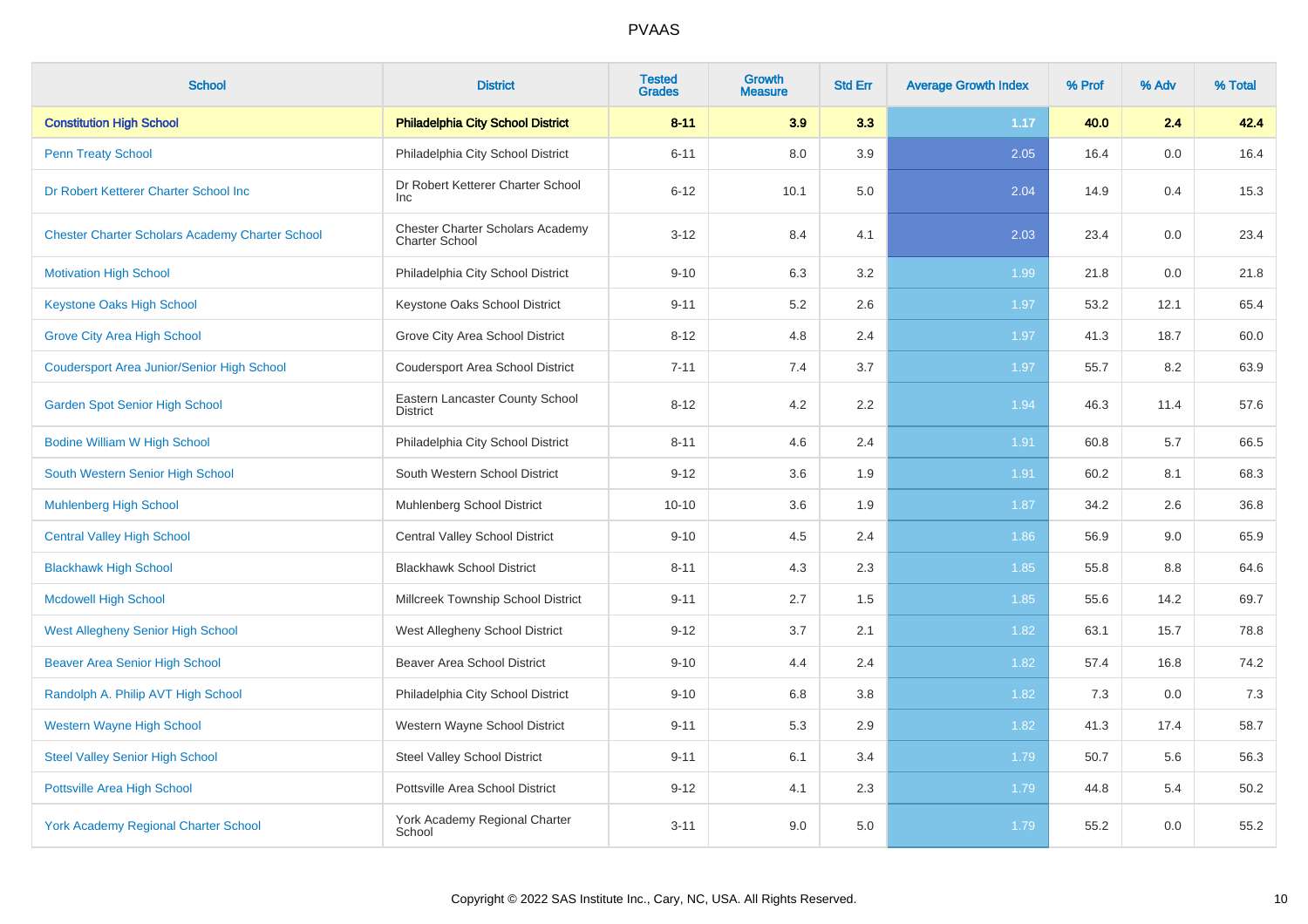# PVAAS

| School | District | Tested Grades | Growth Measure | Std Err | Average Growth Index | % Prof | % Adv | % Total |
|---|---|---|---|---|---|---|---|---|
| **Constitution High School** | **Philadelphia City School District** | **8-11** | **3.9** | **3.3** | **1.17** | **40.0** | **2.4** | **42.4** |
| Penn Treaty School | Philadelphia City School District | 6-11 | 8.0 | 3.9 | 2.05 | 16.4 | 0.0 | 16.4 |
| Dr Robert Ketterer Charter School Inc | Dr Robert Ketterer Charter School Inc | 6-12 | 10.1 | 5.0 | 2.04 | 14.9 | 0.4 | 15.3 |
| Chester Charter Scholars Academy Charter School | Chester Charter Scholars Academy Charter School | 3-12 | 8.4 | 4.1 | 2.03 | 23.4 | 0.0 | 23.4 |
| Motivation High School | Philadelphia City School District | 9-10 | 6.3 | 3.2 | 1.99 | 21.8 | 0.0 | 21.8 |
| Keystone Oaks High School | Keystone Oaks School District | 9-11 | 5.2 | 2.6 | 1.97 | 53.2 | 12.1 | 65.4 |
| Grove City Area High School | Grove City Area School District | 8-12 | 4.8 | 2.4 | 1.97 | 41.3 | 18.7 | 60.0 |
| Coudersport Area Junior/Senior High School | Coudersport Area School District | 7-11 | 7.4 | 3.7 | 1.97 | 55.7 | 8.2 | 63.9 |
| Garden Spot Senior High School | Eastern Lancaster County School District | 8-12 | 4.2 | 2.2 | 1.94 | 46.3 | 11.4 | 57.6 |
| Bodine William W High School | Philadelphia City School District | 8-11 | 4.6 | 2.4 | 1.91 | 60.8 | 5.7 | 66.5 |
| South Western Senior High School | South Western School District | 9-12 | 3.6 | 1.9 | 1.91 | 60.2 | 8.1 | 68.3 |
| Muhlenberg High School | Muhlenberg School District | 10-10 | 3.6 | 1.9 | 1.87 | 34.2 | 2.6 | 36.8 |
| Central Valley High School | Central Valley School District | 9-10 | 4.5 | 2.4 | 1.86 | 56.9 | 9.0 | 65.9 |
| Blackhawk High School | Blackhawk School District | 8-11 | 4.3 | 2.3 | 1.85 | 55.8 | 8.8 | 64.6 |
| Mcdowell High School | Millcreek Township School District | 9-11 | 2.7 | 1.5 | 1.85 | 55.6 | 14.2 | 69.7 |
| West Allegheny Senior High School | West Allegheny School District | 9-12 | 3.7 | 2.1 | 1.82 | 63.1 | 15.7 | 78.8 |
| Beaver Area Senior High School | Beaver Area School District | 9-10 | 4.4 | 2.4 | 1.82 | 57.4 | 16.8 | 74.2 |
| Randolph A. Philip AVT High School | Philadelphia City School District | 9-10 | 6.8 | 3.8 | 1.82 | 7.3 | 0.0 | 7.3 |
| Western Wayne High School | Western Wayne School District | 9-11 | 5.3 | 2.9 | 1.82 | 41.3 | 17.4 | 58.7 |
| Steel Valley Senior High School | Steel Valley School District | 9-11 | 6.1 | 3.4 | 1.79 | 50.7 | 5.6 | 56.3 |
| Pottsville Area High School | Pottsville Area School District | 9-12 | 4.1 | 2.3 | 1.79 | 44.8 | 5.4 | 50.2 |
| York Academy Regional Charter School | York Academy Regional Charter School | 3-11 | 9.0 | 5.0 | 1.79 | 55.2 | 0.0 | 55.2 |

Copyright © 2022 SAS Institute Inc., Cary, NC, USA. All Rights Reserved.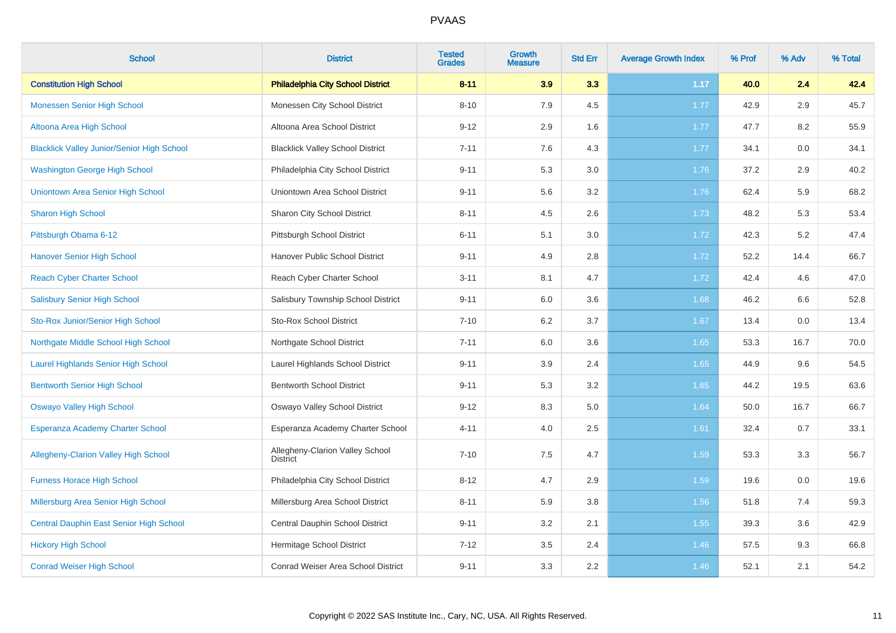# PVAAS

| School | District | Tested Grades | Growth Measure | Std Err | Average Growth Index | % Prof | % Adv | % Total |
|---|---|---|---|---|---|---|---|---|
| **Constitution High School** | **Philadelphia City School District** | **8-11** | **3.9** | **3.3** | **1.17** | **40.0** | **2.4** | **42.4** |
| Monessen Senior High School | Monessen City School District | 8-10 | 7.9 | 4.5 | 1.77 | 42.9 | 2.9 | 45.7 |
| Altoona Area High School | Altoona Area School District | 9-12 | 2.9 | 1.6 | 1.77 | 47.7 | 8.2 | 55.9 |
| Blacklick Valley Junior/Senior High School | Blacklick Valley School District | 7-11 | 7.6 | 4.3 | 1.77 | 34.1 | 0.0 | 34.1 |
| Washington George High School | Philadelphia City School District | 9-11 | 5.3 | 3.0 | 1.76 | 37.2 | 2.9 | 40.2 |
| Uniontown Area Senior High School | Uniontown Area School District | 9-11 | 5.6 | 3.2 | 1.76 | 62.4 | 5.9 | 68.2 |
| Sharon High School | Sharon City School District | 8-11 | 4.5 | 2.6 | 1.73 | 48.2 | 5.3 | 53.4 |
| Pittsburgh Obama 6-12 | Pittsburgh School District | 6-11 | 5.1 | 3.0 | 1.72 | 42.3 | 5.2 | 47.4 |
| Hanover Senior High School | Hanover Public School District | 9-11 | 4.9 | 2.8 | 1.72 | 52.2 | 14.4 | 66.7 |
| Reach Cyber Charter School | Reach Cyber Charter School | 3-11 | 8.1 | 4.7 | 1.72 | 42.4 | 4.6 | 47.0 |
| Salisbury Senior High School | Salisbury Township School District | 9-11 | 6.0 | 3.6 | 1.68 | 46.2 | 6.6 | 52.8 |
| Sto-Rox Junior/Senior High School | Sto-Rox School District | 7-10 | 6.2 | 3.7 | 1.67 | 13.4 | 0.0 | 13.4 |
| Northgate Middle School High School | Northgate School District | 7-11 | 6.0 | 3.6 | 1.65 | 53.3 | 16.7 | 70.0 |
| Laurel Highlands Senior High School | Laurel Highlands School District | 9-11 | 3.9 | 2.4 | 1.65 | 44.9 | 9.6 | 54.5 |
| Bentworth Senior High School | Bentworth School District | 9-11 | 5.3 | 3.2 | 1.65 | 44.2 | 19.5 | 63.6 |
| Oswayo Valley High School | Oswayo Valley School District | 9-12 | 8.3 | 5.0 | 1.64 | 50.0 | 16.7 | 66.7 |
| Esperanza Academy Charter School | Esperanza Academy Charter School | 4-11 | 4.0 | 2.5 | 1.61 | 32.4 | 0.7 | 33.1 |
| Allegheny-Clarion Valley High School | Allegheny-Clarion Valley School District | 7-10 | 7.5 | 4.7 | 1.59 | 53.3 | 3.3 | 56.7 |
| Furness Horace High School | Philadelphia City School District | 8-12 | 4.7 | 2.9 | 1.59 | 19.6 | 0.0 | 19.6 |
| Millersburg Area Senior High School | Millersburg Area School District | 8-11 | 5.9 | 3.8 | 1.56 | 51.8 | 7.4 | 59.3 |
| Central Dauphin East Senior High School | Central Dauphin School District | 9-11 | 3.2 | 2.1 | 1.55 | 39.3 | 3.6 | 42.9 |
| Hickory High School | Hermitage School District | 7-12 | 3.5 | 2.4 | 1.46 | 57.5 | 9.3 | 66.8 |
| Conrad Weiser High School | Conrad Weiser Area School District | 9-11 | 3.3 | 2.2 | 1.46 | 52.1 | 2.1 | 54.2 |

Copyright © 2022 SAS Institute Inc., Cary, NC, USA. All Rights Reserved.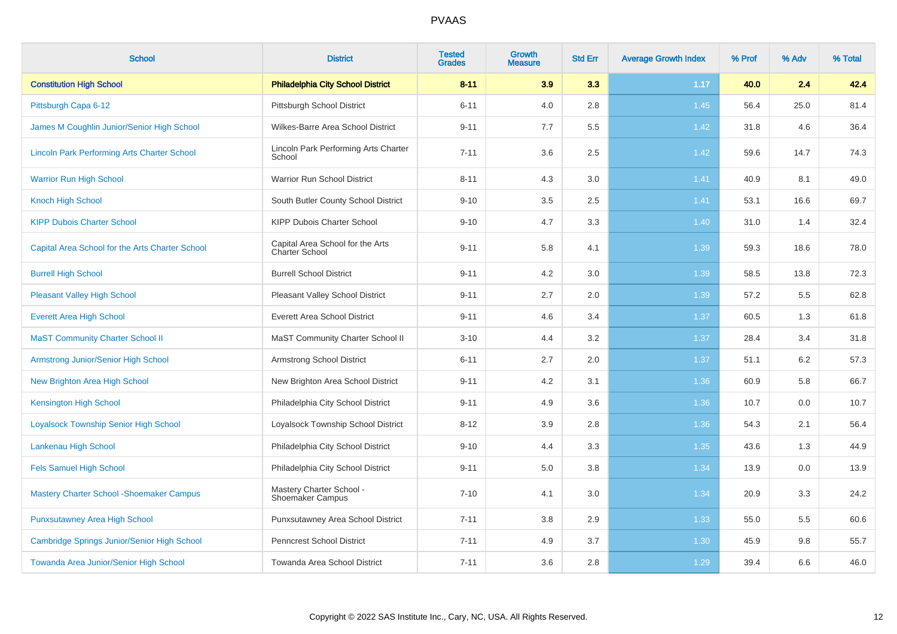# PVAAS

| School | District | Tested Grades | Growth Measure | Std Err | Average Growth Index | % Prof | % Adv | % Total |
|---|---|---|---|---|---|---|---|---|
| **Constitution High School** | **Philadelphia City School District** | **8-11** | **3.9** | **3.3** | **1.17** | **40.0** | **2.4** | **42.4** |
| Pittsburgh Capa 6-12 | Pittsburgh School District | 6-11 | 4.0 | 2.8 | 1.45 | 56.4 | 25.0 | 81.4 |
| James M Coughlin Junior/Senior High School | Wilkes-Barre Area School District | 9-11 | 7.7 | 5.5 | 1.42 | 31.8 | 4.6 | 36.4 |
| Lincoln Park Performing Arts Charter School | Lincoln Park Performing Arts Charter School | 7-11 | 3.6 | 2.5 | 1.42 | 59.6 | 14.7 | 74.3 |
| Warrior Run High School | Warrior Run School District | 8-11 | 4.3 | 3.0 | 1.41 | 40.9 | 8.1 | 49.0 |
| Knoch High School | South Butler County School District | 9-10 | 3.5 | 2.5 | 1.41 | 53.1 | 16.6 | 69.7 |
| KIPP Dubois Charter School | KIPP Dubois Charter School | 9-10 | 4.7 | 3.3 | 1.40 | 31.0 | 1.4 | 32.4 |
| Capital Area School for the Arts Charter School | Capital Area School for the Arts Charter School | 9-11 | 5.8 | 4.1 | 1.39 | 59.3 | 18.6 | 78.0 |
| Burrell High School | Burrell School District | 9-11 | 4.2 | 3.0 | 1.39 | 58.5 | 13.8 | 72.3 |
| Pleasant Valley High School | Pleasant Valley School District | 9-11 | 2.7 | 2.0 | 1.39 | 57.2 | 5.5 | 62.8 |
| Everett Area High School | Everett Area School District | 9-11 | 4.6 | 3.4 | 1.37 | 60.5 | 1.3 | 61.8 |
| MaST Community Charter School II | MaST Community Charter School II | 3-10 | 4.4 | 3.2 | 1.37 | 28.4 | 3.4 | 31.8 |
| Armstrong Junior/Senior High School | Armstrong School District | 6-11 | 2.7 | 2.0 | 1.37 | 51.1 | 6.2 | 57.3 |
| New Brighton Area High School | New Brighton Area School District | 9-11 | 4.2 | 3.1 | 1.36 | 60.9 | 5.8 | 66.7 |
| Kensington High School | Philadelphia City School District | 9-11 | 4.9 | 3.6 | 1.36 | 10.7 | 0.0 | 10.7 |
| Loyalsock Township Senior High School | Loyalsock Township School District | 8-12 | 3.9 | 2.8 | 1.36 | 54.3 | 2.1 | 56.4 |
| Lankenau High School | Philadelphia City School District | 9-10 | 4.4 | 3.3 | 1.35 | 43.6 | 1.3 | 44.9 |
| Fels Samuel High School | Philadelphia City School District | 9-11 | 5.0 | 3.8 | 1.34 | 13.9 | 0.0 | 13.9 |
| Mastery Charter School -Shoemaker Campus | Mastery Charter School - Shoemaker Campus | 7-10 | 4.1 | 3.0 | 1.34 | 20.9 | 3.3 | 24.2 |
| Punxsutawney Area High School | Punxsutawney Area School District | 7-11 | 3.8 | 2.9 | 1.33 | 55.0 | 5.5 | 60.6 |
| Cambridge Springs Junior/Senior High School | Penncrest School District | 7-11 | 4.9 | 3.7 | 1.30 | 45.9 | 9.8 | 55.7 |
| Towanda Area Junior/Senior High School | Towanda Area School District | 7-11 | 3.6 | 2.8 | 1.29 | 39.4 | 6.6 | 46.0 |

Copyright © 2022 SAS Institute Inc., Cary, NC, USA. All Rights Reserved.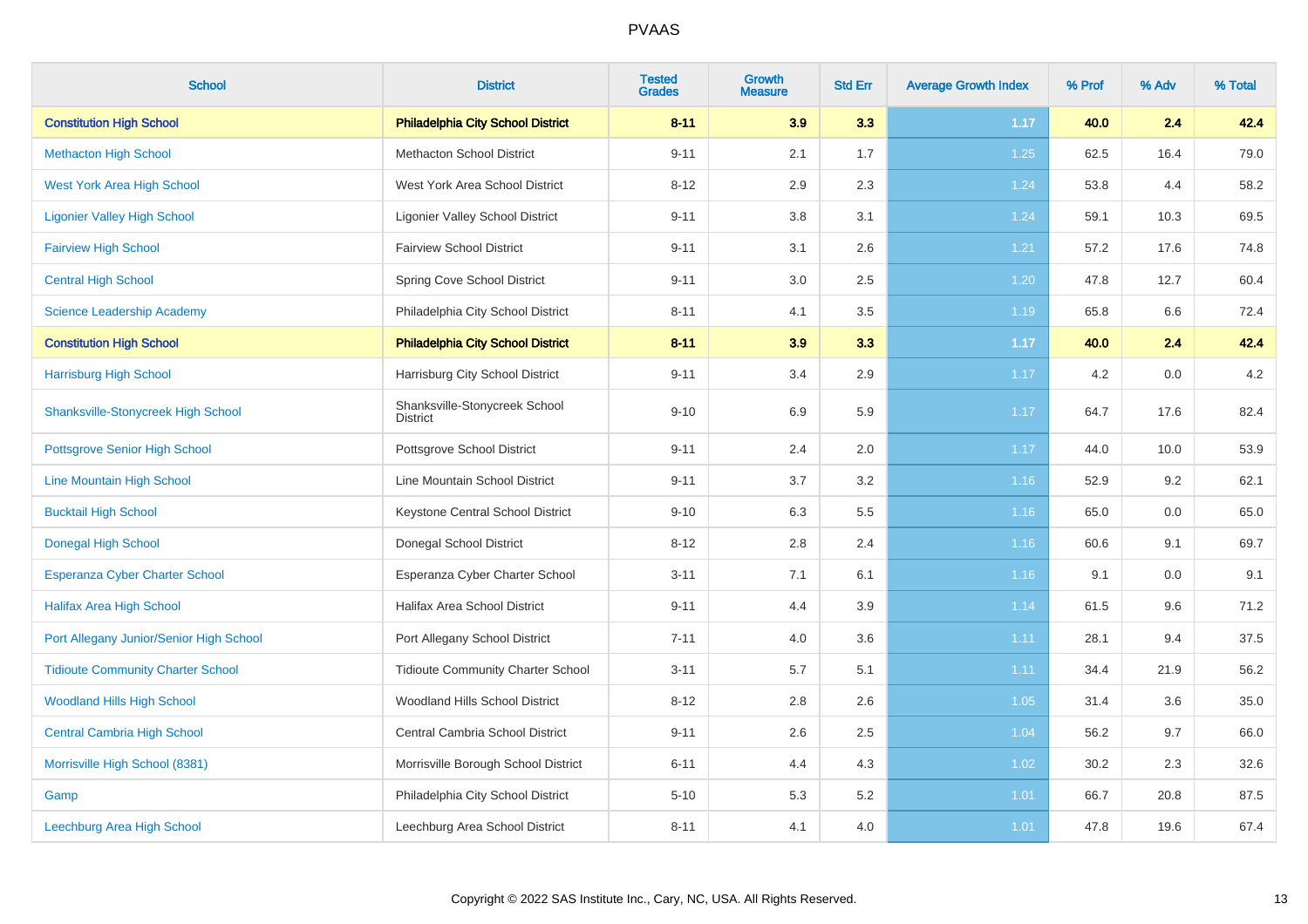| School | District | Tested Grades | Growth Measure | Std Err | Average Growth Index | % Prof | % Adv | % Total |
|---|---|---|---|---|---|---|---|---|
| **Constitution High School** | **Philadelphia City School District** | **8-11** | **3.9** | **3.3** | **1.17** | **40.0** | **2.4** | **42.4** |
| Methacton High School | Methacton School District | 9-11 | 2.1 | 1.7 | 1.25 | 62.5 | 16.4 | 79.0 |
| West York Area High School | West York Area School District | 8-12 | 2.9 | 2.3 | 1.24 | 53.8 | 4.4 | 58.2 |
| Ligonier Valley High School | Ligonier Valley School District | 9-11 | 3.8 | 3.1 | 1.24 | 59.1 | 10.3 | 69.5 |
| Fairview High School | Fairview School District | 9-11 | 3.1 | 2.6 | 1.21 | 57.2 | 17.6 | 74.8 |
| Central High School | Spring Cove School District | 9-11 | 3.0 | 2.5 | 1.20 | 47.8 | 12.7 | 60.4 |
| Science Leadership Academy | Philadelphia City School District | 8-11 | 4.1 | 3.5 | 1.19 | 65.8 | 6.6 | 72.4 |
| **Constitution High School** | **Philadelphia City School District** | **8-11** | **3.9** | **3.3** | **1.17** | **40.0** | **2.4** | **42.4** |
| Harrisburg High School | Harrisburg City School District | 9-11 | 3.4 | 2.9 | 1.17 | 4.2 | 0.0 | 4.2 |
| Shanksville-Stonycreek High School | Shanksville-Stonycreek School District | 9-10 | 6.9 | 5.9 | 1.17 | 64.7 | 17.6 | 82.4 |
| Pottsgrove Senior High School | Pottsgrove School District | 9-11 | 2.4 | 2.0 | 1.17 | 44.0 | 10.0 | 53.9 |
| Line Mountain High School | Line Mountain School District | 9-11 | 3.7 | 3.2 | 1.16 | 52.9 | 9.2 | 62.1 |
| Bucktail High School | Keystone Central School District | 9-10 | 6.3 | 5.5 | 1.16 | 65.0 | 0.0 | 65.0 |
| Donegal High School | Donegal School District | 8-12 | 2.8 | 2.4 | 1.16 | 60.6 | 9.1 | 69.7 |
| Esperanza Cyber Charter School | Esperanza Cyber Charter School | 3-11 | 7.1 | 6.1 | 1.16 | 9.1 | 0.0 | 9.1 |
| Halifax Area High School | Halifax Area School District | 9-11 | 4.4 | 3.9 | 1.14 | 61.5 | 9.6 | 71.2 |
| Port Allegany Junior/Senior High School | Port Allegany School District | 7-11 | 4.0 | 3.6 | 1.11 | 28.1 | 9.4 | 37.5 |
| Tidioute Community Charter School | Tidioute Community Charter School | 3-11 | 5.7 | 5.1 | 1.11 | 34.4 | 21.9 | 56.2 |
| Woodland Hills High School | Woodland Hills School District | 8-12 | 2.8 | 2.6 | 1.05 | 31.4 | 3.6 | 35.0 |
| Central Cambria High School | Central Cambria School District | 9-11 | 2.6 | 2.5 | 1.04 | 56.2 | 9.7 | 66.0 |
| Morrisville High School (8381) | Morrisville Borough School District | 6-11 | 4.4 | 4.3 | 1.02 | 30.2 | 2.3 | 32.6 |
| Gamp | Philadelphia City School District | 5-10 | 5.3 | 5.2 | 1.01 | 66.7 | 20.8 | 87.5 |
| Leechburg Area High School | Leechburg Area School District | 8-11 | 4.1 | 4.0 | 1.01 | 47.8 | 19.6 | 67.4 |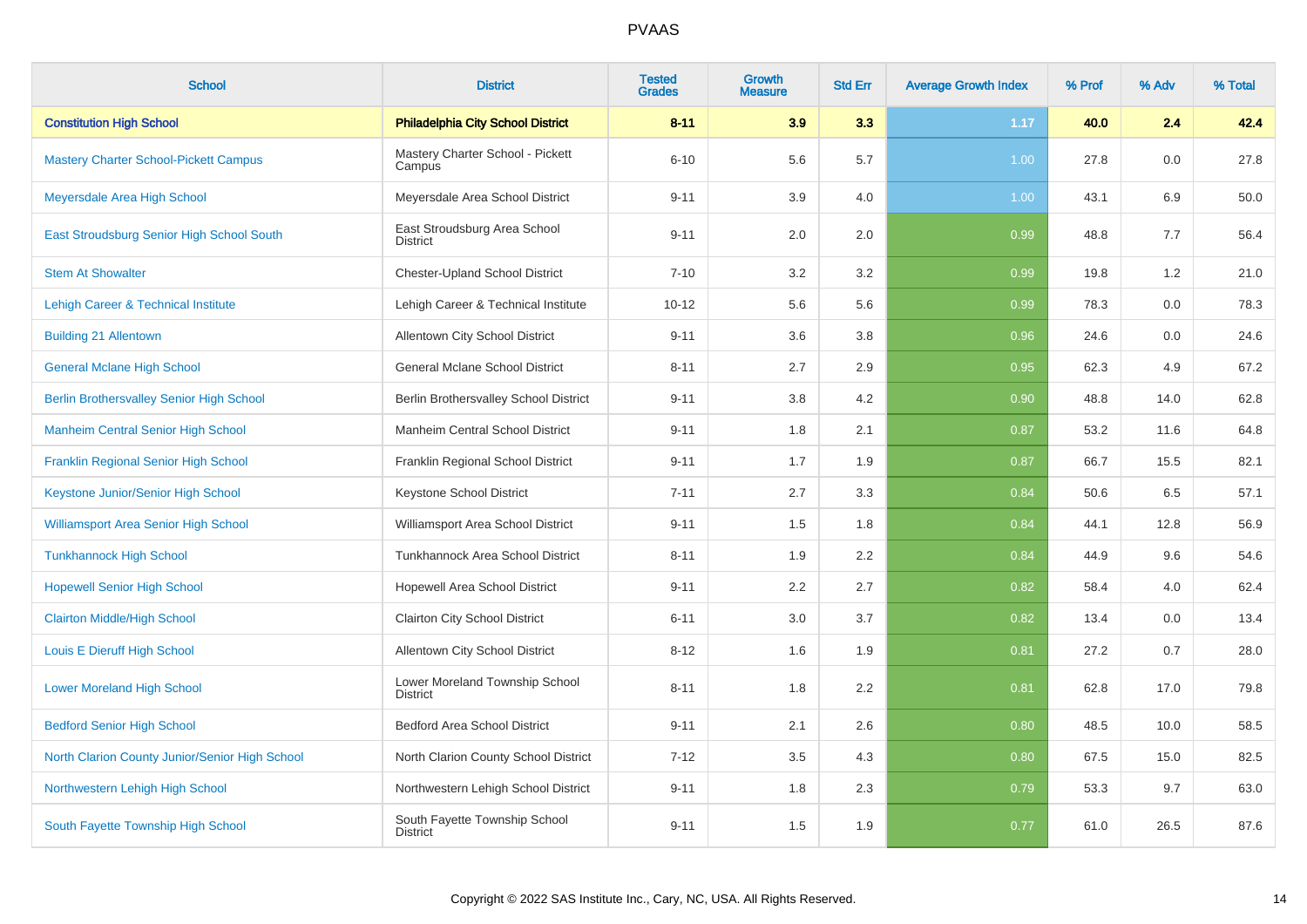| School | District | Tested Grades | Growth Measure | Std Err | Average Growth Index | % Prof | % Adv | % Total |
|---|---|---|---|---|---|---|---|---|
| **Constitution High School** | **Philadelphia City School District** | **8-11** | **3.9** | **3.3** | **1.17** | **40.0** | **2.4** | **42.4** |
| Mastery Charter School-Pickett Campus | Mastery Charter School - Pickett Campus | 6-10 | 5.6 | 5.7 | 1.00 | 27.8 | 0.0 | 27.8 |
| Meyersdale Area High School | Meyersdale Area School District | 9-11 | 3.9 | 4.0 | 1.00 | 43.1 | 6.9 | 50.0 |
| East Stroudsburg Senior High School South | East Stroudsburg Area School District | 9-11 | 2.0 | 2.0 | 0.99 | 48.8 | 7.7 | 56.4 |
| Stem At Showalter | Chester-Upland School District | 7-10 | 3.2 | 3.2 | 0.99 | 19.8 | 1.2 | 21.0 |
| Lehigh Career & Technical Institute | Lehigh Career & Technical Institute | 10-12 | 5.6 | 5.6 | 0.99 | 78.3 | 0.0 | 78.3 |
| Building 21 Allentown | Allentown City School District | 9-11 | 3.6 | 3.8 | 0.96 | 24.6 | 0.0 | 24.6 |
| General Mclane High School | General Mclane School District | 8-11 | 2.7 | 2.9 | 0.95 | 62.3 | 4.9 | 67.2 |
| Berlin Brothersvalley Senior High School | Berlin Brothersvalley School District | 9-11 | 3.8 | 4.2 | 0.90 | 48.8 | 14.0 | 62.8 |
| Manheim Central Senior High School | Manheim Central School District | 9-11 | 1.8 | 2.1 | 0.87 | 53.2 | 11.6 | 64.8 |
| Franklin Regional Senior High School | Franklin Regional School District | 9-11 | 1.7 | 1.9 | 0.87 | 66.7 | 15.5 | 82.1 |
| Keystone Junior/Senior High School | Keystone School District | 7-11 | 2.7 | 3.3 | 0.84 | 50.6 | 6.5 | 57.1 |
| Williamsport Area Senior High School | Williamsport Area School District | 9-11 | 1.5 | 1.8 | 0.84 | 44.1 | 12.8 | 56.9 |
| Tunkhannock High School | Tunkhannock Area School District | 8-11 | 1.9 | 2.2 | 0.84 | 44.9 | 9.6 | 54.6 |
| Hopewell Senior High School | Hopewell Area School District | 9-11 | 2.2 | 2.7 | 0.82 | 58.4 | 4.0 | 62.4 |
| Clairton Middle/High School | Clairton City School District | 6-11 | 3.0 | 3.7 | 0.82 | 13.4 | 0.0 | 13.4 |
| Louis E Dieruff High School | Allentown City School District | 8-12 | 1.6 | 1.9 | 0.81 | 27.2 | 0.7 | 28.0 |
| Lower Moreland High School | Lower Moreland Township School District | 8-11 | 1.8 | 2.2 | 0.81 | 62.8 | 17.0 | 79.8 |
| Bedford Senior High School | Bedford Area School District | 9-11 | 2.1 | 2.6 | 0.80 | 48.5 | 10.0 | 58.5 |
| North Clarion County Junior/Senior High School | North Clarion County School District | 7-12 | 3.5 | 4.3 | 0.80 | 67.5 | 15.0 | 82.5 |
| Northwestern Lehigh High School | Northwestern Lehigh School District | 9-11 | 1.8 | 2.3 | 0.79 | 53.3 | 9.7 | 63.0 |
| South Fayette Township High School | South Fayette Township School District | 9-11 | 1.5 | 1.9 | 0.77 | 61.0 | 26.5 | 87.6 |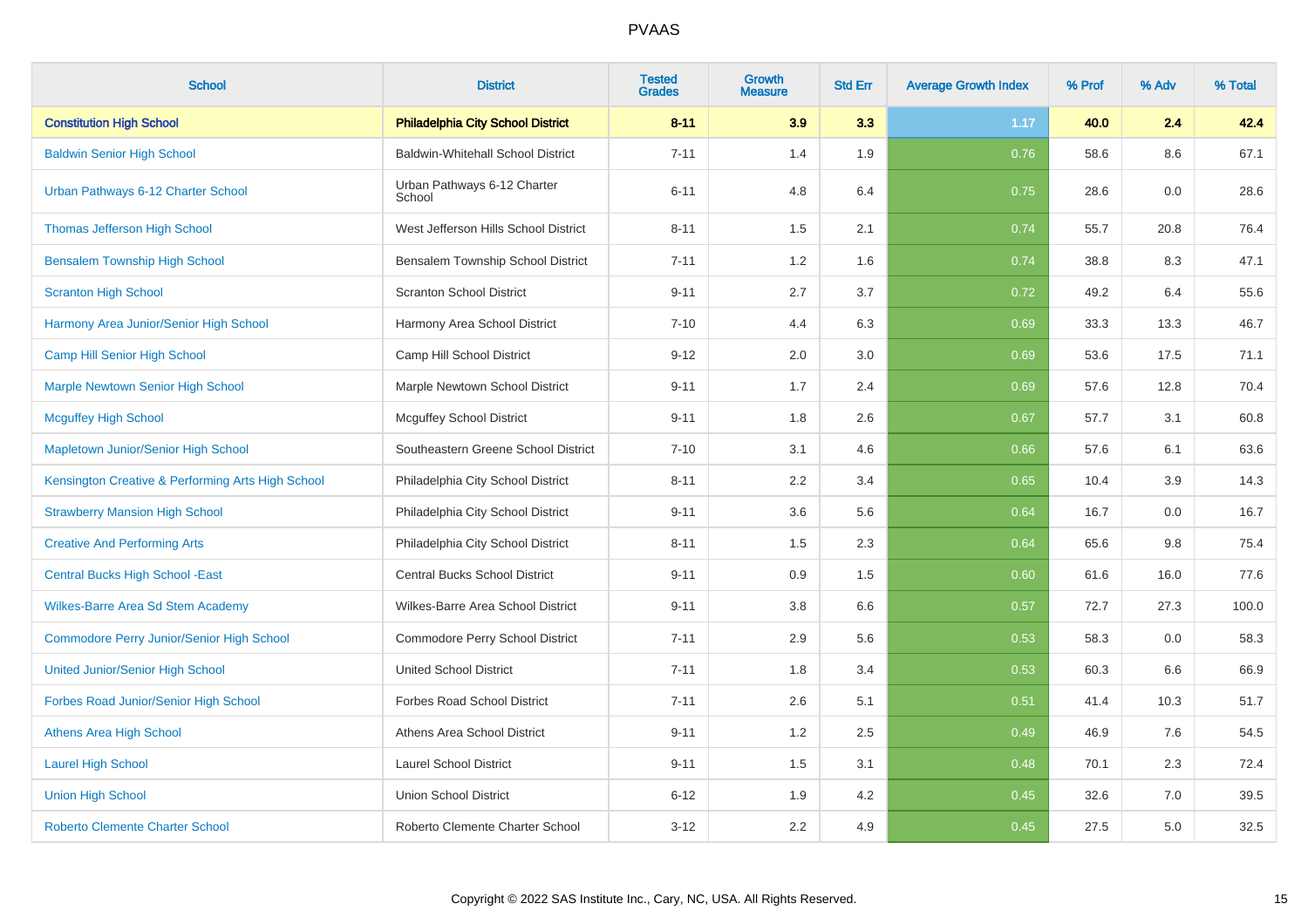| School | District | Tested Grades | Growth Measure | Std Err | Average Growth Index | % Prof | % Adv | % Total |
|---|---|---|---|---|---|---|---|---|
| **Constitution High School** | **Philadelphia City School District** | **8-11** | **3.9** | **3.3** | **1.17** | **40.0** | **2.4** | **42.4** |
| Baldwin Senior High School | Baldwin-Whitehall School District | 7-11 | 1.4 | 1.9 | 0.76 | 58.6 | 8.6 | 67.1 |
| Urban Pathways 6-12 Charter School | Urban Pathways 6-12 Charter School | 6-11 | 4.8 | 6.4 | 0.75 | 28.6 | 0.0 | 28.6 |
| Thomas Jefferson High School | West Jefferson Hills School District | 8-11 | 1.5 | 2.1 | 0.74 | 55.7 | 20.8 | 76.4 |
| Bensalem Township High School | Bensalem Township School District | 7-11 | 1.2 | 1.6 | 0.74 | 38.8 | 8.3 | 47.1 |
| Scranton High School | Scranton School District | 9-11 | 2.7 | 3.7 | 0.72 | 49.2 | 6.4 | 55.6 |
| Harmony Area Junior/Senior High School | Harmony Area School District | 7-10 | 4.4 | 6.3 | 0.69 | 33.3 | 13.3 | 46.7 |
| Camp Hill Senior High School | Camp Hill School District | 9-12 | 2.0 | 3.0 | 0.69 | 53.6 | 17.5 | 71.1 |
| Marple Newtown Senior High School | Marple Newtown School District | 9-11 | 1.7 | 2.4 | 0.69 | 57.6 | 12.8 | 70.4 |
| Mcguffey High School | Mcguffey School District | 9-11 | 1.8 | 2.6 | 0.67 | 57.7 | 3.1 | 60.8 |
| Mapletown Junior/Senior High School | Southeastern Greene School District | 7-10 | 3.1 | 4.6 | 0.66 | 57.6 | 6.1 | 63.6 |
| Kensington Creative & Performing Arts High School | Philadelphia City School District | 8-11 | 2.2 | 3.4 | 0.65 | 10.4 | 3.9 | 14.3 |
| Strawberry Mansion High School | Philadelphia City School District | 9-11 | 3.6 | 5.6 | 0.64 | 16.7 | 0.0 | 16.7 |
| Creative And Performing Arts | Philadelphia City School District | 8-11 | 1.5 | 2.3 | 0.64 | 65.6 | 9.8 | 75.4 |
| Central Bucks High School -East | Central Bucks School District | 9-11 | 0.9 | 1.5 | 0.60 | 61.6 | 16.0 | 77.6 |
| Wilkes-Barre Area Sd Stem Academy | Wilkes-Barre Area School District | 9-11 | 3.8 | 6.6 | 0.57 | 72.7 | 27.3 | 100.0 |
| Commodore Perry Junior/Senior High School | Commodore Perry School District | 7-11 | 2.9 | 5.6 | 0.53 | 58.3 | 0.0 | 58.3 |
| United Junior/Senior High School | United School District | 7-11 | 1.8 | 3.4 | 0.53 | 60.3 | 6.6 | 66.9 |
| Forbes Road Junior/Senior High School | Forbes Road School District | 7-11 | 2.6 | 5.1 | 0.51 | 41.4 | 10.3 | 51.7 |
| Athens Area High School | Athens Area School District | 9-11 | 1.2 | 2.5 | 0.49 | 46.9 | 7.6 | 54.5 |
| Laurel High School | Laurel School District | 9-11 | 1.5 | 3.1 | 0.48 | 70.1 | 2.3 | 72.4 |
| Union High School | Union School District | 6-12 | 1.9 | 4.2 | 0.45 | 32.6 | 7.0 | 39.5 |
| Roberto Clemente Charter School | Roberto Clemente Charter School | 3-12 | 2.2 | 4.9 | 0.45 | 27.5 | 5.0 | 32.5 |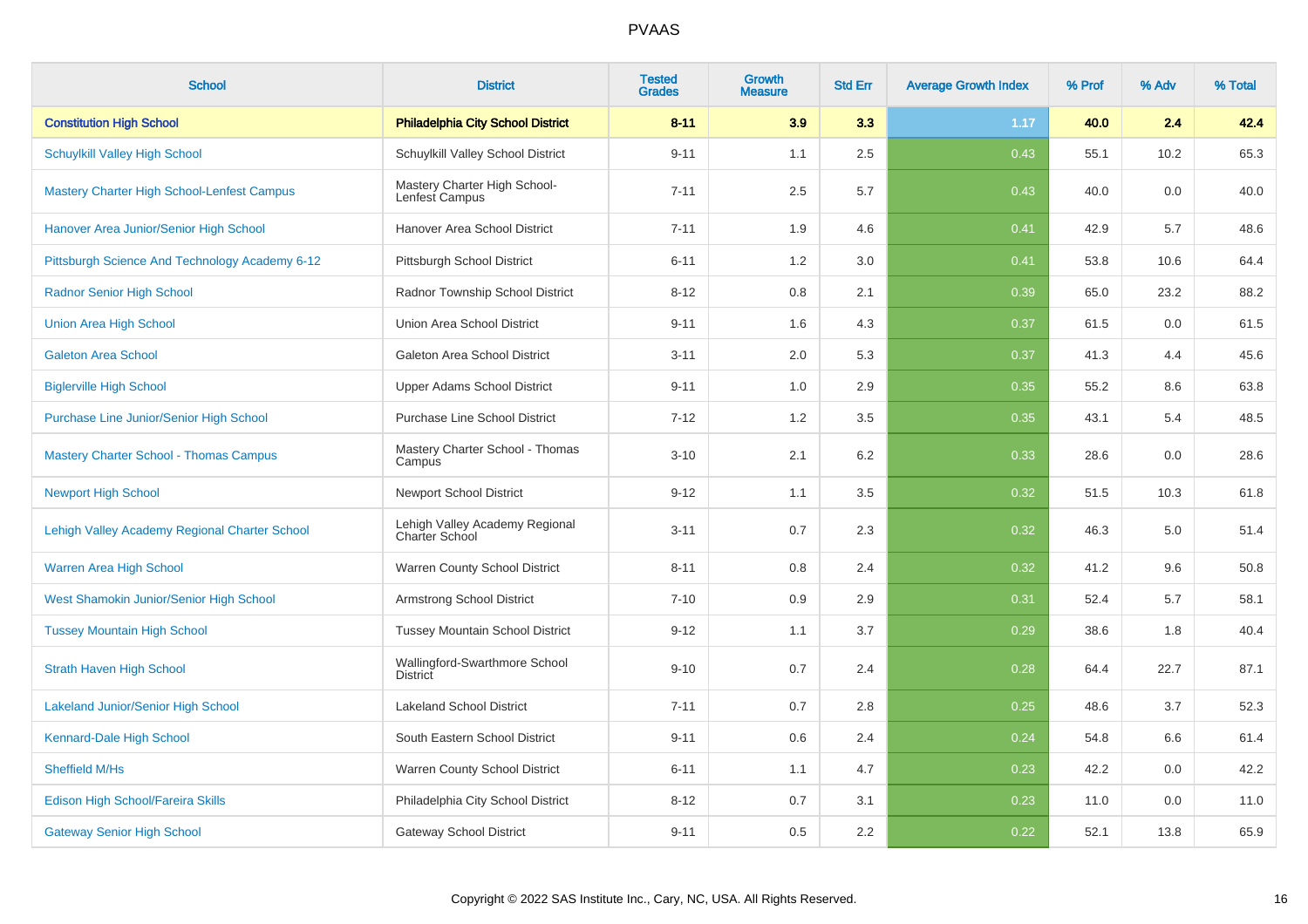| School | District | Tested Grades | Growth Measure | Std Err | Average Growth Index | % Prof | % Adv | % Total |
|---|---|---|---|---|---|---|---|---|
| **Constitution High School** | **Philadelphia City School District** | **8-11** | **3.9** | **3.3** | **1.17** | **40.0** | **2.4** | **42.4** |
| Schuylkill Valley High School | Schuylkill Valley School District | 9-11 | 1.1 | 2.5 | 0.43 | 55.1 | 10.2 | 65.3 |
| Mastery Charter High School-Lenfest Campus | Mastery Charter High School-Lenfest Campus | 7-11 | 2.5 | 5.7 | 0.43 | 40.0 | 0.0 | 40.0 |
| Hanover Area Junior/Senior High School | Hanover Area School District | 7-11 | 1.9 | 4.6 | 0.41 | 42.9 | 5.7 | 48.6 |
| Pittsburgh Science And Technology Academy 6-12 | Pittsburgh School District | 6-11 | 1.2 | 3.0 | 0.41 | 53.8 | 10.6 | 64.4 |
| Radnor Senior High School | Radnor Township School District | 8-12 | 0.8 | 2.1 | 0.39 | 65.0 | 23.2 | 88.2 |
| Union Area High School | Union Area School District | 9-11 | 1.6 | 4.3 | 0.37 | 61.5 | 0.0 | 61.5 |
| Galeton Area School | Galeton Area School District | 3-11 | 2.0 | 5.3 | 0.37 | 41.3 | 4.4 | 45.6 |
| Biglerville High School | Upper Adams School District | 9-11 | 1.0 | 2.9 | 0.35 | 55.2 | 8.6 | 63.8 |
| Purchase Line Junior/Senior High School | Purchase Line School District | 7-12 | 1.2 | 3.5 | 0.35 | 43.1 | 5.4 | 48.5 |
| Mastery Charter School - Thomas Campus | Mastery Charter School - Thomas Campus | 3-10 | 2.1 | 6.2 | 0.33 | 28.6 | 0.0 | 28.6 |
| Newport High School | Newport School District | 9-12 | 1.1 | 3.5 | 0.32 | 51.5 | 10.3 | 61.8 |
| Lehigh Valley Academy Regional Charter School | Lehigh Valley Academy Regional Charter School | 3-11 | 0.7 | 2.3 | 0.32 | 46.3 | 5.0 | 51.4 |
| Warren Area High School | Warren County School District | 8-11 | 0.8 | 2.4 | 0.32 | 41.2 | 9.6 | 50.8 |
| West Shamokin Junior/Senior High School | Armstrong School District | 7-10 | 0.9 | 2.9 | 0.31 | 52.4 | 5.7 | 58.1 |
| Tussey Mountain High School | Tussey Mountain School District | 9-12 | 1.1 | 3.7 | 0.29 | 38.6 | 1.8 | 40.4 |
| Strath Haven High School | Wallingford-Swarthmore School District | 9-10 | 0.7 | 2.4 | 0.28 | 64.4 | 22.7 | 87.1 |
| Lakeland Junior/Senior High School | Lakeland School District | 7-11 | 0.7 | 2.8 | 0.25 | 48.6 | 3.7 | 52.3 |
| Kennard-Dale High School | South Eastern School District | 9-11 | 0.6 | 2.4 | 0.24 | 54.8 | 6.6 | 61.4 |
| Sheffield M/Hs | Warren County School District | 6-11 | 1.1 | 4.7 | 0.23 | 42.2 | 0.0 | 42.2 |
| Edison High School/Fareira Skills | Philadelphia City School District | 8-12 | 0.7 | 3.1 | 0.23 | 11.0 | 0.0 | 11.0 |
| Gateway Senior High School | Gateway School District | 9-11 | 0.5 | 2.2 | 0.22 | 52.1 | 13.8 | 65.9 |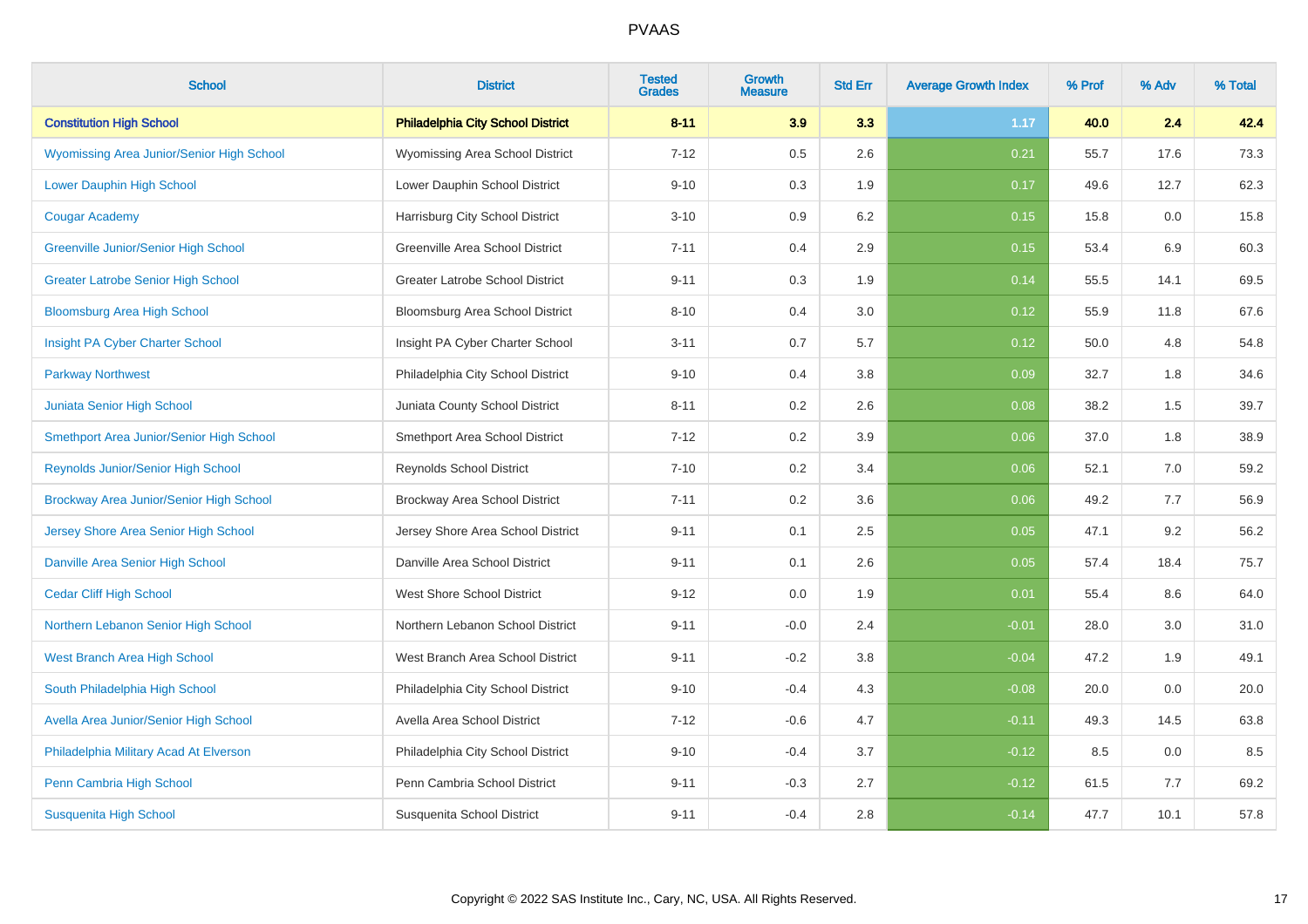# PVAAS

| School | District | Tested Grades | Growth Measure | Std Err | Average Growth Index | % Prof | % Adv | % Total |
|---|---|---|---|---|---|---|---|---|
| **Constitution High School** | **Philadelphia City School District** | **8-11** | **3.9** | **3.3** | **1.17** | **40.0** | **2.4** | **42.4** |
| Wyomissing Area Junior/Senior High School | Wyomissing Area School District | 7-12 | 0.5 | 2.6 | 0.21 | 55.7 | 17.6 | 73.3 |
| Lower Dauphin High School | Lower Dauphin School District | 9-10 | 0.3 | 1.9 | 0.17 | 49.6 | 12.7 | 62.3 |
| Cougar Academy | Harrisburg City School District | 3-10 | 0.9 | 6.2 | 0.15 | 15.8 | 0.0 | 15.8 |
| Greenville Junior/Senior High School | Greenville Area School District | 7-11 | 0.4 | 2.9 | 0.15 | 53.4 | 6.9 | 60.3 |
| Greater Latrobe Senior High School | Greater Latrobe School District | 9-11 | 0.3 | 1.9 | 0.14 | 55.5 | 14.1 | 69.5 |
| Bloomsburg Area High School | Bloomsburg Area School District | 8-10 | 0.4 | 3.0 | 0.12 | 55.9 | 11.8 | 67.6 |
| Insight PA Cyber Charter School | Insight PA Cyber Charter School | 3-11 | 0.7 | 5.7 | 0.12 | 50.0 | 4.8 | 54.8 |
| Parkway Northwest | Philadelphia City School District | 9-10 | 0.4 | 3.8 | 0.09 | 32.7 | 1.8 | 34.6 |
| Juniata Senior High School | Juniata County School District | 8-11 | 0.2 | 2.6 | 0.08 | 38.2 | 1.5 | 39.7 |
| Smethport Area Junior/Senior High School | Smethport Area School District | 7-12 | 0.2 | 3.9 | 0.06 | 37.0 | 1.8 | 38.9 |
| Reynolds Junior/Senior High School | Reynolds School District | 7-10 | 0.2 | 3.4 | 0.06 | 52.1 | 7.0 | 59.2 |
| Brockway Area Junior/Senior High School | Brockway Area School District | 7-11 | 0.2 | 3.6 | 0.06 | 49.2 | 7.7 | 56.9 |
| Jersey Shore Area Senior High School | Jersey Shore Area School District | 9-11 | 0.1 | 2.5 | 0.05 | 47.1 | 9.2 | 56.2 |
| Danville Area Senior High School | Danville Area School District | 9-11 | 0.1 | 2.6 | 0.05 | 57.4 | 18.4 | 75.7 |
| Cedar Cliff High School | West Shore School District | 9-12 | 0.0 | 1.9 | 0.01 | 55.4 | 8.6 | 64.0 |
| Northern Lebanon Senior High School | Northern Lebanon School District | 9-11 | -0.0 | 2.4 | -0.01 | 28.0 | 3.0 | 31.0 |
| West Branch Area High School | West Branch Area School District | 9-11 | -0.2 | 3.8 | -0.04 | 47.2 | 1.9 | 49.1 |
| South Philadelphia High School | Philadelphia City School District | 9-10 | -0.4 | 4.3 | -0.08 | 20.0 | 0.0 | 20.0 |
| Avella Area Junior/Senior High School | Avella Area School District | 7-12 | -0.6 | 4.7 | -0.11 | 49.3 | 14.5 | 63.8 |
| Philadelphia Military Acad At Elverson | Philadelphia City School District | 9-10 | -0.4 | 3.7 | -0.12 | 8.5 | 0.0 | 8.5 |
| Penn Cambria High School | Penn Cambria School District | 9-11 | -0.3 | 2.7 | -0.12 | 61.5 | 7.7 | 69.2 |
| Susquenita High School | Susquenita School District | 9-11 | -0.4 | 2.8 | -0.14 | 47.7 | 10.1 | 57.8 |

Copyright © 2022 SAS Institute Inc., Cary, NC, USA. All Rights Reserved.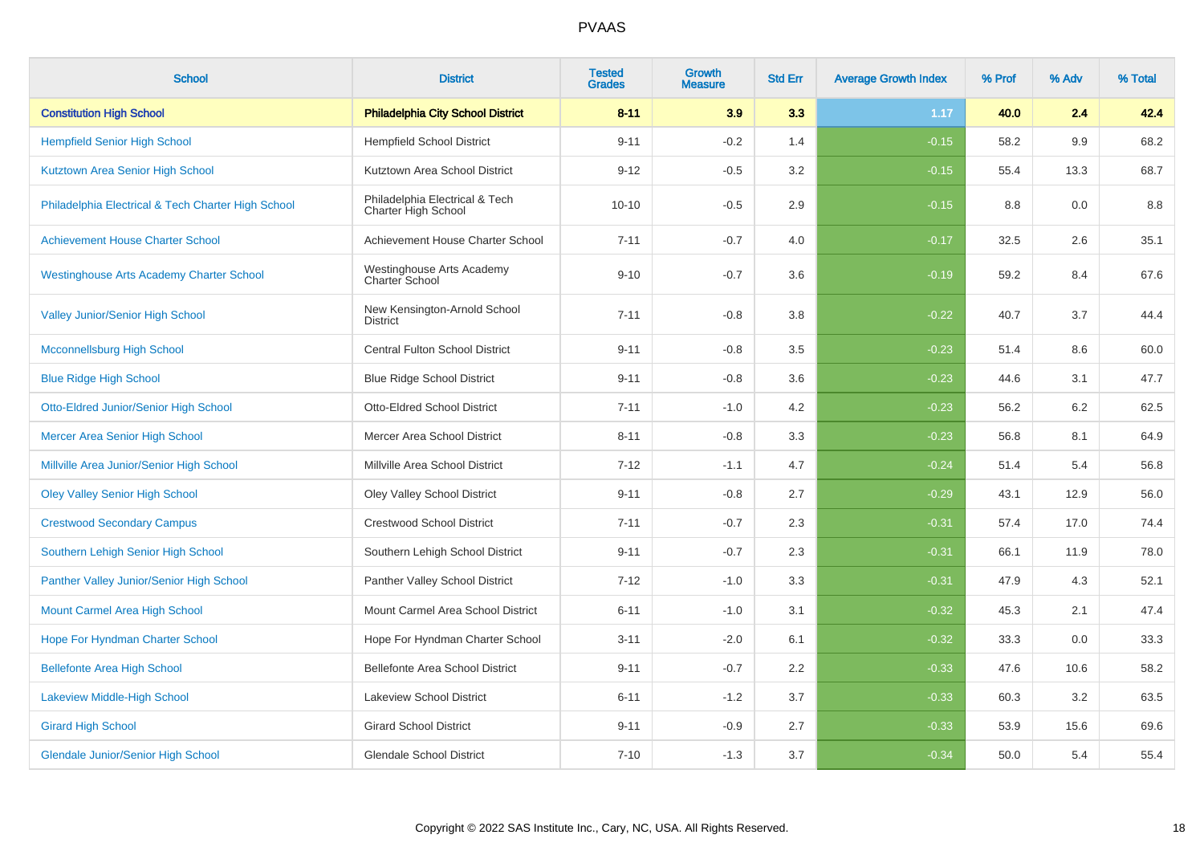# PVAAS

| School | District | Tested Grades | Growth Measure | Std Err | Average Growth Index | % Prof | % Adv | % Total |
|---|---|---|---|---|---|---|---|---|
| **Constitution High School** | **Philadelphia City School District** | **8-11** | **3.9** | **3.3** | **1.17** | **40.0** | **2.4** | **42.4** |
| Hempfield Senior High School | Hempfield School District | 9-11 | -0.2 | 1.4 | -0.15 | 58.2 | 9.9 | 68.2 |
| Kutztown Area Senior High School | Kutztown Area School District | 9-12 | -0.5 | 3.2 | -0.15 | 55.4 | 13.3 | 68.7 |
| Philadelphia Electrical & Tech Charter High School | Philadelphia Electrical & Tech Charter High School | 10-10 | -0.5 | 2.9 | -0.15 | 8.8 | 0.0 | 8.8 |
| Achievement House Charter School | Achievement House Charter School | 7-11 | -0.7 | 4.0 | -0.17 | 32.5 | 2.6 | 35.1 |
| Westinghouse Arts Academy Charter School | Westinghouse Arts Academy Charter School | 9-10 | -0.7 | 3.6 | -0.19 | 59.2 | 8.4 | 67.6 |
| Valley Junior/Senior High School | New Kensington-Arnold School District | 7-11 | -0.8 | 3.8 | -0.22 | 40.7 | 3.7 | 44.4 |
| Mcconnellsburg High School | Central Fulton School District | 9-11 | -0.8 | 3.5 | -0.23 | 51.4 | 8.6 | 60.0 |
| Blue Ridge High School | Blue Ridge School District | 9-11 | -0.8 | 3.6 | -0.23 | 44.6 | 3.1 | 47.7 |
| Otto-Eldred Junior/Senior High School | Otto-Eldred School District | 7-11 | -1.0 | 4.2 | -0.23 | 56.2 | 6.2 | 62.5 |
| Mercer Area Senior High School | Mercer Area School District | 8-11 | -0.8 | 3.3 | -0.23 | 56.8 | 8.1 | 64.9 |
| Millville Area Junior/Senior High School | Millville Area School District | 7-12 | -1.1 | 4.7 | -0.24 | 51.4 | 5.4 | 56.8 |
| Oley Valley Senior High School | Oley Valley School District | 9-11 | -0.8 | 2.7 | -0.29 | 43.1 | 12.9 | 56.0 |
| Crestwood Secondary Campus | Crestwood School District | 7-11 | -0.7 | 2.3 | -0.31 | 57.4 | 17.0 | 74.4 |
| Southern Lehigh Senior High School | Southern Lehigh School District | 9-11 | -0.7 | 2.3 | -0.31 | 66.1 | 11.9 | 78.0 |
| Panther Valley Junior/Senior High School | Panther Valley School District | 7-12 | -1.0 | 3.3 | -0.31 | 47.9 | 4.3 | 52.1 |
| Mount Carmel Area High School | Mount Carmel Area School District | 6-11 | -1.0 | 3.1 | -0.32 | 45.3 | 2.1 | 47.4 |
| Hope For Hyndman Charter School | Hope For Hyndman Charter School | 3-11 | -2.0 | 6.1 | -0.32 | 33.3 | 0.0 | 33.3 |
| Bellefonte Area High School | Bellefonte Area School District | 9-11 | -0.7 | 2.2 | -0.33 | 47.6 | 10.6 | 58.2 |
| Lakeview Middle-High School | Lakeview School District | 6-11 | -1.2 | 3.7 | -0.33 | 60.3 | 3.2 | 63.5 |
| Girard High School | Girard School District | 9-11 | -0.9 | 2.7 | -0.33 | 53.9 | 15.6 | 69.6 |
| Glendale Junior/Senior High School | Glendale School District | 7-10 | -1.3 | 3.7 | -0.34 | 50.0 | 5.4 | 55.4 |

Copyright © 2022 SAS Institute Inc., Cary, NC, USA. All Rights Reserved.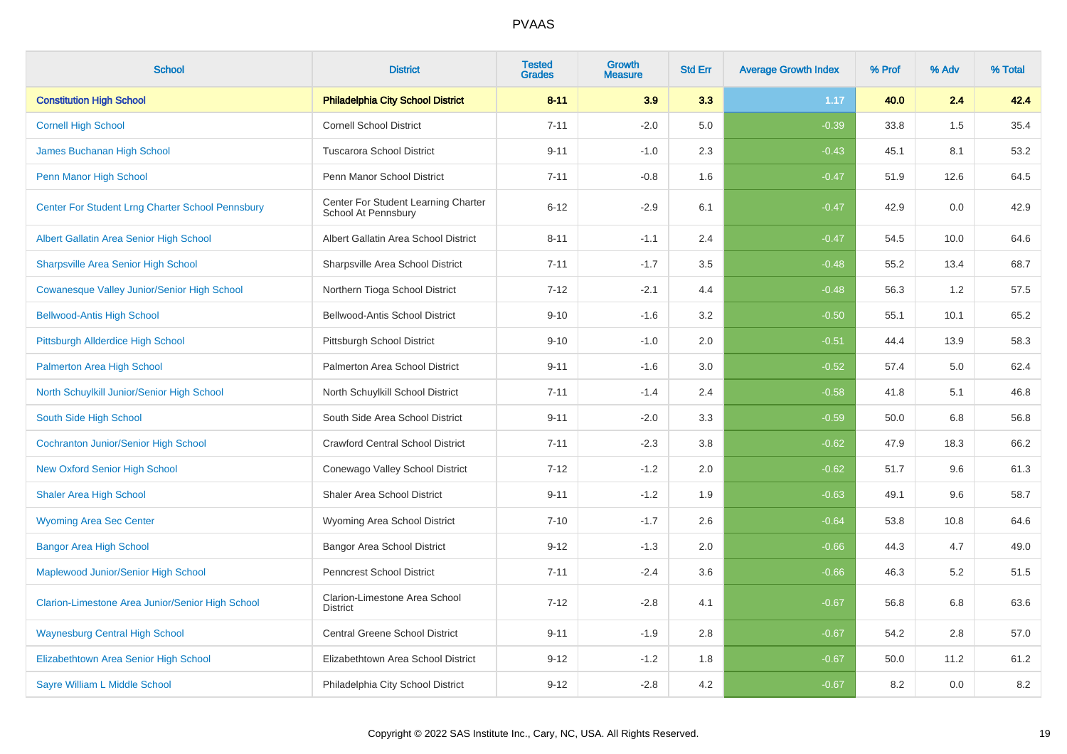# PVAAS

| School | District | Tested Grades | Growth Measure | Std Err | Average Growth Index | % Prof | % Adv | % Total |
|---|---|---|---|---|---|---|---|---|
| **Constitution High School** | **Philadelphia City School District** | **8-11** | **3.9** | **3.3** | **1.17** | **40.0** | **2.4** | **42.4** |
| Cornell High School | Cornell School District | 7-11 | -2.0 | 5.0 | -0.39 | 33.8 | 1.5 | 35.4 |
| James Buchanan High School | Tuscarora School District | 9-11 | -1.0 | 2.3 | -0.43 | 45.1 | 8.1 | 53.2 |
| Penn Manor High School | Penn Manor School District | 7-11 | -0.8 | 1.6 | -0.47 | 51.9 | 12.6 | 64.5 |
| Center For Student Lrng Charter School Pennsbury | Center For Student Learning Charter School At Pennsbury | 6-12 | -2.9 | 6.1 | -0.47 | 42.9 | 0.0 | 42.9 |
| Albert Gallatin Area Senior High School | Albert Gallatin Area School District | 8-11 | -1.1 | 2.4 | -0.47 | 54.5 | 10.0 | 64.6 |
| Sharpsville Area Senior High School | Sharpsville Area School District | 7-11 | -1.7 | 3.5 | -0.48 | 55.2 | 13.4 | 68.7 |
| Cowanesque Valley Junior/Senior High School | Northern Tioga School District | 7-12 | -2.1 | 4.4 | -0.48 | 56.3 | 1.2 | 57.5 |
| Bellwood-Antis High School | Bellwood-Antis School District | 9-10 | -1.6 | 3.2 | -0.50 | 55.1 | 10.1 | 65.2 |
| Pittsburgh Allderdice High School | Pittsburgh School District | 9-10 | -1.0 | 2.0 | -0.51 | 44.4 | 13.9 | 58.3 |
| Palmerton Area High School | Palmerton Area School District | 9-11 | -1.6 | 3.0 | -0.52 | 57.4 | 5.0 | 62.4 |
| North Schuylkill Junior/Senior High School | North Schuylkill School District | 7-11 | -1.4 | 2.4 | -0.58 | 41.8 | 5.1 | 46.8 |
| South Side High School | South Side Area School District | 9-11 | -2.0 | 3.3 | -0.59 | 50.0 | 6.8 | 56.8 |
| Cochranton Junior/Senior High School | Crawford Central School District | 7-11 | -2.3 | 3.8 | -0.62 | 47.9 | 18.3 | 66.2 |
| New Oxford Senior High School | Conewago Valley School District | 7-12 | -1.2 | 2.0 | -0.62 | 51.7 | 9.6 | 61.3 |
| Shaler Area High School | Shaler Area School District | 9-11 | -1.2 | 1.9 | -0.63 | 49.1 | 9.6 | 58.7 |
| Wyoming Area Sec Center | Wyoming Area School District | 7-10 | -1.7 | 2.6 | -0.64 | 53.8 | 10.8 | 64.6 |
| Bangor Area High School | Bangor Area School District | 9-12 | -1.3 | 2.0 | -0.66 | 44.3 | 4.7 | 49.0 |
| Maplewood Junior/Senior High School | Penncrest School District | 7-11 | -2.4 | 3.6 | -0.66 | 46.3 | 5.2 | 51.5 |
| Clarion-Limestone Area Junior/Senior High School | Clarion-Limestone Area School District | 7-12 | -2.8 | 4.1 | -0.67 | 56.8 | 6.8 | 63.6 |
| Waynesburg Central High School | Central Greene School District | 9-11 | -1.9 | 2.8 | -0.67 | 54.2 | 2.8 | 57.0 |
| Elizabethtown Area Senior High School | Elizabethtown Area School District | 9-12 | -1.2 | 1.8 | -0.67 | 50.0 | 11.2 | 61.2 |
| Sayre William L Middle School | Philadelphia City School District | 9-12 | -2.8 | 4.2 | -0.67 | 8.2 | 0.0 | 8.2 |

Copyright © 2022 SAS Institute Inc., Cary, NC, USA. All Rights Reserved.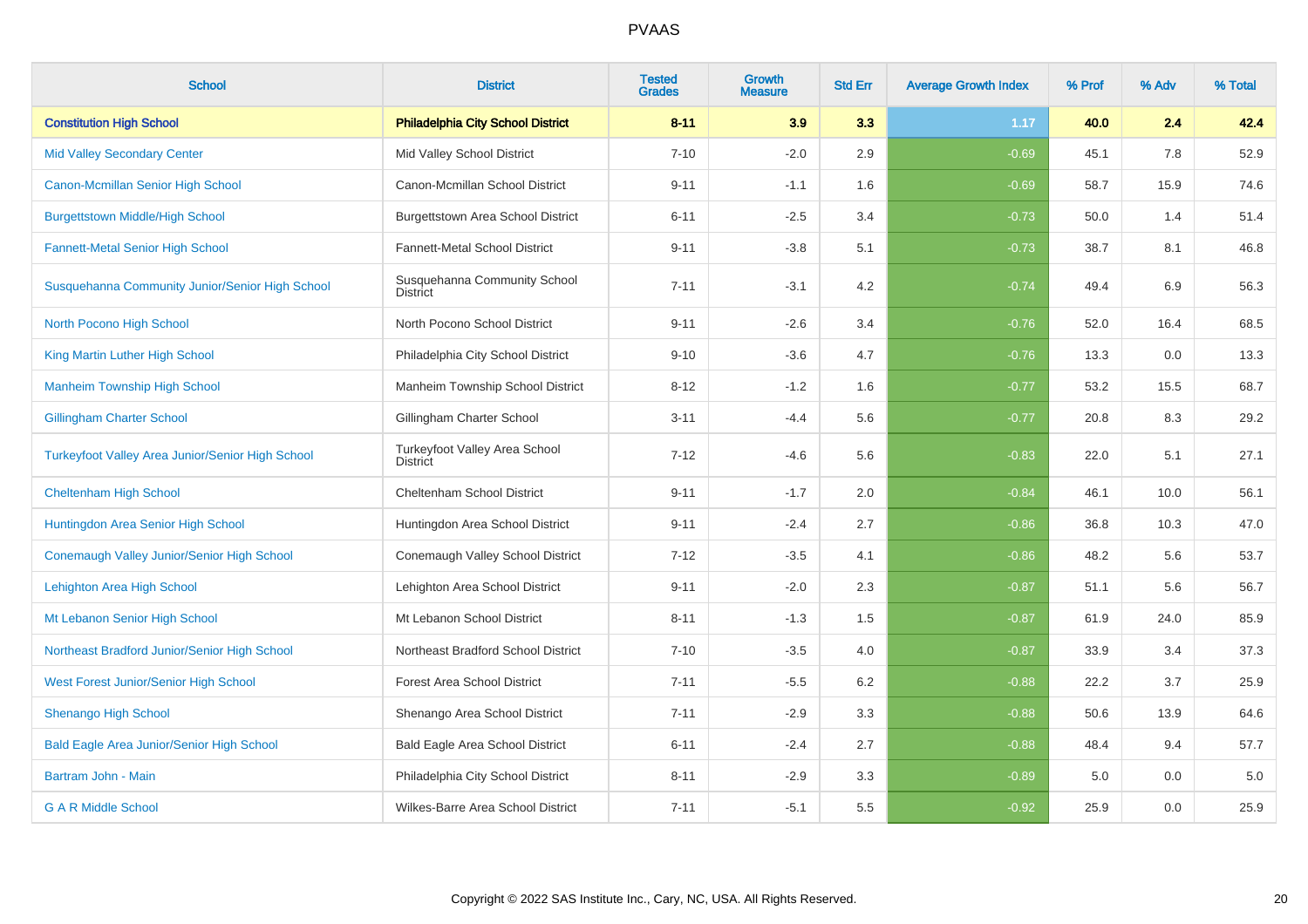# PVAAS

| School | District | Tested Grades | Growth Measure | Std Err | Average Growth Index | % Prof | % Adv | % Total |
|---|---|---|---|---|---|---|---|---|
| **Constitution High School** | **Philadelphia City School District** | **8-11** | **3.9** | **3.3** | **1.17** | **40.0** | **2.4** | **42.4** |
| Mid Valley Secondary Center | Mid Valley School District | 7-10 | -2.0 | 2.9 | -0.69 | 45.1 | 7.8 | 52.9 |
| Canon-Mcmillan Senior High School | Canon-Mcmillan School District | 9-11 | -1.1 | 1.6 | -0.69 | 58.7 | 15.9 | 74.6 |
| Burgettstown Middle/High School | Burgettstown Area School District | 6-11 | -2.5 | 3.4 | -0.73 | 50.0 | 1.4 | 51.4 |
| Fannett-Metal Senior High School | Fannett-Metal School District | 9-11 | -3.8 | 5.1 | -0.73 | 38.7 | 8.1 | 46.8 |
| Susquehanna Community Junior/Senior High School | Susquehanna Community School District | 7-11 | -3.1 | 4.2 | -0.74 | 49.4 | 6.9 | 56.3 |
| North Pocono High School | North Pocono School District | 9-11 | -2.6 | 3.4 | -0.76 | 52.0 | 16.4 | 68.5 |
| King Martin Luther High School | Philadelphia City School District | 9-10 | -3.6 | 4.7 | -0.76 | 13.3 | 0.0 | 13.3 |
| Manheim Township High School | Manheim Township School District | 8-12 | -1.2 | 1.6 | -0.77 | 53.2 | 15.5 | 68.7 |
| Gillingham Charter School | Gillingham Charter School | 3-11 | -4.4 | 5.6 | -0.77 | 20.8 | 8.3 | 29.2 |
| Turkeyfoot Valley Area Junior/Senior High School | Turkeyfoot Valley Area School District | 7-12 | -4.6 | 5.6 | -0.83 | 22.0 | 5.1 | 27.1 |
| Cheltenham High School | Cheltenham School District | 9-11 | -1.7 | 2.0 | -0.84 | 46.1 | 10.0 | 56.1 |
| Huntingdon Area Senior High School | Huntingdon Area School District | 9-11 | -2.4 | 2.7 | -0.86 | 36.8 | 10.3 | 47.0 |
| Conemaugh Valley Junior/Senior High School | Conemaugh Valley School District | 7-12 | -3.5 | 4.1 | -0.86 | 48.2 | 5.6 | 53.7 |
| Lehighton Area High School | Lehighton Area School District | 9-11 | -2.0 | 2.3 | -0.87 | 51.1 | 5.6 | 56.7 |
| Mt Lebanon Senior High School | Mt Lebanon School District | 8-11 | -1.3 | 1.5 | -0.87 | 61.9 | 24.0 | 85.9 |
| Northeast Bradford Junior/Senior High School | Northeast Bradford School District | 7-10 | -3.5 | 4.0 | -0.87 | 33.9 | 3.4 | 37.3 |
| West Forest Junior/Senior High School | Forest Area School District | 7-11 | -5.5 | 6.2 | -0.88 | 22.2 | 3.7 | 25.9 |
| Shenango High School | Shenango Area School District | 7-11 | -2.9 | 3.3 | -0.88 | 50.6 | 13.9 | 64.6 |
| Bald Eagle Area Junior/Senior High School | Bald Eagle Area School District | 6-11 | -2.4 | 2.7 | -0.88 | 48.4 | 9.4 | 57.7 |
| Bartram John - Main | Philadelphia City School District | 8-11 | -2.9 | 3.3 | -0.89 | 5.0 | 0.0 | 5.0 |
| G A R Middle School | Wilkes-Barre Area School District | 7-11 | -5.1 | 5.5 | -0.92 | 25.9 | 0.0 | 25.9 |

Copyright © 2022 SAS Institute Inc., Cary, NC, USA. All Rights Reserved.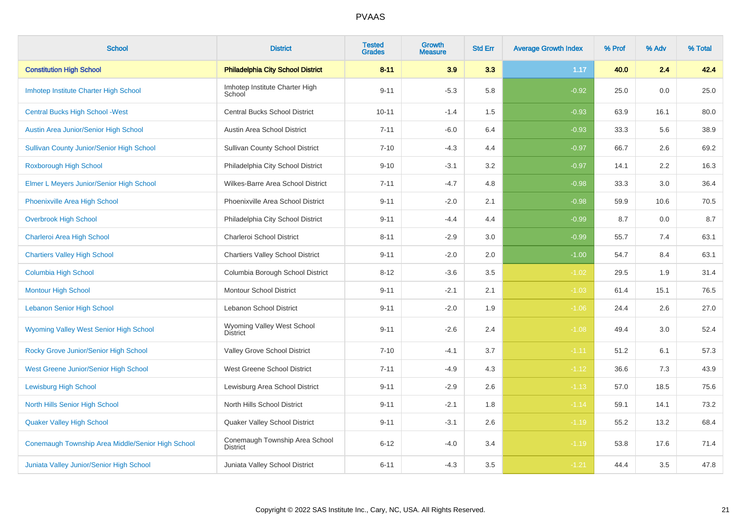# PVAAS

| School | District | Tested Grades | Growth Measure | Std Err | Average Growth Index | % Prof | % Adv | % Total |
|---|---|---|---|---|---|---|---|---|
| **Constitution High School** | **Philadelphia City School District** | **8-11** | **3.9** | **3.3** | **1.17** | **40.0** | **2.4** | **42.4** |
| Imhotep Institute Charter High School | Imhotep Institute Charter High School | 9-11 | -5.3 | 5.8 | -0.92 | 25.0 | 0.0 | 25.0 |
| Central Bucks High School -West | Central Bucks School District | 10-11 | -1.4 | 1.5 | -0.93 | 63.9 | 16.1 | 80.0 |
| Austin Area Junior/Senior High School | Austin Area School District | 7-11 | -6.0 | 6.4 | -0.93 | 33.3 | 5.6 | 38.9 |
| Sullivan County Junior/Senior High School | Sullivan County School District | 7-10 | -4.3 | 4.4 | -0.97 | 66.7 | 2.6 | 69.2 |
| Roxborough High School | Philadelphia City School District | 9-10 | -3.1 | 3.2 | -0.97 | 14.1 | 2.2 | 16.3 |
| Elmer L Meyers Junior/Senior High School | Wilkes-Barre Area School District | 7-11 | -4.7 | 4.8 | -0.98 | 33.3 | 3.0 | 36.4 |
| Phoenixville Area High School | Phoenixville Area School District | 9-11 | -2.0 | 2.1 | -0.98 | 59.9 | 10.6 | 70.5 |
| Overbrook High School | Philadelphia City School District | 9-11 | -4.4 | 4.4 | -0.99 | 8.7 | 0.0 | 8.7 |
| Charleroi Area High School | Charleroi School District | 8-11 | -2.9 | 3.0 | -0.99 | 55.7 | 7.4 | 63.1 |
| Chartiers Valley High School | Chartiers Valley School District | 9-11 | -2.0 | 2.0 | -1.00 | 54.7 | 8.4 | 63.1 |
| Columbia High School | Columbia Borough School District | 8-12 | -3.6 | 3.5 | -1.02 | 29.5 | 1.9 | 31.4 |
| Montour High School | Montour School District | 9-11 | -2.1 | 2.1 | -1.03 | 61.4 | 15.1 | 76.5 |
| Lebanon Senior High School | Lebanon School District | 9-11 | -2.0 | 1.9 | -1.06 | 24.4 | 2.6 | 27.0 |
| Wyoming Valley West Senior High School | Wyoming Valley West School District | 9-11 | -2.6 | 2.4 | -1.08 | 49.4 | 3.0 | 52.4 |
| Rocky Grove Junior/Senior High School | Valley Grove School District | 7-10 | -4.1 | 3.7 | -1.11 | 51.2 | 6.1 | 57.3 |
| West Greene Junior/Senior High School | West Greene School District | 7-11 | -4.9 | 4.3 | -1.12 | 36.6 | 7.3 | 43.9 |
| Lewisburg High School | Lewisburg Area School District | 9-11 | -2.9 | 2.6 | -1.13 | 57.0 | 18.5 | 75.6 |
| North Hills Senior High School | North Hills School District | 9-11 | -2.1 | 1.8 | -1.14 | 59.1 | 14.1 | 73.2 |
| Quaker Valley High School | Quaker Valley School District | 9-11 | -3.1 | 2.6 | -1.19 | 55.2 | 13.2 | 68.4 |
| Conemaugh Township Area Middle/Senior High School | Conemaugh Township Area School District | 6-12 | -4.0 | 3.4 | -1.19 | 53.8 | 17.6 | 71.4 |
| Juniata Valley Junior/Senior High School | Juniata Valley School District | 6-11 | -4.3 | 3.5 | -1.21 | 44.4 | 3.5 | 47.8 |

Copyright © 2022 SAS Institute Inc., Cary, NC, USA. All Rights Reserved.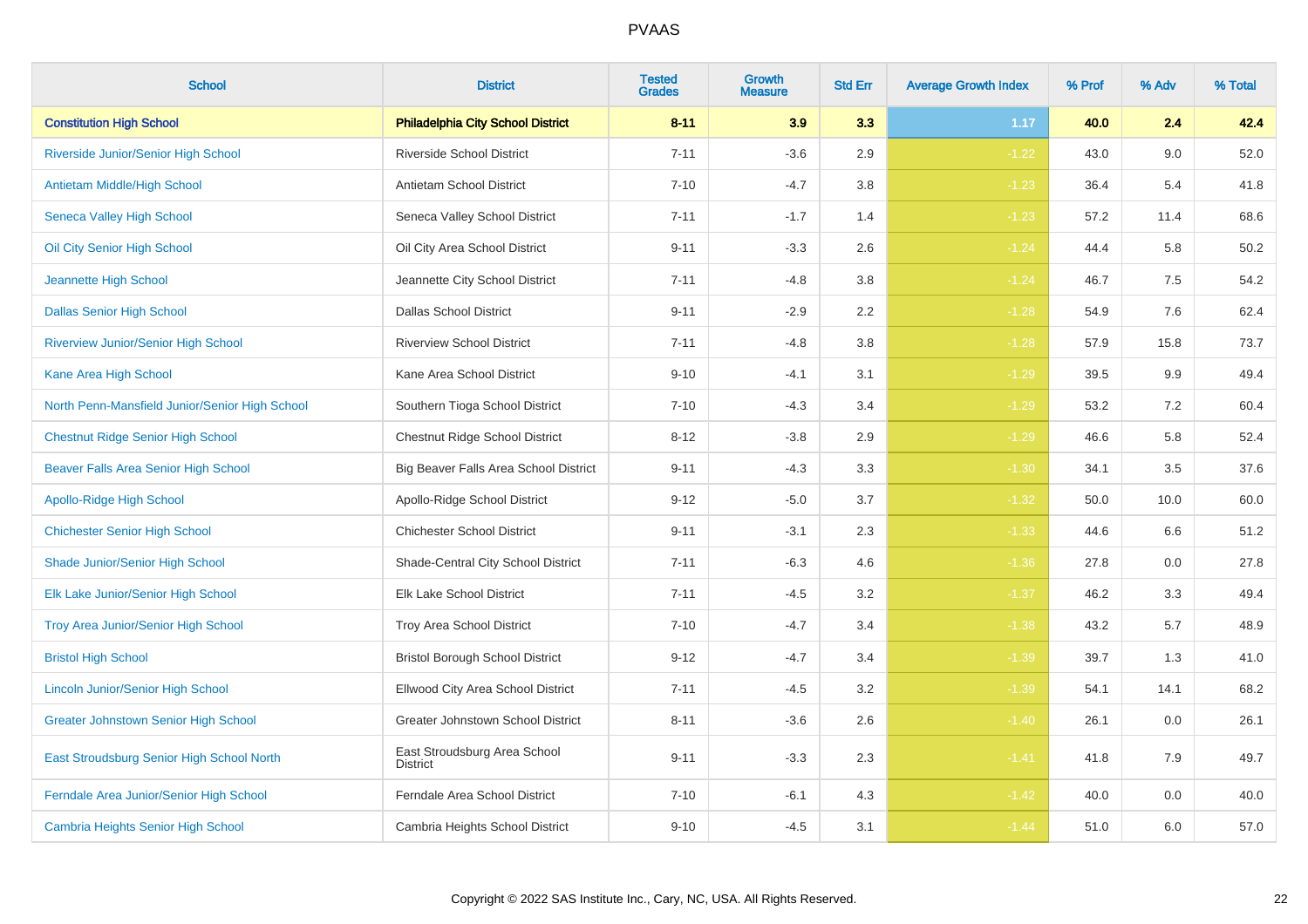# PVAAS

| School | District | Tested Grades | Growth Measure | Std Err | Average Growth Index | % Prof | % Adv | % Total |
|---|---|---|---|---|---|---|---|---|
| **Constitution High School** | **Philadelphia City School District** | **8-11** | **3.9** | **3.3** | **1.17** | **40.0** | **2.4** | **42.4** |
| Riverside Junior/Senior High School | Riverside School District | 7-11 | -3.6 | 2.9 | -1.22 | 43.0 | 9.0 | 52.0 |
| Antietam Middle/High School | Antietam School District | 7-10 | -4.7 | 3.8 | -1.23 | 36.4 | 5.4 | 41.8 |
| Seneca Valley High School | Seneca Valley School District | 7-11 | -1.7 | 1.4 | -1.23 | 57.2 | 11.4 | 68.6 |
| Oil City Senior High School | Oil City Area School District | 9-11 | -3.3 | 2.6 | -1.24 | 44.4 | 5.8 | 50.2 |
| Jeannette High School | Jeannette City School District | 7-11 | -4.8 | 3.8 | -1.24 | 46.7 | 7.5 | 54.2 |
| Dallas Senior High School | Dallas School District | 9-11 | -2.9 | 2.2 | -1.28 | 54.9 | 7.6 | 62.4 |
| Riverview Junior/Senior High School | Riverview School District | 7-11 | -4.8 | 3.8 | -1.28 | 57.9 | 15.8 | 73.7 |
| Kane Area High School | Kane Area School District | 9-10 | -4.1 | 3.1 | -1.29 | 39.5 | 9.9 | 49.4 |
| North Penn-Mansfield Junior/Senior High School | Southern Tioga School District | 7-10 | -4.3 | 3.4 | -1.29 | 53.2 | 7.2 | 60.4 |
| Chestnut Ridge Senior High School | Chestnut Ridge School District | 8-12 | -3.8 | 2.9 | -1.29 | 46.6 | 5.8 | 52.4 |
| Beaver Falls Area Senior High School | Big Beaver Falls Area School District | 9-11 | -4.3 | 3.3 | -1.30 | 34.1 | 3.5 | 37.6 |
| Apollo-Ridge High School | Apollo-Ridge School District | 9-12 | -5.0 | 3.7 | -1.32 | 50.0 | 10.0 | 60.0 |
| Chichester Senior High School | Chichester School District | 9-11 | -3.1 | 2.3 | -1.33 | 44.6 | 6.6 | 51.2 |
| Shade Junior/Senior High School | Shade-Central City School District | 7-11 | -6.3 | 4.6 | -1.36 | 27.8 | 0.0 | 27.8 |
| Elk Lake Junior/Senior High School | Elk Lake School District | 7-11 | -4.5 | 3.2 | -1.37 | 46.2 | 3.3 | 49.4 |
| Troy Area Junior/Senior High School | Troy Area School District | 7-10 | -4.7 | 3.4 | -1.38 | 43.2 | 5.7 | 48.9 |
| Bristol High School | Bristol Borough School District | 9-12 | -4.7 | 3.4 | -1.39 | 39.7 | 1.3 | 41.0 |
| Lincoln Junior/Senior High School | Ellwood City Area School District | 7-11 | -4.5 | 3.2 | -1.39 | 54.1 | 14.1 | 68.2 |
| Greater Johnstown Senior High School | Greater Johnstown School District | 8-11 | -3.6 | 2.6 | -1.40 | 26.1 | 0.0 | 26.1 |
| East Stroudsburg Senior High School North | East Stroudsburg Area School District | 9-11 | -3.3 | 2.3 | -1.41 | 41.8 | 7.9 | 49.7 |
| Ferndale Area Junior/Senior High School | Ferndale Area School District | 7-10 | -6.1 | 4.3 | -1.42 | 40.0 | 0.0 | 40.0 |
| Cambria Heights Senior High School | Cambria Heights School District | 9-10 | -4.5 | 3.1 | -1.44 | 51.0 | 6.0 | 57.0 |

Copyright © 2022 SAS Institute Inc., Cary, NC, USA. All Rights Reserved.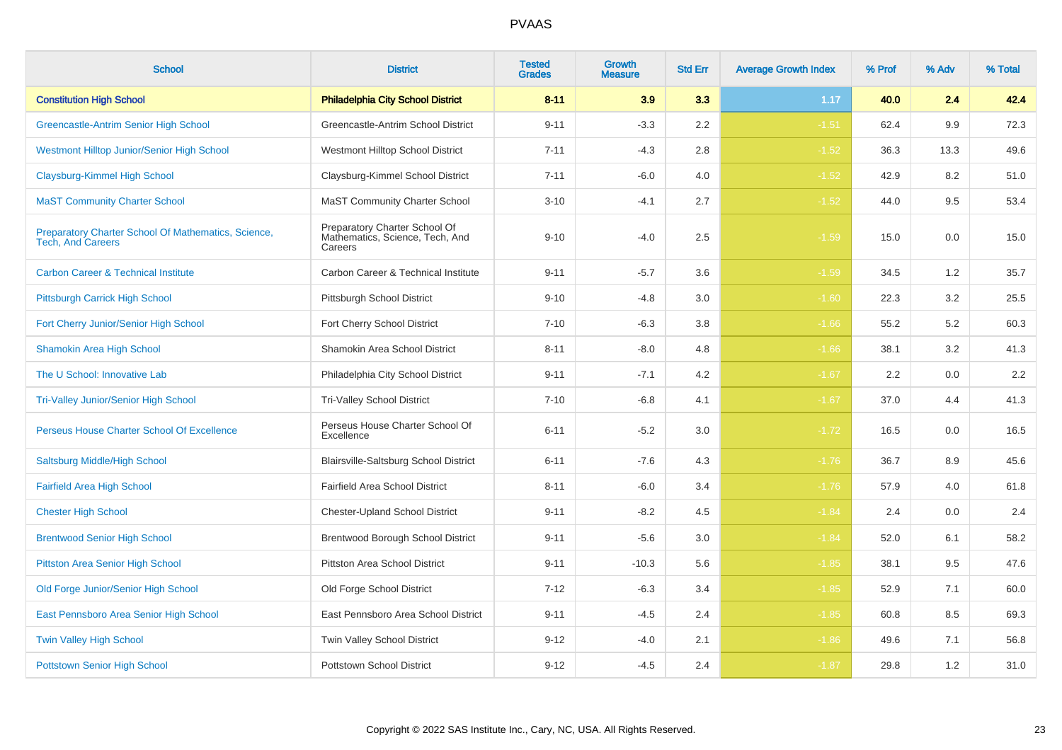# PVAAS

| School | District | Tested Grades | Growth Measure | Std Err | Average Growth Index | % Prof | % Adv | % Total |
|---|---|---|---|---|---|---|---|---|
| **Constitution High School** | **Philadelphia City School District** | **8-11** | **3.9** | **3.3** | **1.17** | **40.0** | **2.4** | **42.4** |
| Greencastle-Antrim Senior High School | Greencastle-Antrim School District | 9-11 | -3.3 | 2.2 | -1.51 | 62.4 | 9.9 | 72.3 |
| Westmont Hilltop Junior/Senior High School | Westmont Hilltop School District | 7-11 | -4.3 | 2.8 | -1.52 | 36.3 | 13.3 | 49.6 |
| Claysburg-Kimmel High School | Claysburg-Kimmel School District | 7-11 | -6.0 | 4.0 | -1.52 | 42.9 | 8.2 | 51.0 |
| MaST Community Charter School | MaST Community Charter School | 3-10 | -4.1 | 2.7 | -1.52 | 44.0 | 9.5 | 53.4 |
| Preparatory Charter School Of Mathematics, Science, Tech, And Careers | Preparatory Charter School Of Mathematics, Science, Tech, And Careers | 9-10 | -4.0 | 2.5 | -1.59 | 15.0 | 0.0 | 15.0 |
| Carbon Career & Technical Institute | Carbon Career & Technical Institute | 9-11 | -5.7 | 3.6 | -1.59 | 34.5 | 1.2 | 35.7 |
| Pittsburgh Carrick High School | Pittsburgh School District | 9-10 | -4.8 | 3.0 | -1.60 | 22.3 | 3.2 | 25.5 |
| Fort Cherry Junior/Senior High School | Fort Cherry School District | 7-10 | -6.3 | 3.8 | -1.66 | 55.2 | 5.2 | 60.3 |
| Shamokin Area High School | Shamokin Area School District | 8-11 | -8.0 | 4.8 | -1.66 | 38.1 | 3.2 | 41.3 |
| The U School: Innovative Lab | Philadelphia City School District | 9-11 | -7.1 | 4.2 | -1.67 | 2.2 | 0.0 | 2.2 |
| Tri-Valley Junior/Senior High School | Tri-Valley School District | 7-10 | -6.8 | 4.1 | -1.67 | 37.0 | 4.4 | 41.3 |
| Perseus House Charter School Of Excellence | Perseus House Charter School Of Excellence | 6-11 | -5.2 | 3.0 | -1.72 | 16.5 | 0.0 | 16.5 |
| Saltsburg Middle/High School | Blairsville-Saltsburg School District | 6-11 | -7.6 | 4.3 | -1.76 | 36.7 | 8.9 | 45.6 |
| Fairfield Area High School | Fairfield Area School District | 8-11 | -6.0 | 3.4 | -1.76 | 57.9 | 4.0 | 61.8 |
| Chester High School | Chester-Upland School District | 9-11 | -8.2 | 4.5 | -1.84 | 2.4 | 0.0 | 2.4 |
| Brentwood Senior High School | Brentwood Borough School District | 9-11 | -5.6 | 3.0 | -1.84 | 52.0 | 6.1 | 58.2 |
| Pittston Area Senior High School | Pittston Area School District | 9-11 | -10.3 | 5.6 | -1.85 | 38.1 | 9.5 | 47.6 |
| Old Forge Junior/Senior High School | Old Forge School District | 7-12 | -6.3 | 3.4 | -1.85 | 52.9 | 7.1 | 60.0 |
| East Pennsboro Area Senior High School | East Pennsboro Area School District | 9-11 | -4.5 | 2.4 | -1.85 | 60.8 | 8.5 | 69.3 |
| Twin Valley High School | Twin Valley School District | 9-12 | -4.0 | 2.1 | -1.86 | 49.6 | 7.1 | 56.8 |
| Pottstown Senior High School | Pottstown School District | 9-12 | -4.5 | 2.4 | -1.87 | 29.8 | 1.2 | 31.0 |

Copyright © 2022 SAS Institute Inc., Cary, NC, USA. All Rights Reserved.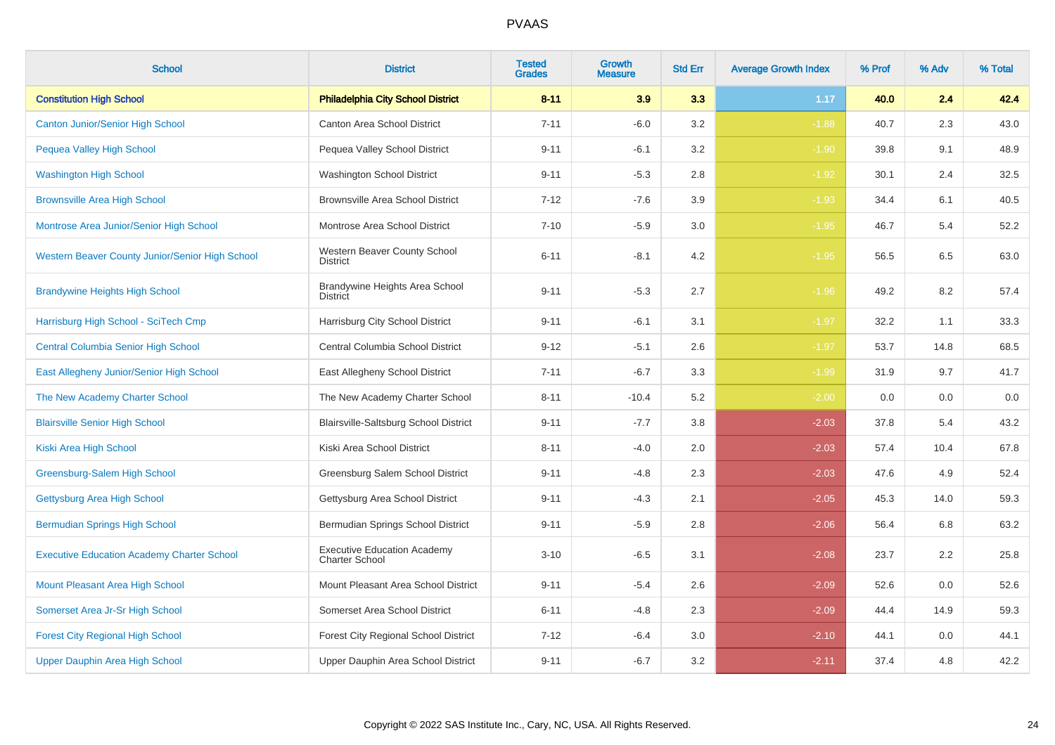# PVAAS

| School | District | Tested Grades | Growth Measure | Std Err | Average Growth Index | % Prof | % Adv | % Total |
|---|---|---|---|---|---|---|---|---|
| **Constitution High School** | **Philadelphia City School District** | **8-11** | **3.9** | **3.3** | **1.17** | **40.0** | **2.4** | **42.4** |
| Canton Junior/Senior High School | Canton Area School District | 7-11 | -6.0 | 3.2 | -1.88 | 40.7 | 2.3 | 43.0 |
| Pequea Valley High School | Pequea Valley School District | 9-11 | -6.1 | 3.2 | -1.90 | 39.8 | 9.1 | 48.9 |
| Washington High School | Washington School District | 9-11 | -5.3 | 2.8 | -1.92 | 30.1 | 2.4 | 32.5 |
| Brownsville Area High School | Brownsville Area School District | 7-12 | -7.6 | 3.9 | -1.93 | 34.4 | 6.1 | 40.5 |
| Montrose Area Junior/Senior High School | Montrose Area School District | 7-10 | -5.9 | 3.0 | -1.95 | 46.7 | 5.4 | 52.2 |
| Western Beaver County Junior/Senior High School | Western Beaver County School District | 6-11 | -8.1 | 4.2 | -1.95 | 56.5 | 6.5 | 63.0 |
| Brandywine Heights High School | Brandywine Heights Area School District | 9-11 | -5.3 | 2.7 | -1.96 | 49.2 | 8.2 | 57.4 |
| Harrisburg High School - SciTech Cmp | Harrisburg City School District | 9-11 | -6.1 | 3.1 | -1.97 | 32.2 | 1.1 | 33.3 |
| Central Columbia Senior High School | Central Columbia School District | 9-12 | -5.1 | 2.6 | -1.97 | 53.7 | 14.8 | 68.5 |
| East Allegheny Junior/Senior High School | East Allegheny School District | 7-11 | -6.7 | 3.3 | -1.99 | 31.9 | 9.7 | 41.7 |
| The New Academy Charter School | The New Academy Charter School | 8-11 | -10.4 | 5.2 | -2.00 | 0.0 | 0.0 | 0.0 |
| Blairsville Senior High School | Blairsville-Saltsburg School District | 9-11 | -7.7 | 3.8 | -2.03 | 37.8 | 5.4 | 43.2 |
| Kiski Area High School | Kiski Area School District | 8-11 | -4.0 | 2.0 | -2.03 | 57.4 | 10.4 | 67.8 |
| Greensburg-Salem High School | Greensburg Salem School District | 9-11 | -4.8 | 2.3 | -2.03 | 47.6 | 4.9 | 52.4 |
| Gettysburg Area High School | Gettysburg Area School District | 9-11 | -4.3 | 2.1 | -2.05 | 45.3 | 14.0 | 59.3 |
| Bermudian Springs High School | Bermudian Springs School District | 9-11 | -5.9 | 2.8 | -2.06 | 56.4 | 6.8 | 63.2 |
| Executive Education Academy Charter School | Executive Education Academy Charter School | 3-10 | -6.5 | 3.1 | -2.08 | 23.7 | 2.2 | 25.8 |
| Mount Pleasant Area High School | Mount Pleasant Area School District | 9-11 | -5.4 | 2.6 | -2.09 | 52.6 | 0.0 | 52.6 |
| Somerset Area Jr-Sr High School | Somerset Area School District | 6-11 | -4.8 | 2.3 | -2.09 | 44.4 | 14.9 | 59.3 |
| Forest City Regional High School | Forest City Regional School District | 7-12 | -6.4 | 3.0 | -2.10 | 44.1 | 0.0 | 44.1 |
| Upper Dauphin Area High School | Upper Dauphin Area School District | 9-11 | -6.7 | 3.2 | -2.11 | 37.4 | 4.8 | 42.2 |

Copyright © 2022 SAS Institute Inc., Cary, NC, USA. All Rights Reserved.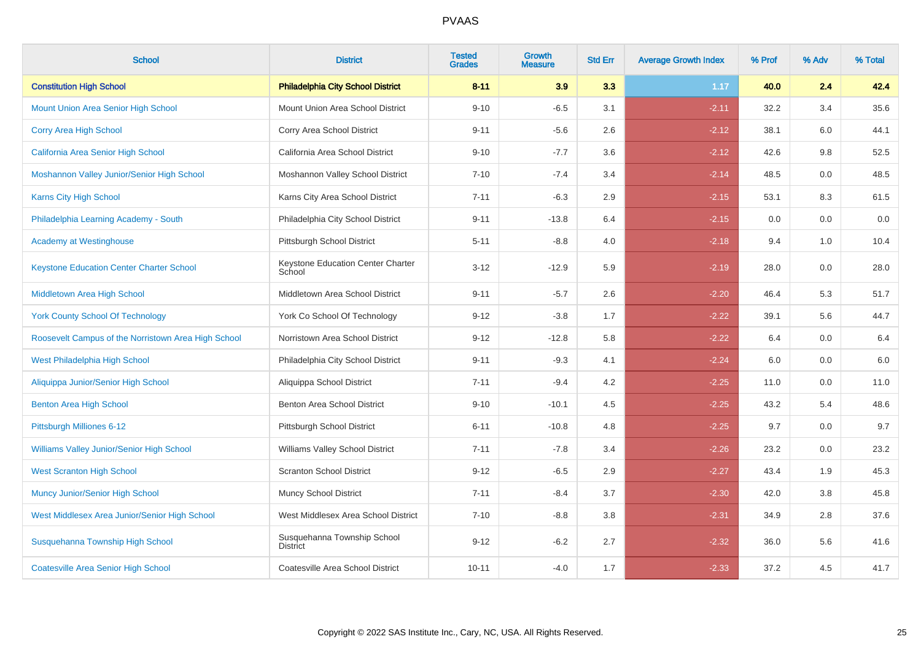| School | District | Tested Grades | Growth Measure | Std Err | Average Growth Index | % Prof | % Adv | % Total |
|---|---|---|---|---|---|---|---|---|
| **Constitution High School** | **Philadelphia City School District** | **8-11** | **3.9** | **3.3** | **1.17** | **40.0** | **2.4** | **42.4** |
| Mount Union Area Senior High School | Mount Union Area School District | 9-10 | -6.5 | 3.1 | -2.11 | 32.2 | 3.4 | 35.6 |
| Corry Area High School | Corry Area School District | 9-11 | -5.6 | 2.6 | -2.12 | 38.1 | 6.0 | 44.1 |
| California Area Senior High School | California Area School District | 9-10 | -7.7 | 3.6 | -2.12 | 42.6 | 9.8 | 52.5 |
| Moshannon Valley Junior/Senior High School | Moshannon Valley School District | 7-10 | -7.4 | 3.4 | -2.14 | 48.5 | 0.0 | 48.5 |
| Karns City High School | Karns City Area School District | 7-11 | -6.3 | 2.9 | -2.15 | 53.1 | 8.3 | 61.5 |
| Philadelphia Learning Academy - South | Philadelphia City School District | 9-11 | -13.8 | 6.4 | -2.15 | 0.0 | 0.0 | 0.0 |
| Academy at Westinghouse | Pittsburgh School District | 5-11 | -8.8 | 4.0 | -2.18 | 9.4 | 1.0 | 10.4 |
| Keystone Education Center Charter School | Keystone Education Center Charter School | 3-12 | -12.9 | 5.9 | -2.19 | 28.0 | 0.0 | 28.0 |
| Middletown Area High School | Middletown Area School District | 9-11 | -5.7 | 2.6 | -2.20 | 46.4 | 5.3 | 51.7 |
| York County School Of Technology | York Co School Of Technology | 9-12 | -3.8 | 1.7 | -2.22 | 39.1 | 5.6 | 44.7 |
| Roosevelt Campus of the Norristown Area High School | Norristown Area School District | 9-12 | -12.8 | 5.8 | -2.22 | 6.4 | 0.0 | 6.4 |
| West Philadelphia High School | Philadelphia City School District | 9-11 | -9.3 | 4.1 | -2.24 | 6.0 | 0.0 | 6.0 |
| Aliquippa Junior/Senior High School | Aliquippa School District | 7-11 | -9.4 | 4.2 | -2.25 | 11.0 | 0.0 | 11.0 |
| Benton Area High School | Benton Area School District | 9-10 | -10.1 | 4.5 | -2.25 | 43.2 | 5.4 | 48.6 |
| Pittsburgh Milliones 6-12 | Pittsburgh School District | 6-11 | -10.8 | 4.8 | -2.25 | 9.7 | 0.0 | 9.7 |
| Williams Valley Junior/Senior High School | Williams Valley School District | 7-11 | -7.8 | 3.4 | -2.26 | 23.2 | 0.0 | 23.2 |
| West Scranton High School | Scranton School District | 9-12 | -6.5 | 2.9 | -2.27 | 43.4 | 1.9 | 45.3 |
| Muncy Junior/Senior High School | Muncy School District | 7-11 | -8.4 | 3.7 | -2.30 | 42.0 | 3.8 | 45.8 |
| West Middlesex Area Junior/Senior High School | West Middlesex Area School District | 7-10 | -8.8 | 3.8 | -2.31 | 34.9 | 2.8 | 37.6 |
| Susquehanna Township High School | Susquehanna Township School District | 9-12 | -6.2 | 2.7 | -2.32 | 36.0 | 5.6 | 41.6 |
| Coatesville Area Senior High School | Coatesville Area School District | 10-11 | -4.0 | 1.7 | -2.33 | 37.2 | 4.5 | 41.7 |

Copyright © 2022 SAS Institute Inc., Cary, NC, USA. All Rights Reserved.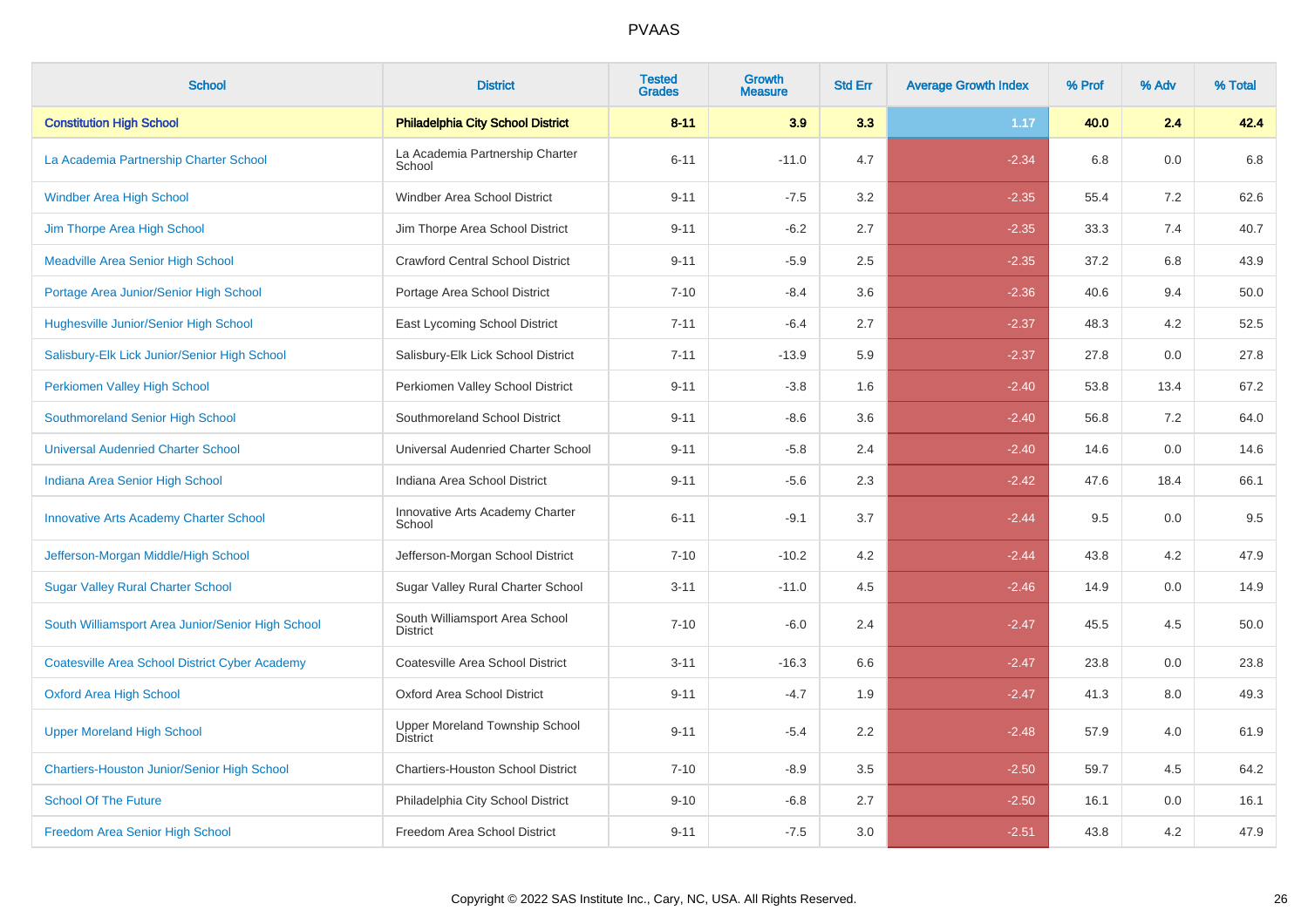# PVAAS

| School | District | Tested Grades | Growth Measure | Std Err | Average Growth Index | % Prof | % Adv | % Total |
|---|---|---|---|---|---|---|---|---|
| **Constitution High School** | **Philadelphia City School District** | **8-11** | **3.9** | **3.3** | **1.17** | **40.0** | **2.4** | **42.4** |
| La Academia Partnership Charter School | La Academia Partnership Charter School | 6-11 | -11.0 | 4.7 | -2.34 | 6.8 | 0.0 | 6.8 |
| Windber Area High School | Windber Area School District | 9-11 | -7.5 | 3.2 | -2.35 | 55.4 | 7.2 | 62.6 |
| Jim Thorpe Area High School | Jim Thorpe Area School District | 9-11 | -6.2 | 2.7 | -2.35 | 33.3 | 7.4 | 40.7 |
| Meadville Area Senior High School | Crawford Central School District | 9-11 | -5.9 | 2.5 | -2.35 | 37.2 | 6.8 | 43.9 |
| Portage Area Junior/Senior High School | Portage Area School District | 7-10 | -8.4 | 3.6 | -2.36 | 40.6 | 9.4 | 50.0 |
| Hughesville Junior/Senior High School | East Lycoming School District | 7-11 | -6.4 | 2.7 | -2.37 | 48.3 | 4.2 | 52.5 |
| Salisbury-Elk Lick Junior/Senior High School | Salisbury-Elk Lick School District | 7-11 | -13.9 | 5.9 | -2.37 | 27.8 | 0.0 | 27.8 |
| Perkiomen Valley High School | Perkiomen Valley School District | 9-11 | -3.8 | 1.6 | -2.40 | 53.8 | 13.4 | 67.2 |
| Southmoreland Senior High School | Southmoreland School District | 9-11 | -8.6 | 3.6 | -2.40 | 56.8 | 7.2 | 64.0 |
| Universal Audenried Charter School | Universal Audenried Charter School | 9-11 | -5.8 | 2.4 | -2.40 | 14.6 | 0.0 | 14.6 |
| Indiana Area Senior High School | Indiana Area School District | 9-11 | -5.6 | 2.3 | -2.42 | 47.6 | 18.4 | 66.1 |
| Innovative Arts Academy Charter School | Innovative Arts Academy Charter School | 6-11 | -9.1 | 3.7 | -2.44 | 9.5 | 0.0 | 9.5 |
| Jefferson-Morgan Middle/High School | Jefferson-Morgan School District | 7-10 | -10.2 | 4.2 | -2.44 | 43.8 | 4.2 | 47.9 |
| Sugar Valley Rural Charter School | Sugar Valley Rural Charter School | 3-11 | -11.0 | 4.5 | -2.46 | 14.9 | 0.0 | 14.9 |
| South Williamsport Area Junior/Senior High School | South Williamsport Area School District | 7-10 | -6.0 | 2.4 | -2.47 | 45.5 | 4.5 | 50.0 |
| Coatesville Area School District Cyber Academy | Coatesville Area School District | 3-11 | -16.3 | 6.6 | -2.47 | 23.8 | 0.0 | 23.8 |
| Oxford Area High School | Oxford Area School District | 9-11 | -4.7 | 1.9 | -2.47 | 41.3 | 8.0 | 49.3 |
| Upper Moreland High School | Upper Moreland Township School District | 9-11 | -5.4 | 2.2 | -2.48 | 57.9 | 4.0 | 61.9 |
| Chartiers-Houston Junior/Senior High School | Chartiers-Houston School District | 7-10 | -8.9 | 3.5 | -2.50 | 59.7 | 4.5 | 64.2 |
| School Of The Future | Philadelphia City School District | 9-10 | -6.8 | 2.7 | -2.50 | 16.1 | 0.0 | 16.1 |
| Freedom Area Senior High School | Freedom Area School District | 9-11 | -7.5 | 3.0 | -2.51 | 43.8 | 4.2 | 47.9 |

Copyright © 2022 SAS Institute Inc., Cary, NC, USA. All Rights Reserved.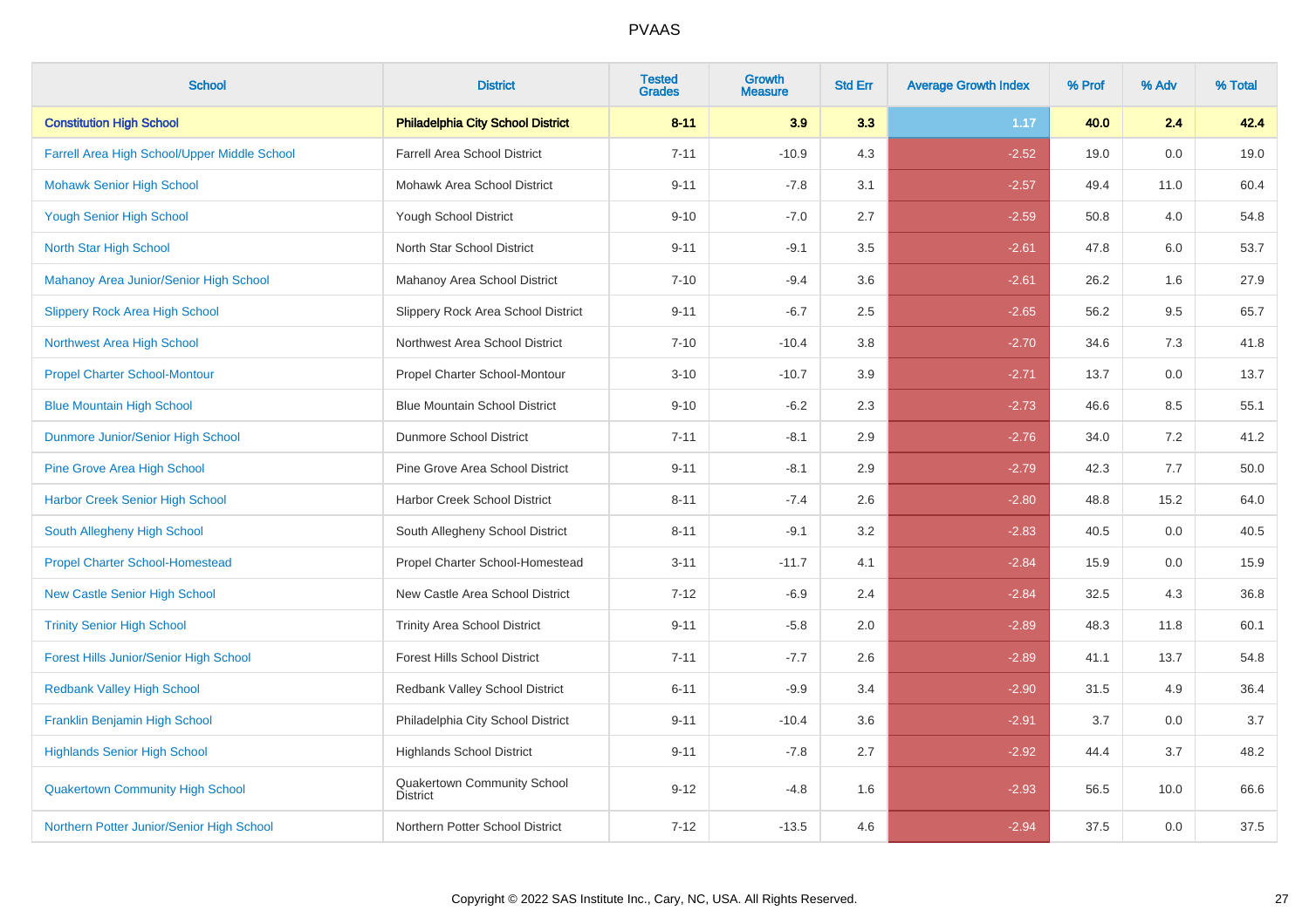| School | District | Tested Grades | Growth Measure | Std Err | Average Growth Index | % Prof | % Adv | % Total |
|---|---|---|---|---|---|---|---|---|
| **Constitution High School** | **Philadelphia City School District** | **8-11** | **3.9** | **3.3** | **1.17** | **40.0** | **2.4** | **42.4** |
| Farrell Area High School/Upper Middle School | Farrell Area School District | 7-11 | -10.9 | 4.3 | -2.52 | 19.0 | 0.0 | 19.0 |
| Mohawk Senior High School | Mohawk Area School District | 9-11 | -7.8 | 3.1 | -2.57 | 49.4 | 11.0 | 60.4 |
| Yough Senior High School | Yough School District | 9-10 | -7.0 | 2.7 | -2.59 | 50.8 | 4.0 | 54.8 |
| North Star High School | North Star School District | 9-11 | -9.1 | 3.5 | -2.61 | 47.8 | 6.0 | 53.7 |
| Mahanoy Area Junior/Senior High School | Mahanoy Area School District | 7-10 | -9.4 | 3.6 | -2.61 | 26.2 | 1.6 | 27.9 |
| Slippery Rock Area High School | Slippery Rock Area School District | 9-11 | -6.7 | 2.5 | -2.65 | 56.2 | 9.5 | 65.7 |
| Northwest Area High School | Northwest Area School District | 7-10 | -10.4 | 3.8 | -2.70 | 34.6 | 7.3 | 41.8 |
| Propel Charter School-Montour | Propel Charter School-Montour | 3-10 | -10.7 | 3.9 | -2.71 | 13.7 | 0.0 | 13.7 |
| Blue Mountain High School | Blue Mountain School District | 9-10 | -6.2 | 2.3 | -2.73 | 46.6 | 8.5 | 55.1 |
| Dunmore Junior/Senior High School | Dunmore School District | 7-11 | -8.1 | 2.9 | -2.76 | 34.0 | 7.2 | 41.2 |
| Pine Grove Area High School | Pine Grove Area School District | 9-11 | -8.1 | 2.9 | -2.79 | 42.3 | 7.7 | 50.0 |
| Harbor Creek Senior High School | Harbor Creek School District | 8-11 | -7.4 | 2.6 | -2.80 | 48.8 | 15.2 | 64.0 |
| South Allegheny High School | South Allegheny School District | 8-11 | -9.1 | 3.2 | -2.83 | 40.5 | 0.0 | 40.5 |
| Propel Charter School-Homestead | Propel Charter School-Homestead | 3-11 | -11.7 | 4.1 | -2.84 | 15.9 | 0.0 | 15.9 |
| New Castle Senior High School | New Castle Area School District | 7-12 | -6.9 | 2.4 | -2.84 | 32.5 | 4.3 | 36.8 |
| Trinity Senior High School | Trinity Area School District | 9-11 | -5.8 | 2.0 | -2.89 | 48.3 | 11.8 | 60.1 |
| Forest Hills Junior/Senior High School | Forest Hills School District | 7-11 | -7.7 | 2.6 | -2.89 | 41.1 | 13.7 | 54.8 |
| Redbank Valley High School | Redbank Valley School District | 6-11 | -9.9 | 3.4 | -2.90 | 31.5 | 4.9 | 36.4 |
| Franklin Benjamin High School | Philadelphia City School District | 9-11 | -10.4 | 3.6 | -2.91 | 3.7 | 0.0 | 3.7 |
| Highlands Senior High School | Highlands School District | 9-11 | -7.8 | 2.7 | -2.92 | 44.4 | 3.7 | 48.2 |
| Quakertown Community High School | Quakertown Community School District | 9-12 | -4.8 | 1.6 | -2.93 | 56.5 | 10.0 | 66.6 |
| Northern Potter Junior/Senior High School | Northern Potter School District | 7-12 | -13.5 | 4.6 | -2.94 | 37.5 | 0.0 | 37.5 |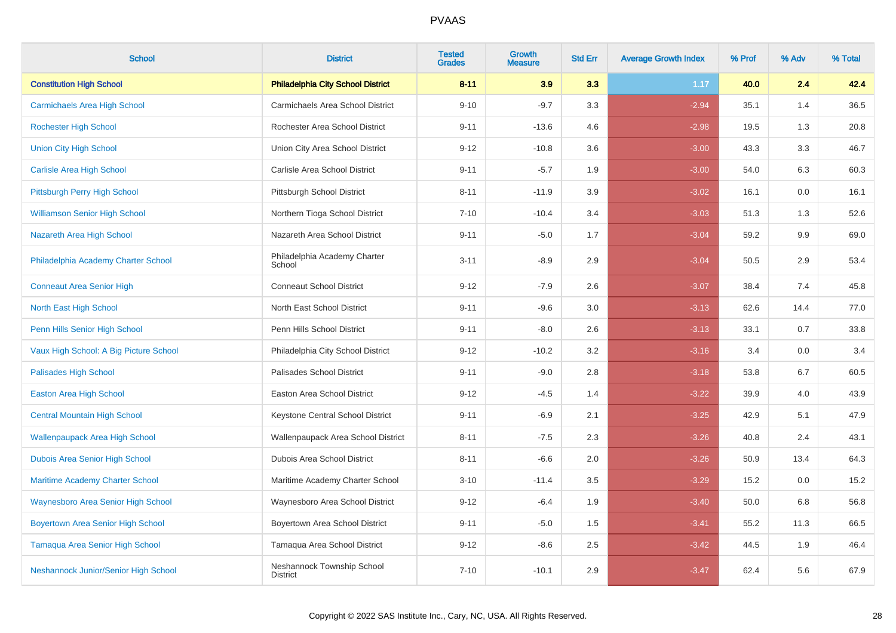| School | District | Tested Grades | Growth Measure | Std Err | Average Growth Index | % Prof | % Adv | % Total |
|---|---|---|---|---|---|---|---|---|
| **Constitution High School** | **Philadelphia City School District** | **8-11** | **3.9** | **3.3** | **1.17** | **40.0** | **2.4** | **42.4** |
| Carmichaels Area High School | Carmichaels Area School District | 9-10 | -9.7 | 3.3 | -2.94 | 35.1 | 1.4 | 36.5 |
| Rochester High School | Rochester Area School District | 9-11 | -13.6 | 4.6 | -2.98 | 19.5 | 1.3 | 20.8 |
| Union City High School | Union City Area School District | 9-12 | -10.8 | 3.6 | -3.00 | 43.3 | 3.3 | 46.7 |
| Carlisle Area High School | Carlisle Area School District | 9-11 | -5.7 | 1.9 | -3.00 | 54.0 | 6.3 | 60.3 |
| Pittsburgh Perry High School | Pittsburgh School District | 8-11 | -11.9 | 3.9 | -3.02 | 16.1 | 0.0 | 16.1 |
| Williamson Senior High School | Northern Tioga School District | 7-10 | -10.4 | 3.4 | -3.03 | 51.3 | 1.3 | 52.6 |
| Nazareth Area High School | Nazareth Area School District | 9-11 | -5.0 | 1.7 | -3.04 | 59.2 | 9.9 | 69.0 |
| Philadelphia Academy Charter School | Philadelphia Academy Charter School | 3-11 | -8.9 | 2.9 | -3.04 | 50.5 | 2.9 | 53.4 |
| Conneaut Area Senior High | Conneaut School District | 9-12 | -7.9 | 2.6 | -3.07 | 38.4 | 7.4 | 45.8 |
| North East High School | North East School District | 9-11 | -9.6 | 3.0 | -3.13 | 62.6 | 14.4 | 77.0 |
| Penn Hills Senior High School | Penn Hills School District | 9-11 | -8.0 | 2.6 | -3.13 | 33.1 | 0.7 | 33.8 |
| Vaux High School: A Big Picture School | Philadelphia City School District | 9-12 | -10.2 | 3.2 | -3.16 | 3.4 | 0.0 | 3.4 |
| Palisades High School | Palisades School District | 9-11 | -9.0 | 2.8 | -3.18 | 53.8 | 6.7 | 60.5 |
| Easton Area High School | Easton Area School District | 9-12 | -4.5 | 1.4 | -3.22 | 39.9 | 4.0 | 43.9 |
| Central Mountain High School | Keystone Central School District | 9-11 | -6.9 | 2.1 | -3.25 | 42.9 | 5.1 | 47.9 |
| Wallenpaupack Area High School | Wallenpaupack Area School District | 8-11 | -7.5 | 2.3 | -3.26 | 40.8 | 2.4 | 43.1 |
| Dubois Area Senior High School | Dubois Area School District | 8-11 | -6.6 | 2.0 | -3.26 | 50.9 | 13.4 | 64.3 |
| Maritime Academy Charter School | Maritime Academy Charter School | 3-10 | -11.4 | 3.5 | -3.29 | 15.2 | 0.0 | 15.2 |
| Waynesboro Area Senior High School | Waynesboro Area School District | 9-12 | -6.4 | 1.9 | -3.40 | 50.0 | 6.8 | 56.8 |
| Boyertown Area Senior High School | Boyertown Area School District | 9-11 | -5.0 | 1.5 | -3.41 | 55.2 | 11.3 | 66.5 |
| Tamaqua Area Senior High School | Tamaqua Area School District | 9-12 | -8.6 | 2.5 | -3.42 | 44.5 | 1.9 | 46.4 |
| Neshannock Junior/Senior High School | Neshannock Township School District | 7-10 | -10.1 | 2.9 | -3.47 | 62.4 | 5.6 | 67.9 |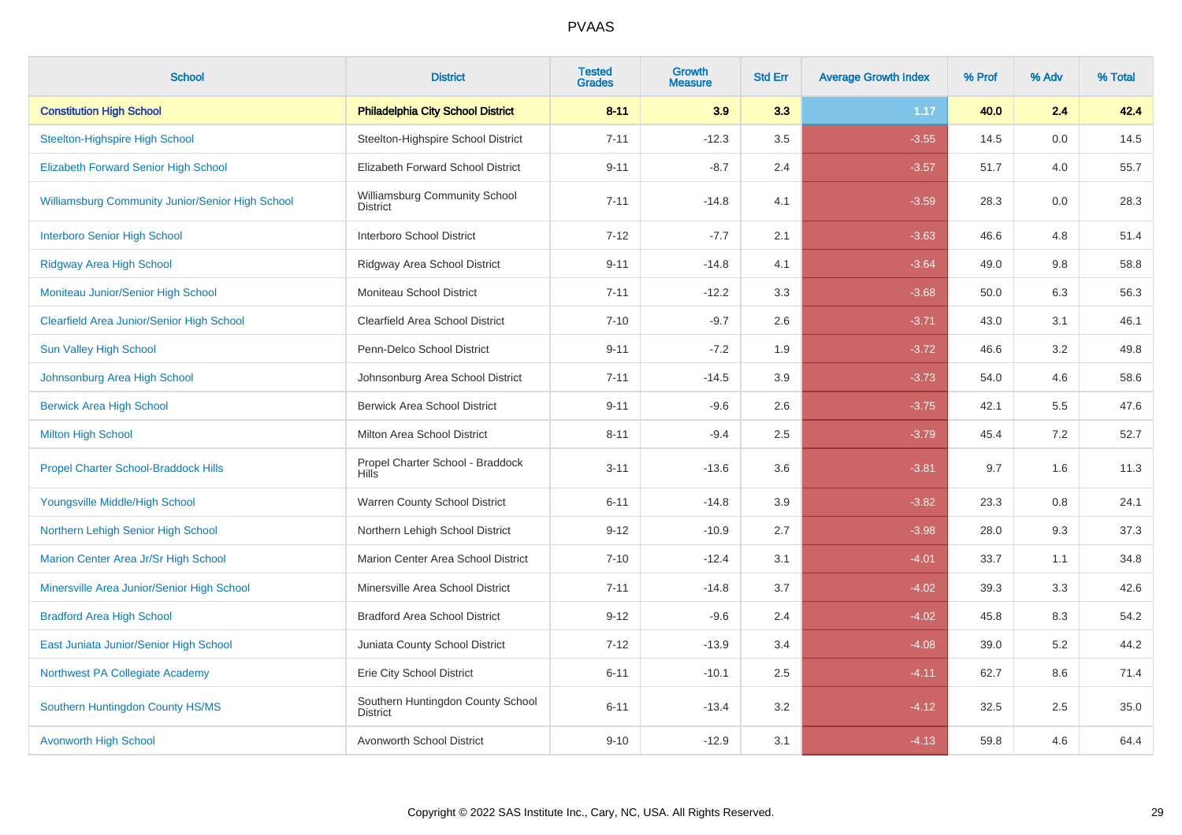# PVAAS

| School | District | Tested Grades | Growth Measure | Std Err | Average Growth Index | % Prof | % Adv | % Total |
|---|---|---|---|---|---|---|---|---|
| **Constitution High School** | **Philadelphia City School District** | **8-11** | **3.9** | **3.3** | **1.17** | **40.0** | **2.4** | **42.4** |
| Steelton-Highspire High School | Steelton-Highspire School District | 7-11 | -12.3 | 3.5 | -3.55 | 14.5 | 0.0 | 14.5 |
| Elizabeth Forward Senior High School | Elizabeth Forward School District | 9-11 | -8.7 | 2.4 | -3.57 | 51.7 | 4.0 | 55.7 |
| Williamsburg Community Junior/Senior High School | Williamsburg Community School District | 7-11 | -14.8 | 4.1 | -3.59 | 28.3 | 0.0 | 28.3 |
| Interboro Senior High School | Interboro School District | 7-12 | -7.7 | 2.1 | -3.63 | 46.6 | 4.8 | 51.4 |
| Ridgway Area High School | Ridgway Area School District | 9-11 | -14.8 | 4.1 | -3.64 | 49.0 | 9.8 | 58.8 |
| Moniteau Junior/Senior High School | Moniteau School District | 7-11 | -12.2 | 3.3 | -3.68 | 50.0 | 6.3 | 56.3 |
| Clearfield Area Junior/Senior High School | Clearfield Area School District | 7-10 | -9.7 | 2.6 | -3.71 | 43.0 | 3.1 | 46.1 |
| Sun Valley High School | Penn-Delco School District | 9-11 | -7.2 | 1.9 | -3.72 | 46.6 | 3.2 | 49.8 |
| Johnsonburg Area High School | Johnsonburg Area School District | 7-11 | -14.5 | 3.9 | -3.73 | 54.0 | 4.6 | 58.6 |
| Berwick Area High School | Berwick Area School District | 9-11 | -9.6 | 2.6 | -3.75 | 42.1 | 5.5 | 47.6 |
| Milton High School | Milton Area School District | 8-11 | -9.4 | 2.5 | -3.79 | 45.4 | 7.2 | 52.7 |
| Propel Charter School-Braddock Hills | Propel Charter School - Braddock Hills | 3-11 | -13.6 | 3.6 | -3.81 | 9.7 | 1.6 | 11.3 |
| Youngsville Middle/High School | Warren County School District | 6-11 | -14.8 | 3.9 | -3.82 | 23.3 | 0.8 | 24.1 |
| Northern Lehigh Senior High School | Northern Lehigh School District | 9-12 | -10.9 | 2.7 | -3.98 | 28.0 | 9.3 | 37.3 |
| Marion Center Area Jr/Sr High School | Marion Center Area School District | 7-10 | -12.4 | 3.1 | -4.01 | 33.7 | 1.1 | 34.8 |
| Minersville Area Junior/Senior High School | Minersville Area School District | 7-11 | -14.8 | 3.7 | -4.02 | 39.3 | 3.3 | 42.6 |
| Bradford Area High School | Bradford Area School District | 9-12 | -9.6 | 2.4 | -4.02 | 45.8 | 8.3 | 54.2 |
| East Juniata Junior/Senior High School | Juniata County School District | 7-12 | -13.9 | 3.4 | -4.08 | 39.0 | 5.2 | 44.2 |
| Northwest PA Collegiate Academy | Erie City School District | 6-11 | -10.1 | 2.5 | -4.11 | 62.7 | 8.6 | 71.4 |
| Southern Huntingdon County HS/MS | Southern Huntingdon County School District | 6-11 | -13.4 | 3.2 | -4.12 | 32.5 | 2.5 | 35.0 |
| Avonworth High School | Avonworth School District | 9-10 | -12.9 | 3.1 | -4.13 | 59.8 | 4.6 | 64.4 |

Copyright © 2022 SAS Institute Inc., Cary, NC, USA. All Rights Reserved.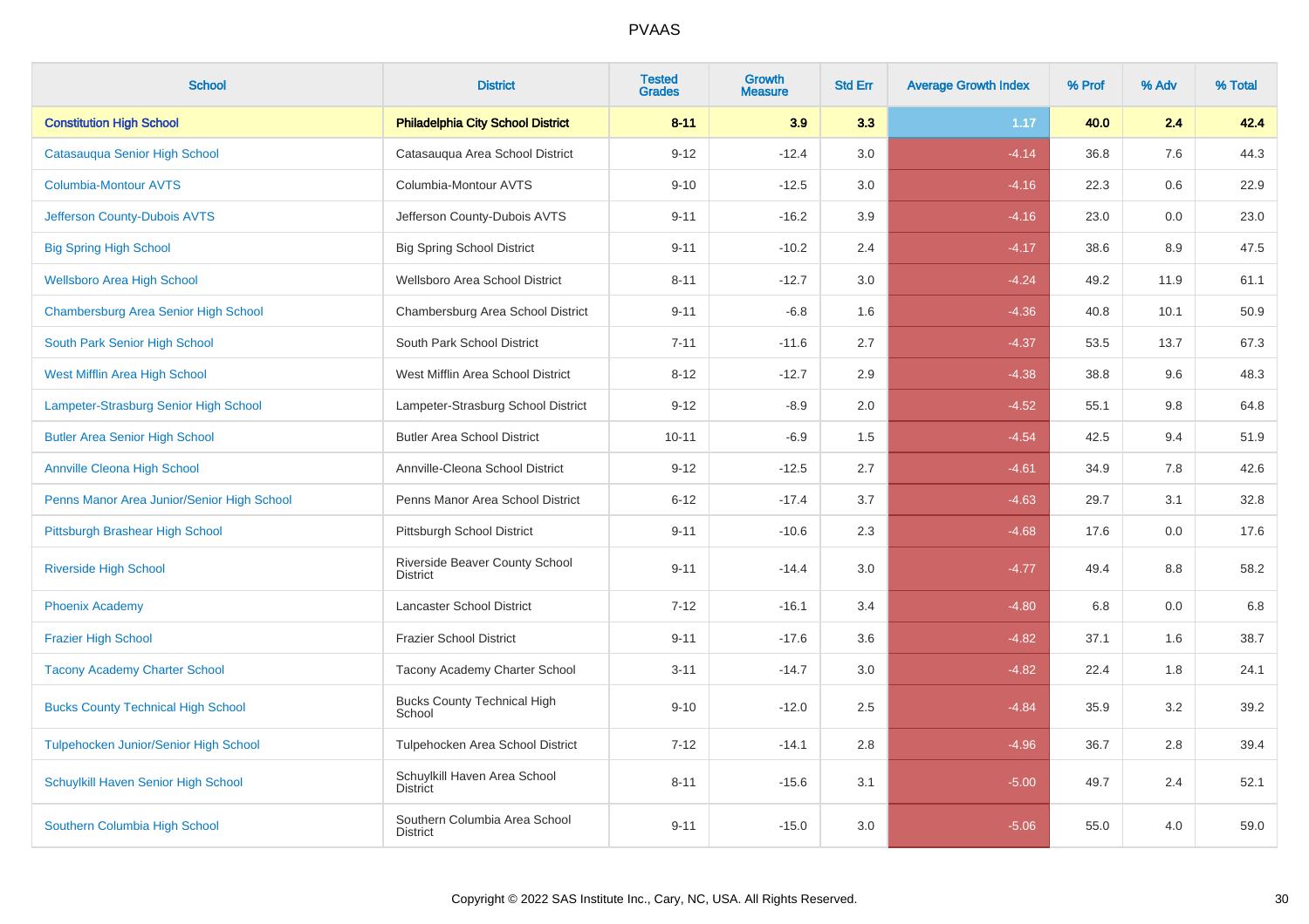# PVAAS

| School | District | Tested Grades | Growth Measure | Std Err | Average Growth Index | % Prof | % Adv | % Total |
|---|---|---|---|---|---|---|---|---|
| **Constitution High School** | **Philadelphia City School District** | **8-11** | **3.9** | **3.3** | **1.17** | **40.0** | **2.4** | **42.4** |
| Catasauqua Senior High School | Catasauqua Area School District | 9-12 | -12.4 | 3.0 | -4.14 | 36.8 | 7.6 | 44.3 |
| Columbia-Montour AVTS | Columbia-Montour AVTS | 9-10 | -12.5 | 3.0 | -4.16 | 22.3 | 0.6 | 22.9 |
| Jefferson County-Dubois AVTS | Jefferson County-Dubois AVTS | 9-11 | -16.2 | 3.9 | -4.16 | 23.0 | 0.0 | 23.0 |
| Big Spring High School | Big Spring School District | 9-11 | -10.2 | 2.4 | -4.17 | 38.6 | 8.9 | 47.5 |
| Wellsboro Area High School | Wellsboro Area School District | 8-11 | -12.7 | 3.0 | -4.24 | 49.2 | 11.9 | 61.1 |
| Chambersburg Area Senior High School | Chambersburg Area School District | 9-11 | -6.8 | 1.6 | -4.36 | 40.8 | 10.1 | 50.9 |
| South Park Senior High School | South Park School District | 7-11 | -11.6 | 2.7 | -4.37 | 53.5 | 13.7 | 67.3 |
| West Mifflin Area High School | West Mifflin Area School District | 8-12 | -12.7 | 2.9 | -4.38 | 38.8 | 9.6 | 48.3 |
| Lampeter-Strasburg Senior High School | Lampeter-Strasburg School District | 9-12 | -8.9 | 2.0 | -4.52 | 55.1 | 9.8 | 64.8 |
| Butler Area Senior High School | Butler Area School District | 10-11 | -6.9 | 1.5 | -4.54 | 42.5 | 9.4 | 51.9 |
| Annville Cleona High School | Annville-Cleona School District | 9-12 | -12.5 | 2.7 | -4.61 | 34.9 | 7.8 | 42.6 |
| Penns Manor Area Junior/Senior High School | Penns Manor Area School District | 6-12 | -17.4 | 3.7 | -4.63 | 29.7 | 3.1 | 32.8 |
| Pittsburgh Brashear High School | Pittsburgh School District | 9-11 | -10.6 | 2.3 | -4.68 | 17.6 | 0.0 | 17.6 |
| Riverside High School | Riverside Beaver County School District | 9-11 | -14.4 | 3.0 | -4.77 | 49.4 | 8.8 | 58.2 |
| Phoenix Academy | Lancaster School District | 7-12 | -16.1 | 3.4 | -4.80 | 6.8 | 0.0 | 6.8 |
| Frazier High School | Frazier School District | 9-11 | -17.6 | 3.6 | -4.82 | 37.1 | 1.6 | 38.7 |
| Tacony Academy Charter School | Tacony Academy Charter School | 3-11 | -14.7 | 3.0 | -4.82 | 22.4 | 1.8 | 24.1 |
| Bucks County Technical High School | Bucks County Technical High School | 9-10 | -12.0 | 2.5 | -4.84 | 35.9 | 3.2 | 39.2 |
| Tulpehocken Junior/Senior High School | Tulpehocken Area School District | 7-12 | -14.1 | 2.8 | -4.96 | 36.7 | 2.8 | 39.4 |
| Schuylkill Haven Senior High School | Schuylkill Haven Area School District | 8-11 | -15.6 | 3.1 | -5.00 | 49.7 | 2.4 | 52.1 |
| Southern Columbia High School | Southern Columbia Area School District | 9-11 | -15.0 | 3.0 | -5.06 | 55.0 | 4.0 | 59.0 |

Copyright © 2022 SAS Institute Inc., Cary, NC, USA. All Rights Reserved.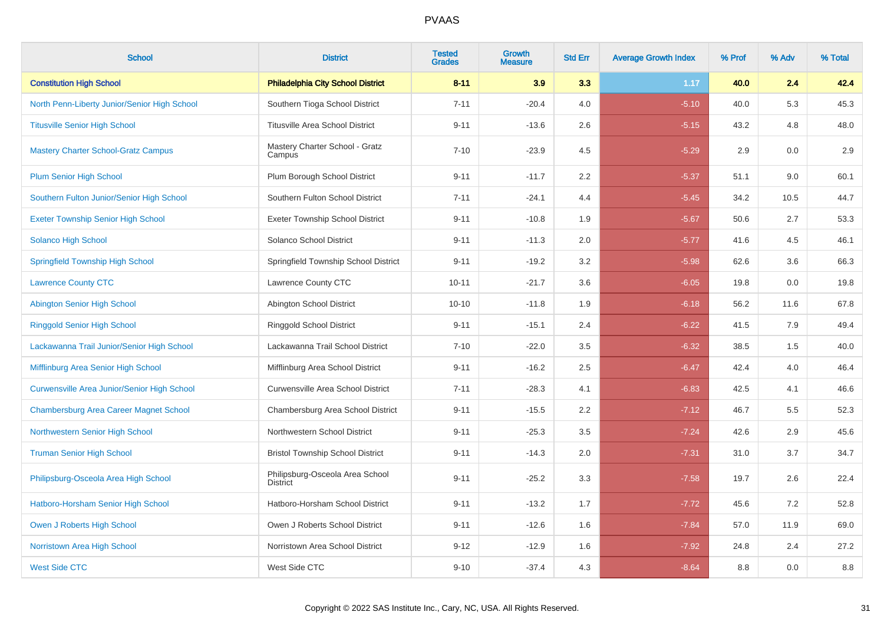| School | District | Tested Grades | Growth Measure | Std Err | Average Growth Index | % Prof | % Adv | % Total |
|---|---|---|---|---|---|---|---|---|
| **Constitution High School** | **Philadelphia City School District** | **8-11** | **3.9** | **3.3** | **1.17** | **40.0** | **2.4** | **42.4** |
| North Penn-Liberty Junior/Senior High School | Southern Tioga School District | 7-11 | -20.4 | 4.0 | -5.10 | 40.0 | 5.3 | 45.3 |
| Titusville Senior High School | Titusville Area School District | 9-11 | -13.6 | 2.6 | -5.15 | 43.2 | 4.8 | 48.0 |
| Mastery Charter School-Gratz Campus | Mastery Charter School - Gratz Campus | 7-10 | -23.9 | 4.5 | -5.29 | 2.9 | 0.0 | 2.9 |
| Plum Senior High School | Plum Borough School District | 9-11 | -11.7 | 2.2 | -5.37 | 51.1 | 9.0 | 60.1 |
| Southern Fulton Junior/Senior High School | Southern Fulton School District | 7-11 | -24.1 | 4.4 | -5.45 | 34.2 | 10.5 | 44.7 |
| Exeter Township Senior High School | Exeter Township School District | 9-11 | -10.8 | 1.9 | -5.67 | 50.6 | 2.7 | 53.3 |
| Solanco High School | Solanco School District | 9-11 | -11.3 | 2.0 | -5.77 | 41.6 | 4.5 | 46.1 |
| Springfield Township High School | Springfield Township School District | 9-11 | -19.2 | 3.2 | -5.98 | 62.6 | 3.6 | 66.3 |
| Lawrence County CTC | Lawrence County CTC | 10-11 | -21.7 | 3.6 | -6.05 | 19.8 | 0.0 | 19.8 |
| Abington Senior High School | Abington School District | 10-10 | -11.8 | 1.9 | -6.18 | 56.2 | 11.6 | 67.8 |
| Ringgold Senior High School | Ringgold School District | 9-11 | -15.1 | 2.4 | -6.22 | 41.5 | 7.9 | 49.4 |
| Lackawanna Trail Junior/Senior High School | Lackawanna Trail School District | 7-10 | -22.0 | 3.5 | -6.32 | 38.5 | 1.5 | 40.0 |
| Mifflinburg Area Senior High School | Mifflinburg Area School District | 9-11 | -16.2 | 2.5 | -6.47 | 42.4 | 4.0 | 46.4 |
| Curwensville Area Junior/Senior High School | Curwensville Area School District | 7-11 | -28.3 | 4.1 | -6.83 | 42.5 | 4.1 | 46.6 |
| Chambersburg Area Career Magnet School | Chambersburg Area School District | 9-11 | -15.5 | 2.2 | -7.12 | 46.7 | 5.5 | 52.3 |
| Northwestern Senior High School | Northwestern School District | 9-11 | -25.3 | 3.5 | -7.24 | 42.6 | 2.9 | 45.6 |
| Truman Senior High School | Bristol Township School District | 9-11 | -14.3 | 2.0 | -7.31 | 31.0 | 3.7 | 34.7 |
| Philipsburg-Osceola Area High School | Philipsburg-Osceola Area School District | 9-11 | -25.2 | 3.3 | -7.58 | 19.7 | 2.6 | 22.4 |
| Hatboro-Horsham Senior High School | Hatboro-Horsham School District | 9-11 | -13.2 | 1.7 | -7.72 | 45.6 | 7.2 | 52.8 |
| Owen J Roberts High School | Owen J Roberts School District | 9-11 | -12.6 | 1.6 | -7.84 | 57.0 | 11.9 | 69.0 |
| Norristown Area High School | Norristown Area School District | 9-12 | -12.9 | 1.6 | -7.92 | 24.8 | 2.4 | 27.2 |
| West Side CTC | West Side CTC | 9-10 | -37.4 | 4.3 | -8.64 | 8.8 | 0.0 | 8.8 |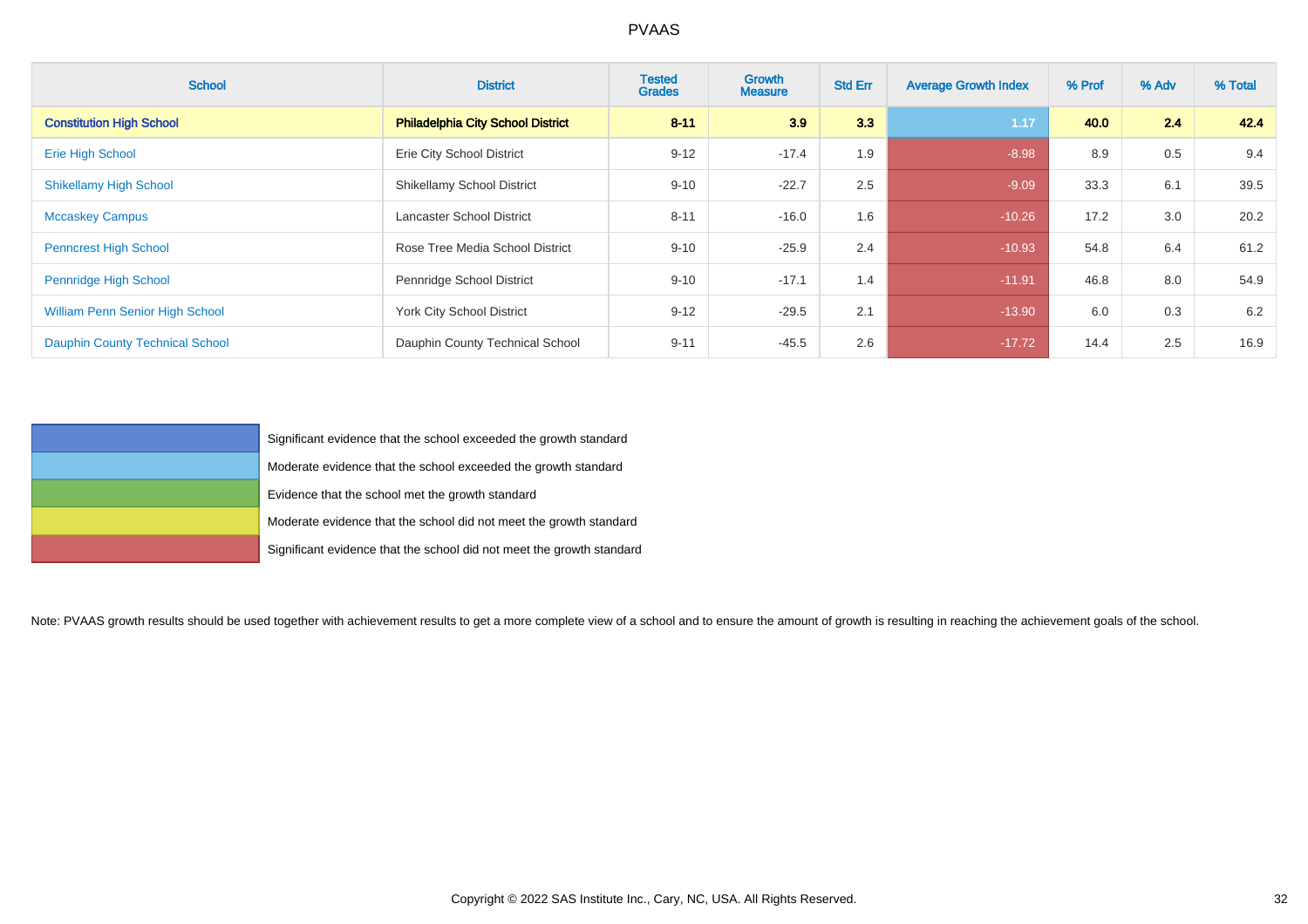# PVAAS

| School | District | Tested Grades | Growth Measure | Std Err | Average Growth Index | % Prof | % Adv | % Total |
|---|---|---|---|---|---|---|---|---|
| **Constitution High School** | **Philadelphia City School District** | **8-11** | **3.9** | **3.3** | **1.17** | **40.0** | **2.4** | **42.4** |
| Erie High School | Erie City School District | 9-12 | -17.4 | 1.9 | -8.98 | 8.9 | 0.5 | 9.4 |
| Shikellamy High School | Shikellamy School District | 9-10 | -22.7 | 2.5 | -9.09 | 33.3 | 6.1 | 39.5 |
| Mccaskey Campus | Lancaster School District | 8-11 | -16.0 | 1.6 | -10.26 | 17.2 | 3.0 | 20.2 |
| Penncrest High School | Rose Tree Media School District | 9-10 | -25.9 | 2.4 | -10.93 | 54.8 | 6.4 | 61.2 |
| Pennridge High School | Pennridge School District | 9-10 | -17.1 | 1.4 | -11.91 | 46.8 | 8.0 | 54.9 |
| William Penn Senior High School | York City School District | 9-12 | -29.5 | 2.1 | -13.90 | 6.0 | 0.3 | 6.2 |
| Dauphin County Technical School | Dauphin County Technical School | 9-11 | -45.5 | 2.6 | -17.72 | 14.4 | 2.5 | 16.9 |

- Significant evidence that the school exceeded the growth standard
- Moderate evidence that the school exceeded the growth standard
- Evidence that the school met the growth standard
- Moderate evidence that the school did not meet the growth standard
- Significant evidence that the school did not meet the growth standard

Note: PVAAS growth results should be used together with achievement results to get a more complete view of a school and to ensure the amount of growth is resulting in reaching the achievement goals of the school.

Copyright © 2022 SAS Institute Inc., Cary, NC, USA. All Rights Reserved.